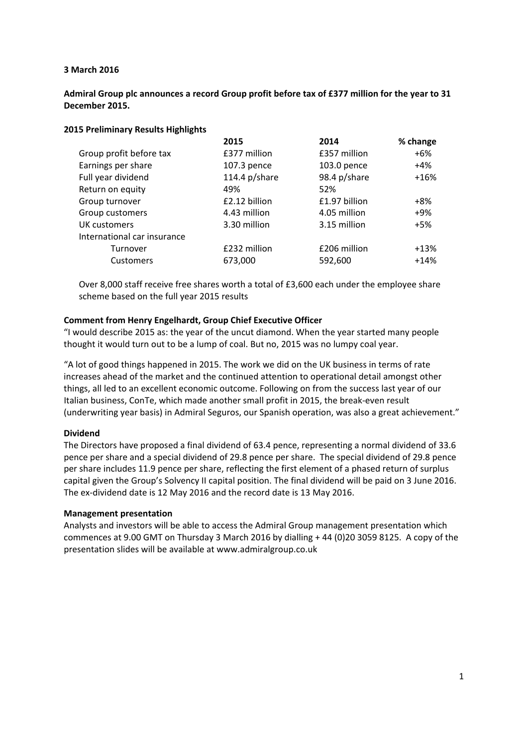**3 March 2016**

**Admiral Group plc announces a record Group profit before tax of £377 million for the year to 31 December 2015.**

**2015 Preliminary Results Highlights**

| | 2015 | 2014 | % change |
|---|---|---|---|
| Group profit before tax | £377 million | £357 million | +6% |
| Earnings per share | 107.3 pence | 103.0 pence | +4% |
| Full year dividend | 114.4 p/share | 98.4 p/share | +16% |
| Return on equity | 49% | 52% | |
| Group turnover | £2.12 billion | £1.97 billion | +8% |
| Group customers | 4.43 million | 4.05 million | +9% |
| UK customers | 3.30 million | 3.15 million | +5% |
| International car insurance | | | |
| Turnover | £232 million | £206 million | +13% |
| Customers | 673,000 | 592,600 | +14% |

Over 8,000 staff receive free shares worth a total of £3,600 each under the employee share scheme based on the full year 2015 results

**Comment from Henry Engelhardt, Group Chief Executive Officer**

"I would describe 2015 as: the year of the uncut diamond. When the year started many people thought it would turn out to be a lump of coal. But no, 2015 was no lumpy coal year.

"A lot of good things happened in 2015. The work we did on the UK business in terms of rate increases ahead of the market and the continued attention to operational detail amongst other things, all led to an excellent economic outcome. Following on from the success last year of our Italian business, ConTe, which made another small profit in 2015, the break-even result (underwriting year basis) in Admiral Seguros, our Spanish operation, was also a great achievement."

**Dividend**

The Directors have proposed a final dividend of 63.4 pence, representing a normal dividend of 33.6 pence per share and a special dividend of 29.8 pence per share. The special dividend of 29.8 pence per share includes 11.9 pence per share, reflecting the first element of a phased return of surplus capital given the Group's Solvency II capital position. The final dividend will be paid on 3 June 2016. The ex-dividend date is 12 May 2016 and the record date is 13 May 2016.

**Management presentation**

Analysts and investors will be able to access the Admiral Group management presentation which commences at 9.00 GMT on Thursday 3 March 2016 by dialling + 44 (0)20 3059 8125. A copy of the presentation slides will be available at www.admiralgroup.co.uk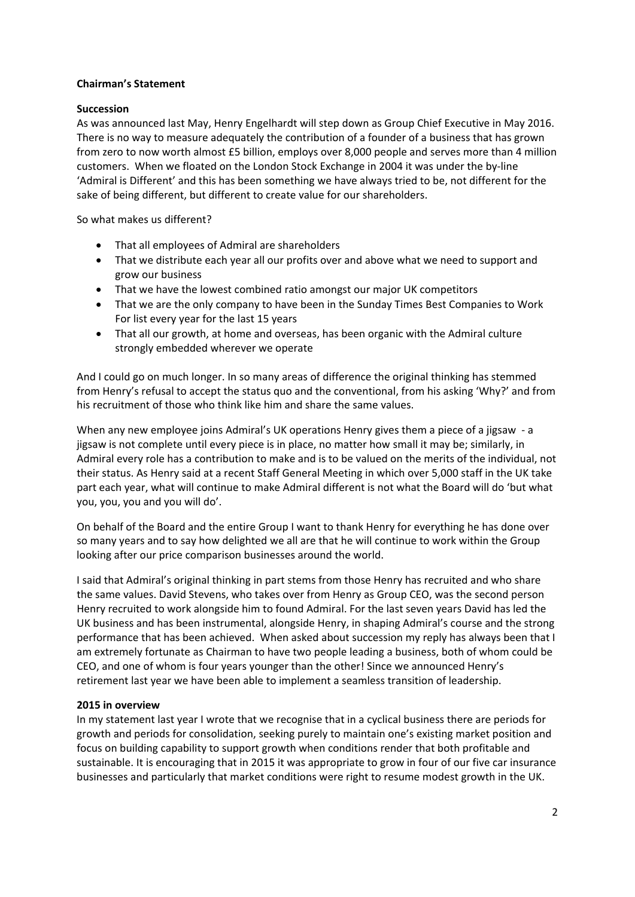**Chairman's Statement**

**Succession**

As was announced last May, Henry Engelhardt will step down as Group Chief Executive in May 2016. There is no way to measure adequately the contribution of a founder of a business that has grown from zero to now worth almost £5 billion, employs over 8,000 people and serves more than 4 million customers. When we floated on the London Stock Exchange in 2004 it was under the by-line 'Admiral is Different' and this has been something we have always tried to be, not different for the sake of being different, but different to create value for our shareholders.

So what makes us different?

- That all employees of Admiral are shareholders
- That we distribute each year all our profits over and above what we need to support and grow our business
- That we have the lowest combined ratio amongst our major UK competitors
- That we are the only company to have been in the Sunday Times Best Companies to Work For list every year for the last 15 years
- That all our growth, at home and overseas, has been organic with the Admiral culture strongly embedded wherever we operate

And I could go on much longer. In so many areas of difference the original thinking has stemmed from Henry's refusal to accept the status quo and the conventional, from his asking 'Why?' and from his recruitment of those who think like him and share the same values.

When any new employee joins Admiral's UK operations Henry gives them a piece of a jigsaw - a jigsaw is not complete until every piece is in place, no matter how small it may be; similarly, in Admiral every role has a contribution to make and is to be valued on the merits of the individual, not their status. As Henry said at a recent Staff General Meeting in which over 5,000 staff in the UK take part each year, what will continue to make Admiral different is not what the Board will do 'but what you, you, you and you will do'.

On behalf of the Board and the entire Group I want to thank Henry for everything he has done over so many years and to say how delighted we all are that he will continue to work within the Group looking after our price comparison businesses around the world.

I said that Admiral's original thinking in part stems from those Henry has recruited and who share the same values. David Stevens, who takes over from Henry as Group CEO, was the second person Henry recruited to work alongside him to found Admiral. For the last seven years David has led the UK business and has been instrumental, alongside Henry, in shaping Admiral's course and the strong performance that has been achieved. When asked about succession my reply has always been that I am extremely fortunate as Chairman to have two people leading a business, both of whom could be CEO, and one of whom is four years younger than the other! Since we announced Henry's retirement last year we have been able to implement a seamless transition of leadership.

**2015 in overview**

In my statement last year I wrote that we recognise that in a cyclical business there are periods for growth and periods for consolidation, seeking purely to maintain one's existing market position and focus on building capability to support growth when conditions render that both profitable and sustainable. It is encouraging that in 2015 it was appropriate to grow in four of our five car insurance businesses and particularly that market conditions were right to resume modest growth in the UK.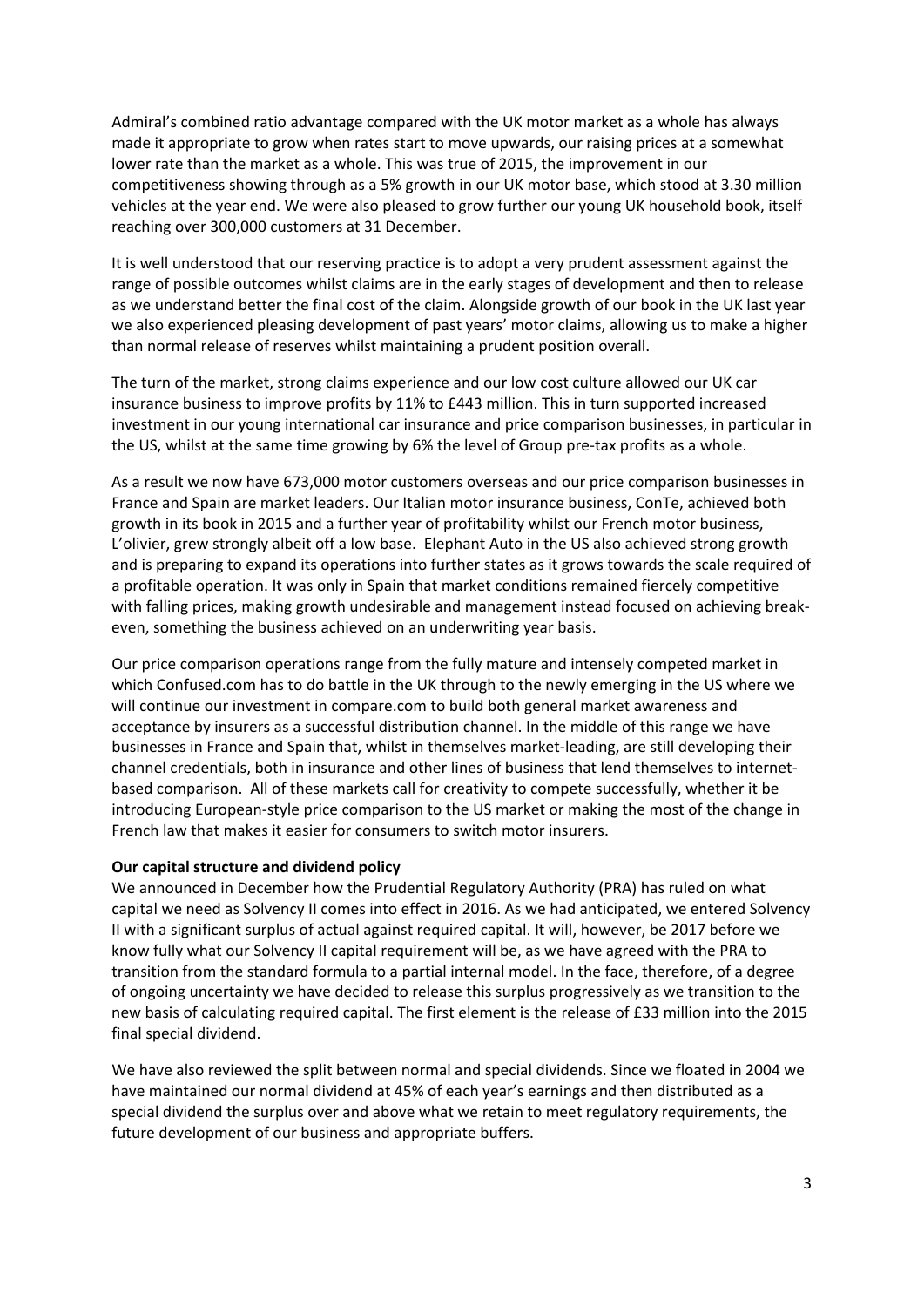Admiral's combined ratio advantage compared with the UK motor market as a whole has always made it appropriate to grow when rates start to move upwards, our raising prices at a somewhat lower rate than the market as a whole. This was true of 2015, the improvement in our competitiveness showing through as a 5% growth in our UK motor base, which stood at 3.30 million vehicles at the year end. We were also pleased to grow further our young UK household book, itself reaching over 300,000 customers at 31 December.

It is well understood that our reserving practice is to adopt a very prudent assessment against the range of possible outcomes whilst claims are in the early stages of development and then to release as we understand better the final cost of the claim. Alongside growth of our book in the UK last year we also experienced pleasing development of past years' motor claims, allowing us to make a higher than normal release of reserves whilst maintaining a prudent position overall.

The turn of the market, strong claims experience and our low cost culture allowed our UK car insurance business to improve profits by 11% to £443 million. This in turn supported increased investment in our young international car insurance and price comparison businesses, in particular in the US, whilst at the same time growing by 6% the level of Group pre-tax profits as a whole.

As a result we now have 673,000 motor customers overseas and our price comparison businesses in France and Spain are market leaders. Our Italian motor insurance business, ConTe, achieved both growth in its book in 2015 and a further year of profitability whilst our French motor business, L'olivier, grew strongly albeit off a low base. Elephant Auto in the US also achieved strong growth and is preparing to expand its operations into further states as it grows towards the scale required of a profitable operation. It was only in Spain that market conditions remained fiercely competitive with falling prices, making growth undesirable and management instead focused on achieving break-even, something the business achieved on an underwriting year basis.

Our price comparison operations range from the fully mature and intensely competed market in which Confused.com has to do battle in the UK through to the newly emerging in the US where we will continue our investment in compare.com to build both general market awareness and acceptance by insurers as a successful distribution channel. In the middle of this range we have businesses in France and Spain that, whilst in themselves market-leading, are still developing their channel credentials, both in insurance and other lines of business that lend themselves to internet-based comparison. All of these markets call for creativity to compete successfully, whether it be introducing European-style price comparison to the US market or making the most of the change in French law that makes it easier for consumers to switch motor insurers.

**Our capital structure and dividend policy**

We announced in December how the Prudential Regulatory Authority (PRA) has ruled on what capital we need as Solvency II comes into effect in 2016. As we had anticipated, we entered Solvency II with a significant surplus of actual against required capital. It will, however, be 2017 before we know fully what our Solvency II capital requirement will be, as we have agreed with the PRA to transition from the standard formula to a partial internal model. In the face, therefore, of a degree of ongoing uncertainty we have decided to release this surplus progressively as we transition to the new basis of calculating required capital. The first element is the release of £33 million into the 2015 final special dividend.

We have also reviewed the split between normal and special dividends. Since we floated in 2004 we have maintained our normal dividend at 45% of each year's earnings and then distributed as a special dividend the surplus over and above what we retain to meet regulatory requirements, the future development of our business and appropriate buffers.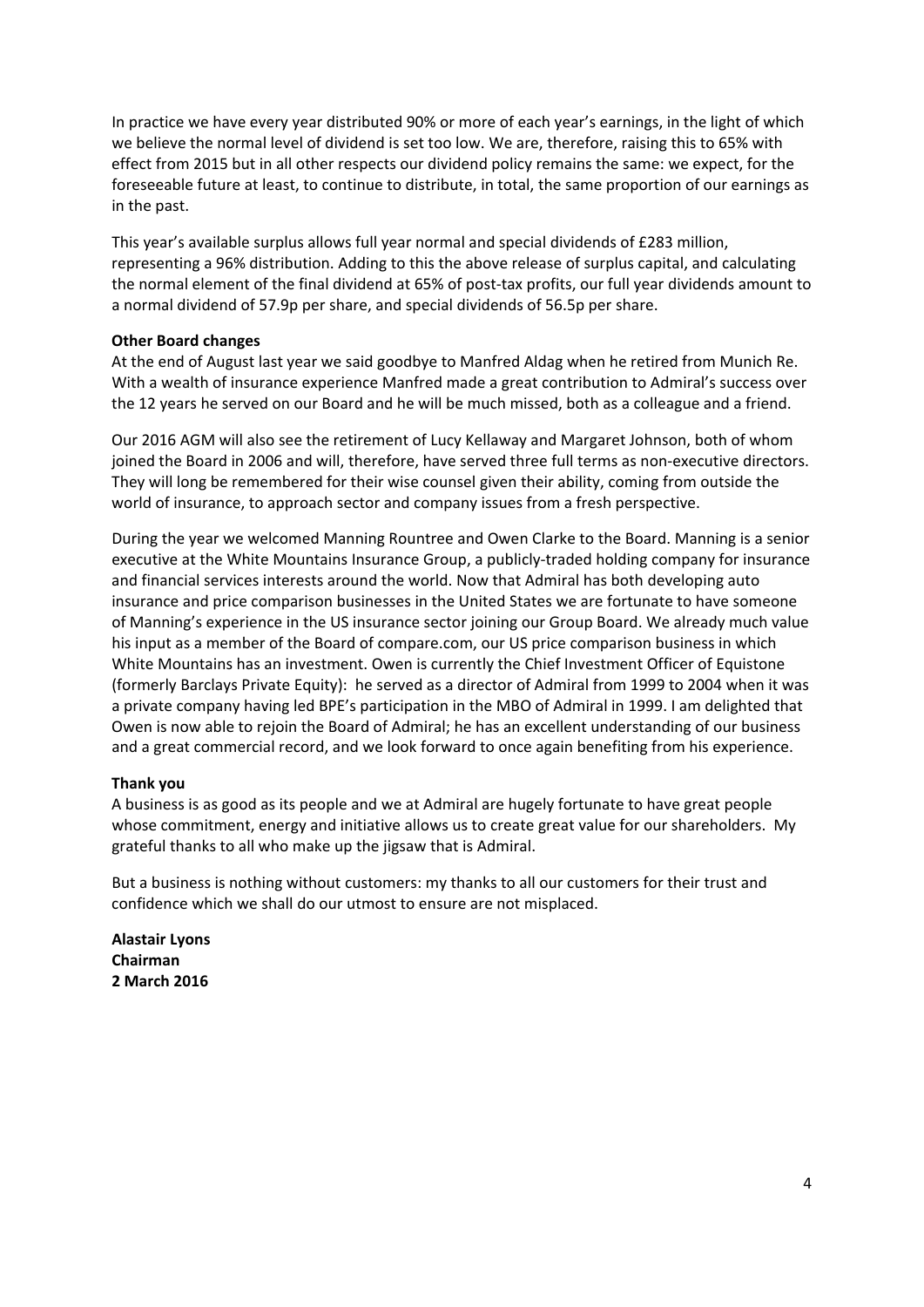In practice we have every year distributed 90% or more of each year's earnings, in the light of which we believe the normal level of dividend is set too low. We are, therefore, raising this to 65% with effect from 2015 but in all other respects our dividend policy remains the same: we expect, for the foreseeable future at least, to continue to distribute, in total, the same proportion of our earnings as in the past.

This year's available surplus allows full year normal and special dividends of £283 million, representing a 96% distribution. Adding to this the above release of surplus capital, and calculating the normal element of the final dividend at 65% of post-tax profits, our full year dividends amount to a normal dividend of 57.9p per share, and special dividends of 56.5p per share.

**Other Board changes**

At the end of August last year we said goodbye to Manfred Aldag when he retired from Munich Re. With a wealth of insurance experience Manfred made a great contribution to Admiral's success over the 12 years he served on our Board and he will be much missed, both as a colleague and a friend.

Our 2016 AGM will also see the retirement of Lucy Kellaway and Margaret Johnson, both of whom joined the Board in 2006 and will, therefore, have served three full terms as non-executive directors. They will long be remembered for their wise counsel given their ability, coming from outside the world of insurance, to approach sector and company issues from a fresh perspective.

During the year we welcomed Manning Rountree and Owen Clarke to the Board. Manning is a senior executive at the White Mountains Insurance Group, a publicly-traded holding company for insurance and financial services interests around the world. Now that Admiral has both developing auto insurance and price comparison businesses in the United States we are fortunate to have someone of Manning's experience in the US insurance sector joining our Group Board. We already much value his input as a member of the Board of compare.com, our US price comparison business in which White Mountains has an investment. Owen is currently the Chief Investment Officer of Equistone (formerly Barclays Private Equity): he served as a director of Admiral from 1999 to 2004 when it was a private company having led BPE's participation in the MBO of Admiral in 1999. I am delighted that Owen is now able to rejoin the Board of Admiral; he has an excellent understanding of our business and a great commercial record, and we look forward to once again benefiting from his experience.

**Thank you**

A business is as good as its people and we at Admiral are hugely fortunate to have great people whose commitment, energy and initiative allows us to create great value for our shareholders. My grateful thanks to all who make up the jigsaw that is Admiral.

But a business is nothing without customers: my thanks to all our customers for their trust and confidence which we shall do our utmost to ensure are not misplaced.

**Alastair Lyons**
**Chairman**
**2 March 2016**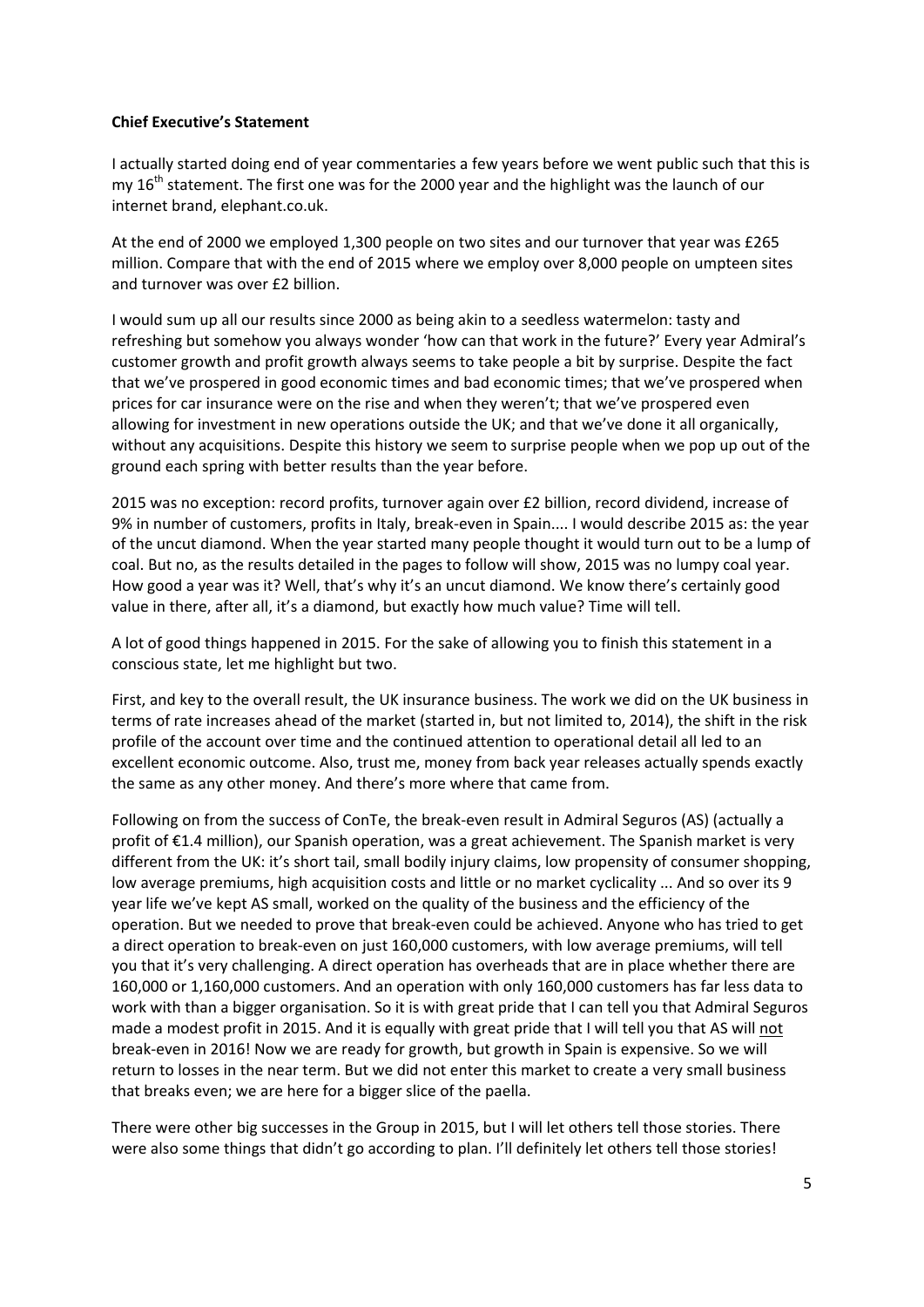**Chief Executive's Statement**

I actually started doing end of year commentaries a few years before we went public such that this is my 16th statement. The first one was for the 2000 year and the highlight was the launch of our internet brand, elephant.co.uk.

At the end of 2000 we employed 1,300 people on two sites and our turnover that year was £265 million. Compare that with the end of 2015 where we employ over 8,000 people on umpteen sites and turnover was over £2 billion.

I would sum up all our results since 2000 as being akin to a seedless watermelon: tasty and refreshing but somehow you always wonder 'how can that work in the future?' Every year Admiral's customer growth and profit growth always seems to take people a bit by surprise. Despite the fact that we've prospered in good economic times and bad economic times; that we've prospered when prices for car insurance were on the rise and when they weren't; that we've prospered even allowing for investment in new operations outside the UK; and that we've done it all organically, without any acquisitions. Despite this history we seem to surprise people when we pop up out of the ground each spring with better results than the year before.

2015 was no exception: record profits, turnover again over £2 billion, record dividend, increase of 9% in number of customers, profits in Italy, break-even in Spain.... I would describe 2015 as: the year of the uncut diamond. When the year started many people thought it would turn out to be a lump of coal. But no, as the results detailed in the pages to follow will show, 2015 was no lumpy coal year. How good a year was it? Well, that's why it's an uncut diamond. We know there's certainly good value in there, after all, it's a diamond, but exactly how much value? Time will tell.

A lot of good things happened in 2015. For the sake of allowing you to finish this statement in a conscious state, let me highlight but two.

First, and key to the overall result, the UK insurance business. The work we did on the UK business in terms of rate increases ahead of the market (started in, but not limited to, 2014), the shift in the risk profile of the account over time and the continued attention to operational detail all led to an excellent economic outcome. Also, trust me, money from back year releases actually spends exactly the same as any other money. And there's more where that came from.

Following on from the success of ConTe, the break-even result in Admiral Seguros (AS) (actually a profit of €1.4 million), our Spanish operation, was a great achievement. The Spanish market is very different from the UK: it's short tail, small bodily injury claims, low propensity of consumer shopping, low average premiums, high acquisition costs and little or no market cyclicality ... And so over its 9 year life we've kept AS small, worked on the quality of the business and the efficiency of the operation. But we needed to prove that break-even could be achieved. Anyone who has tried to get a direct operation to break-even on just 160,000 customers, with low average premiums, will tell you that it's very challenging. A direct operation has overheads that are in place whether there are 160,000 or 1,160,000 customers. And an operation with only 160,000 customers has far less data to work with than a bigger organisation. So it is with great pride that I can tell you that Admiral Seguros made a modest profit in 2015. And it is equally with great pride that I will tell you that AS will <u>not</u> break-even in 2016! Now we are ready for growth, but growth in Spain is expensive. So we will return to losses in the near term. But we did not enter this market to create a very small business that breaks even; we are here for a bigger slice of the paella.

There were other big successes in the Group in 2015, but I will let others tell those stories. There were also some things that didn't go according to plan. I'll definitely let others tell those stories!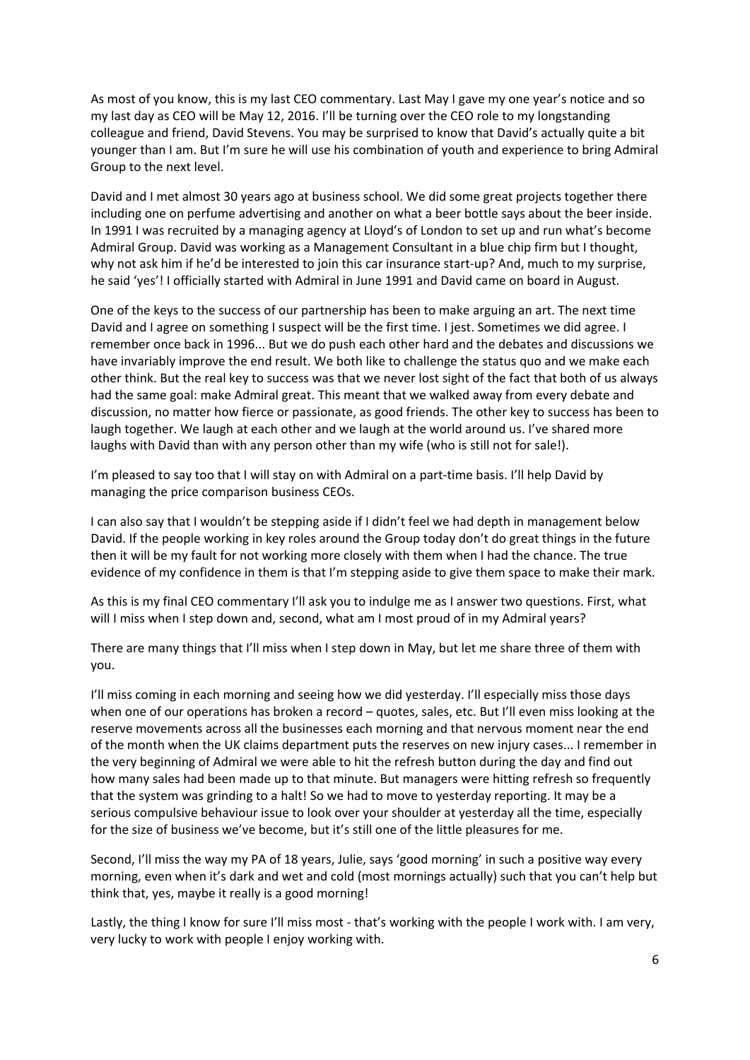As most of you know, this is my last CEO commentary. Last May I gave my one year's notice and so my last day as CEO will be May 12, 2016. I'll be turning over the CEO role to my longstanding colleague and friend, David Stevens. You may be surprised to know that David's actually quite a bit younger than I am. But I'm sure he will use his combination of youth and experience to bring Admiral Group to the next level.

David and I met almost 30 years ago at business school. We did some great projects together there including one on perfume advertising and another on what a beer bottle says about the beer inside. In 1991 I was recruited by a managing agency at Lloyd's of London to set up and run what's become Admiral Group. David was working as a Management Consultant in a blue chip firm but I thought, why not ask him if he'd be interested to join this car insurance start-up? And, much to my surprise, he said 'yes'! I officially started with Admiral in June 1991 and David came on board in August.

One of the keys to the success of our partnership has been to make arguing an art. The next time David and I agree on something I suspect will be the first time. I jest. Sometimes we did agree. I remember once back in 1996... But we do push each other hard and the debates and discussions we have invariably improve the end result. We both like to challenge the status quo and we make each other think. But the real key to success was that we never lost sight of the fact that both of us always had the same goal: make Admiral great. This meant that we walked away from every debate and discussion, no matter how fierce or passionate, as good friends. The other key to success has been to laugh together. We laugh at each other and we laugh at the world around us. I've shared more laughs with David than with any person other than my wife (who is still not for sale!).

I'm pleased to say too that I will stay on with Admiral on a part-time basis. I'll help David by managing the price comparison business CEOs.

I can also say that I wouldn't be stepping aside if I didn't feel we had depth in management below David. If the people working in key roles around the Group today don't do great things in the future then it will be my fault for not working more closely with them when I had the chance. The true evidence of my confidence in them is that I'm stepping aside to give them space to make their mark.

As this is my final CEO commentary I'll ask you to indulge me as I answer two questions. First, what will I miss when I step down and, second, what am I most proud of in my Admiral years?

There are many things that I'll miss when I step down in May, but let me share three of them with you.

I'll miss coming in each morning and seeing how we did yesterday. I'll especially miss those days when one of our operations has broken a record – quotes, sales, etc. But I'll even miss looking at the reserve movements across all the businesses each morning and that nervous moment near the end of the month when the UK claims department puts the reserves on new injury cases... I remember in the very beginning of Admiral we were able to hit the refresh button during the day and find out how many sales had been made up to that minute. But managers were hitting refresh so frequently that the system was grinding to a halt! So we had to move to yesterday reporting. It may be a serious compulsive behaviour issue to look over your shoulder at yesterday all the time, especially for the size of business we've become, but it's still one of the little pleasures for me.

Second, I'll miss the way my PA of 18 years, Julie, says 'good morning' in such a positive way every morning, even when it's dark and wet and cold (most mornings actually) such that you can't help but think that, yes, maybe it really is a good morning!

Lastly, the thing I know for sure I'll miss most - that's working with the people I work with. I am very, very lucky to work with people I enjoy working with.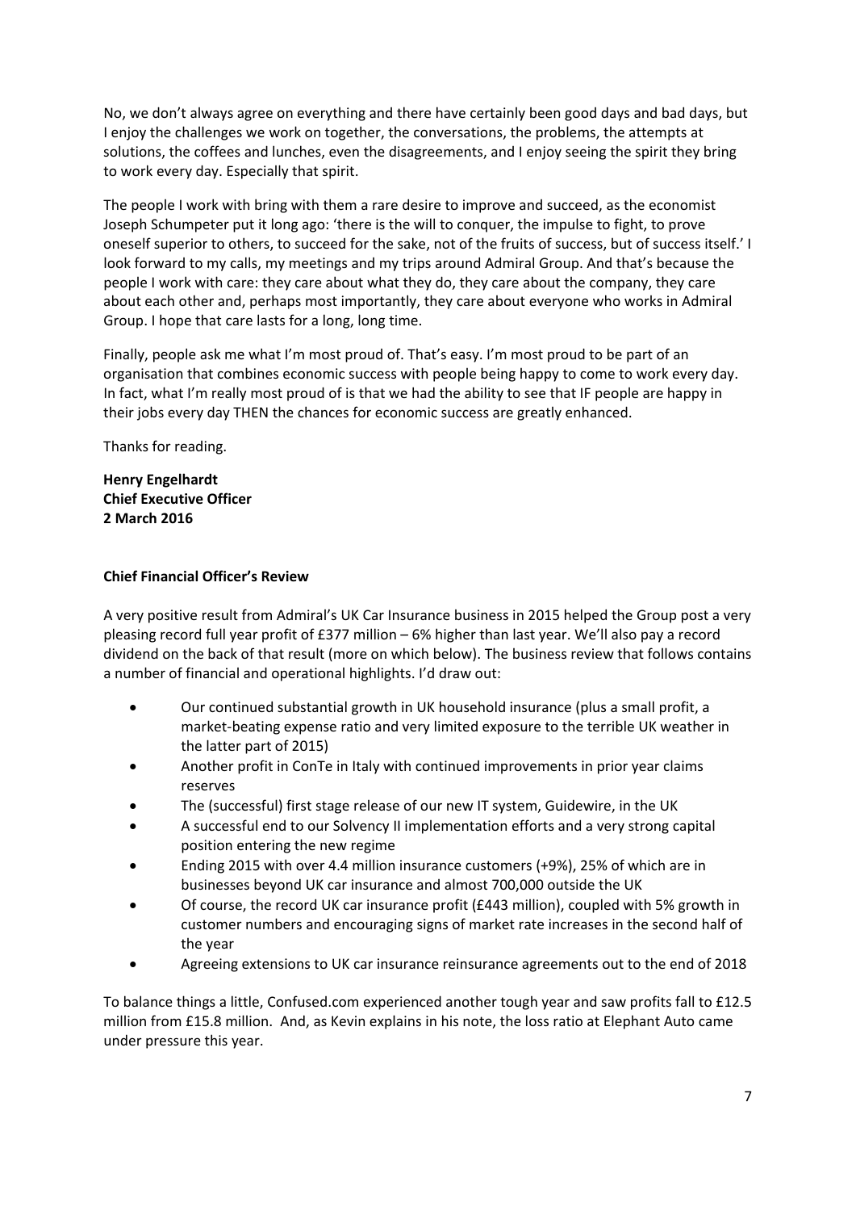No, we don't always agree on everything and there have certainly been good days and bad days, but I enjoy the challenges we work on together, the conversations, the problems, the attempts at solutions, the coffees and lunches, even the disagreements, and I enjoy seeing the spirit they bring to work every day. Especially that spirit.

The people I work with bring with them a rare desire to improve and succeed, as the economist Joseph Schumpeter put it long ago: 'there is the will to conquer, the impulse to fight, to prove oneself superior to others, to succeed for the sake, not of the fruits of success, but of success itself.' I look forward to my calls, my meetings and my trips around Admiral Group. And that's because the people I work with care: they care about what they do, they care about the company, they care about each other and, perhaps most importantly, they care about everyone who works in Admiral Group. I hope that care lasts for a long, long time.

Finally, people ask me what I'm most proud of. That's easy. I'm most proud to be part of an organisation that combines economic success with people being happy to come to work every day. In fact, what I'm really most proud of is that we had the ability to see that IF people are happy in their jobs every day THEN the chances for economic success are greatly enhanced.

Thanks for reading.

**Henry Engelhardt**
**Chief Executive Officer**
**2 March 2016**

## Chief Financial Officer's Review

A very positive result from Admiral's UK Car Insurance business in 2015 helped the Group post a very pleasing record full year profit of £377 million – 6% higher than last year. We'll also pay a record dividend on the back of that result (more on which below). The business review that follows contains a number of financial and operational highlights. I'd draw out:

- Our continued substantial growth in UK household insurance (plus a small profit, a market-beating expense ratio and very limited exposure to the terrible UK weather in the latter part of 2015)
- Another profit in ConTe in Italy with continued improvements in prior year claims reserves
- The (successful) first stage release of our new IT system, Guidewire, in the UK
- A successful end to our Solvency II implementation efforts and a very strong capital position entering the new regime
- Ending 2015 with over 4.4 million insurance customers (+9%), 25% of which are in businesses beyond UK car insurance and almost 700,000 outside the UK
- Of course, the record UK car insurance profit (£443 million), coupled with 5% growth in customer numbers and encouraging signs of market rate increases in the second half of the year
- Agreeing extensions to UK car insurance reinsurance agreements out to the end of 2018

To balance things a little, Confused.com experienced another tough year and saw profits fall to £12.5 million from £15.8 million. And, as Kevin explains in his note, the loss ratio at Elephant Auto came under pressure this year.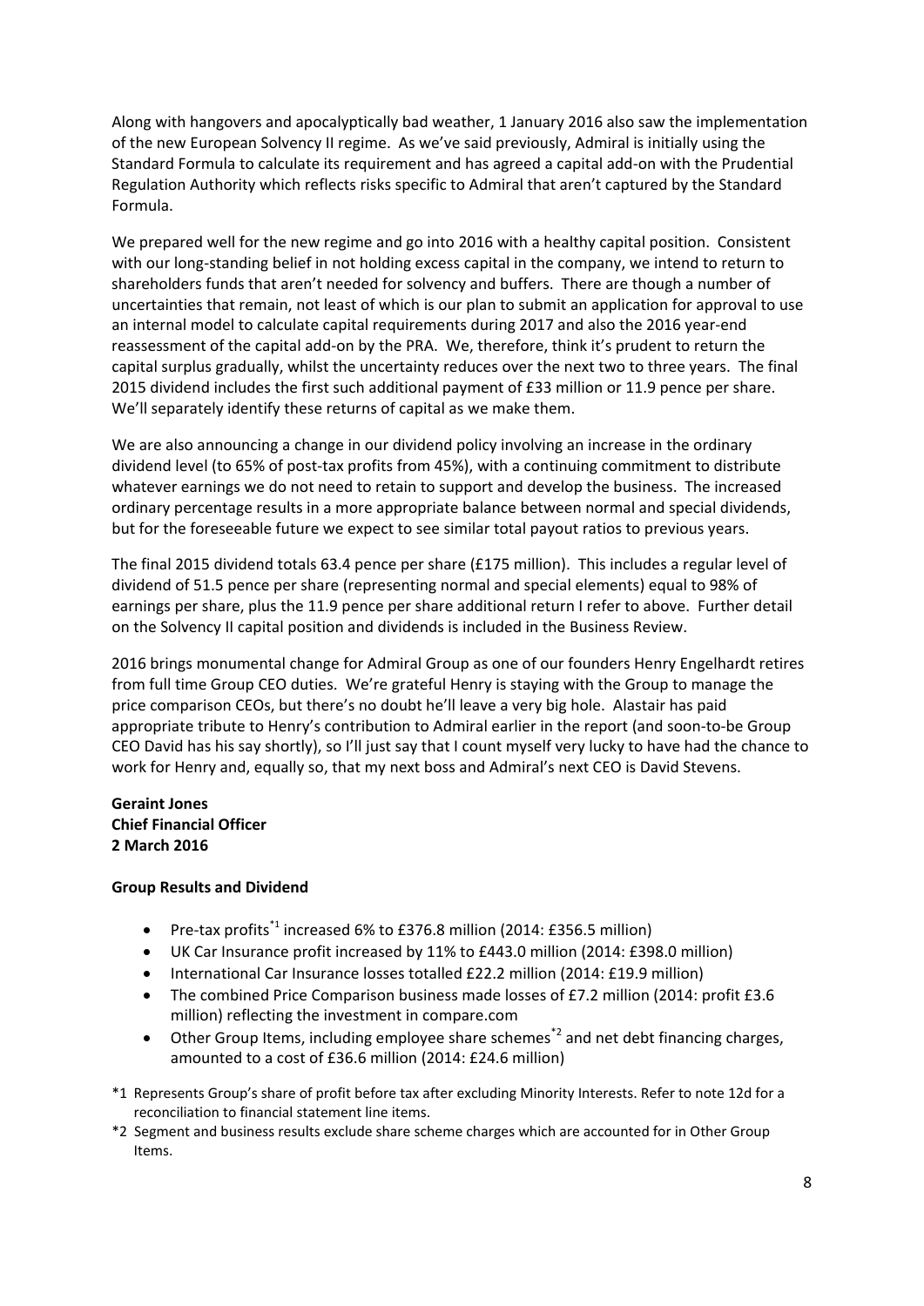Along with hangovers and apocalyptically bad weather, 1 January 2016 also saw the implementation of the new European Solvency II regime. As we've said previously, Admiral is initially using the Standard Formula to calculate its requirement and has agreed a capital add-on with the Prudential Regulation Authority which reflects risks specific to Admiral that aren't captured by the Standard Formula.

We prepared well for the new regime and go into 2016 with a healthy capital position. Consistent with our long-standing belief in not holding excess capital in the company, we intend to return to shareholders funds that aren't needed for solvency and buffers. There are though a number of uncertainties that remain, not least of which is our plan to submit an application for approval to use an internal model to calculate capital requirements during 2017 and also the 2016 year-end reassessment of the capital add-on by the PRA. We, therefore, think it's prudent to return the capital surplus gradually, whilst the uncertainty reduces over the next two to three years. The final 2015 dividend includes the first such additional payment of £33 million or 11.9 pence per share. We'll separately identify these returns of capital as we make them.

We are also announcing a change in our dividend policy involving an increase in the ordinary dividend level (to 65% of post-tax profits from 45%), with a continuing commitment to distribute whatever earnings we do not need to retain to support and develop the business. The increased ordinary percentage results in a more appropriate balance between normal and special dividends, but for the foreseeable future we expect to see similar total payout ratios to previous years.

The final 2015 dividend totals 63.4 pence per share (£175 million). This includes a regular level of dividend of 51.5 pence per share (representing normal and special elements) equal to 98% of earnings per share, plus the 11.9 pence per share additional return I refer to above. Further detail on the Solvency II capital position and dividends is included in the Business Review.

2016 brings monumental change for Admiral Group as one of our founders Henry Engelhardt retires from full time Group CEO duties. We're grateful Henry is staying with the Group to manage the price comparison CEOs, but there's no doubt he'll leave a very big hole. Alastair has paid appropriate tribute to Henry's contribution to Admiral earlier in the report (and soon-to-be Group CEO David has his say shortly), so I'll just say that I count myself very lucky to have had the chance to work for Henry and, equally so, that my next boss and Admiral's next CEO is David Stevens.

**Geraint Jones**
**Chief Financial Officer**
**2 March 2016**

**Group Results and Dividend**

- Pre-tax profits*1 increased 6% to £376.8 million (2014: £356.5 million)
- UK Car Insurance profit increased by 11% to £443.0 million (2014: £398.0 million)
- International Car Insurance losses totalled £22.2 million (2014: £19.9 million)
- The combined Price Comparison business made losses of £7.2 million (2014: profit £3.6 million) reflecting the investment in compare.com
- Other Group Items, including employee share schemes*2 and net debt financing charges, amounted to a cost of £36.6 million (2014: £24.6 million)

*1 Represents Group's share of profit before tax after excluding Minority Interests. Refer to note 12d for a reconciliation to financial statement line items.

*2 Segment and business results exclude share scheme charges which are accounted for in Other Group Items.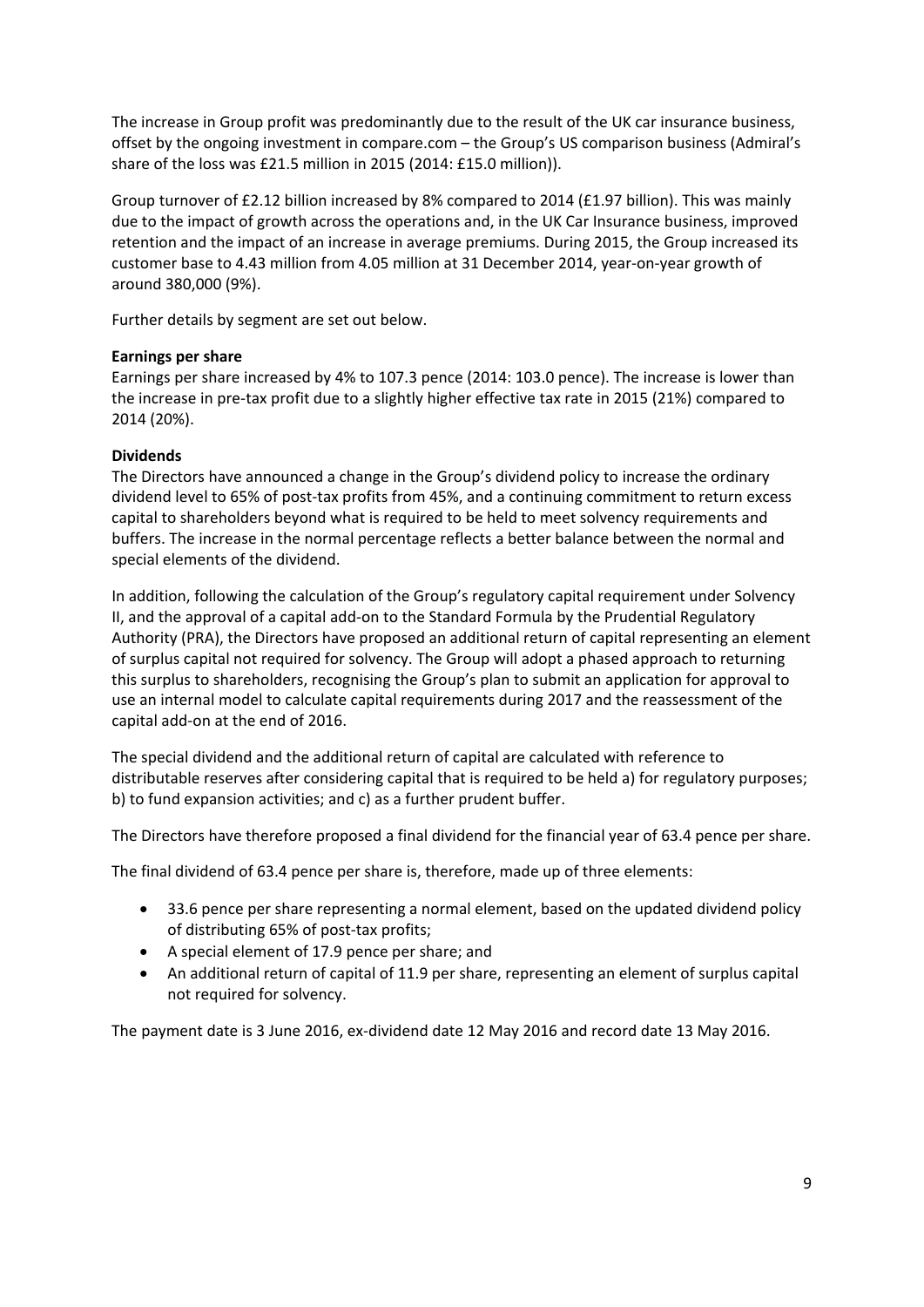The increase in Group profit was predominantly due to the result of the UK car insurance business, offset by the ongoing investment in compare.com – the Group's US comparison business (Admiral's share of the loss was £21.5 million in 2015 (2014: £15.0 million)).

Group turnover of £2.12 billion increased by 8% compared to 2014 (£1.97 billion). This was mainly due to the impact of growth across the operations and, in the UK Car Insurance business, improved retention and the impact of an increase in average premiums. During 2015, the Group increased its customer base to 4.43 million from 4.05 million at 31 December 2014, year-on-year growth of around 380,000 (9%).

Further details by segment are set out below.

**Earnings per share**

Earnings per share increased by 4% to 107.3 pence (2014: 103.0 pence). The increase is lower than the increase in pre-tax profit due to a slightly higher effective tax rate in 2015 (21%) compared to 2014 (20%).

**Dividends**

The Directors have announced a change in the Group's dividend policy to increase the ordinary dividend level to 65% of post-tax profits from 45%, and a continuing commitment to return excess capital to shareholders beyond what is required to be held to meet solvency requirements and buffers. The increase in the normal percentage reflects a better balance between the normal and special elements of the dividend.

In addition, following the calculation of the Group's regulatory capital requirement under Solvency II, and the approval of a capital add-on to the Standard Formula by the Prudential Regulatory Authority (PRA), the Directors have proposed an additional return of capital representing an element of surplus capital not required for solvency. The Group will adopt a phased approach to returning this surplus to shareholders, recognising the Group's plan to submit an application for approval to use an internal model to calculate capital requirements during 2017 and the reassessment of the capital add-on at the end of 2016.

The special dividend and the additional return of capital are calculated with reference to distributable reserves after considering capital that is required to be held a) for regulatory purposes; b) to fund expansion activities; and c) as a further prudent buffer.

The Directors have therefore proposed a final dividend for the financial year of 63.4 pence per share.

The final dividend of 63.4 pence per share is, therefore, made up of three elements:

- 33.6 pence per share representing a normal element, based on the updated dividend policy of distributing 65% of post-tax profits;
- A special element of 17.9 pence per share; and
- An additional return of capital of 11.9 per share, representing an element of surplus capital not required for solvency.

The payment date is 3 June 2016, ex-dividend date 12 May 2016 and record date 13 May 2016.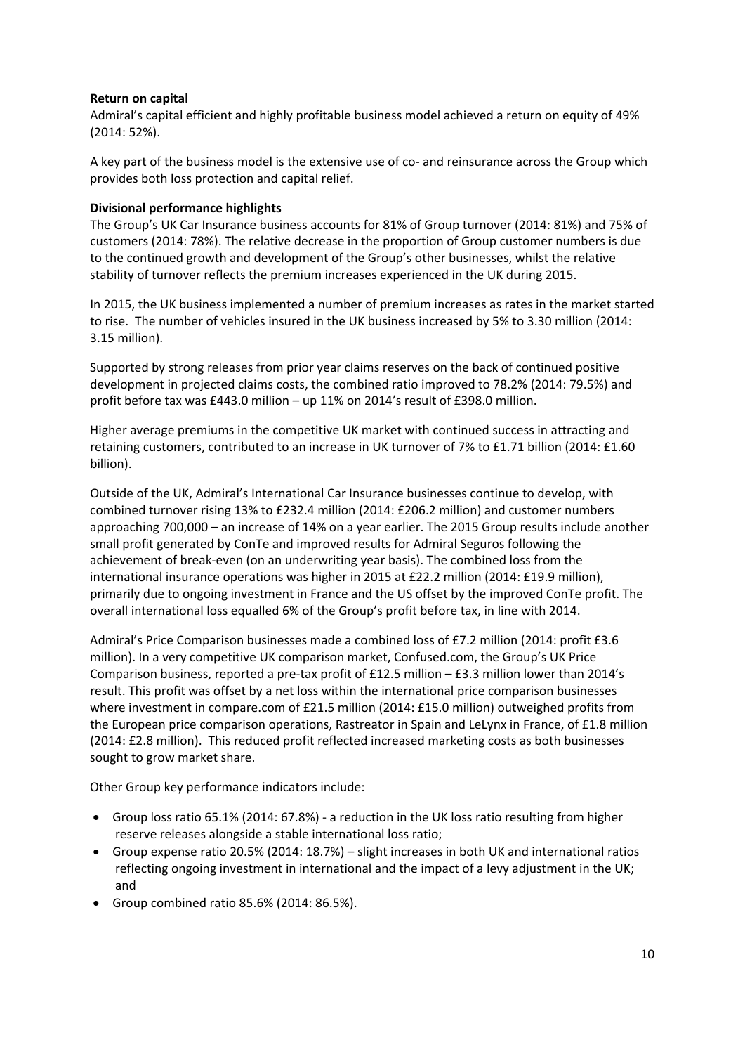**Return on capital**

Admiral's capital efficient and highly profitable business model achieved a return on equity of 49% (2014: 52%).

A key part of the business model is the extensive use of co- and reinsurance across the Group which provides both loss protection and capital relief.

**Divisional performance highlights**

The Group's UK Car Insurance business accounts for 81% of Group turnover (2014: 81%) and 75% of customers (2014: 78%). The relative decrease in the proportion of Group customer numbers is due to the continued growth and development of the Group's other businesses, whilst the relative stability of turnover reflects the premium increases experienced in the UK during 2015.

In 2015, the UK business implemented a number of premium increases as rates in the market started to rise. The number of vehicles insured in the UK business increased by 5% to 3.30 million (2014: 3.15 million).

Supported by strong releases from prior year claims reserves on the back of continued positive development in projected claims costs, the combined ratio improved to 78.2% (2014: 79.5%) and profit before tax was £443.0 million – up 11% on 2014's result of £398.0 million.

Higher average premiums in the competitive UK market with continued success in attracting and retaining customers, contributed to an increase in UK turnover of 7% to £1.71 billion (2014: £1.60 billion).

Outside of the UK, Admiral's International Car Insurance businesses continue to develop, with combined turnover rising 13% to £232.4 million (2014: £206.2 million) and customer numbers approaching 700,000 – an increase of 14% on a year earlier. The 2015 Group results include another small profit generated by ConTe and improved results for Admiral Seguros following the achievement of break-even (on an underwriting year basis). The combined loss from the international insurance operations was higher in 2015 at £22.2 million (2014: £19.9 million), primarily due to ongoing investment in France and the US offset by the improved ConTe profit. The overall international loss equalled 6% of the Group's profit before tax, in line with 2014.

Admiral's Price Comparison businesses made a combined loss of £7.2 million (2014: profit £3.6 million). In a very competitive UK comparison market, Confused.com, the Group's UK Price Comparison business, reported a pre-tax profit of £12.5 million – £3.3 million lower than 2014's result. This profit was offset by a net loss within the international price comparison businesses where investment in compare.com of £21.5 million (2014: £15.0 million) outweighed profits from the European price comparison operations, Rastreator in Spain and LeLynx in France, of £1.8 million (2014: £2.8 million). This reduced profit reflected increased marketing costs as both businesses sought to grow market share.

Other Group key performance indicators include:

- Group loss ratio 65.1% (2014: 67.8%) - a reduction in the UK loss ratio resulting from higher reserve releases alongside a stable international loss ratio;
- Group expense ratio 20.5% (2014: 18.7%) – slight increases in both UK and international ratios reflecting ongoing investment in international and the impact of a levy adjustment in the UK; and
- Group combined ratio 85.6% (2014: 86.5%).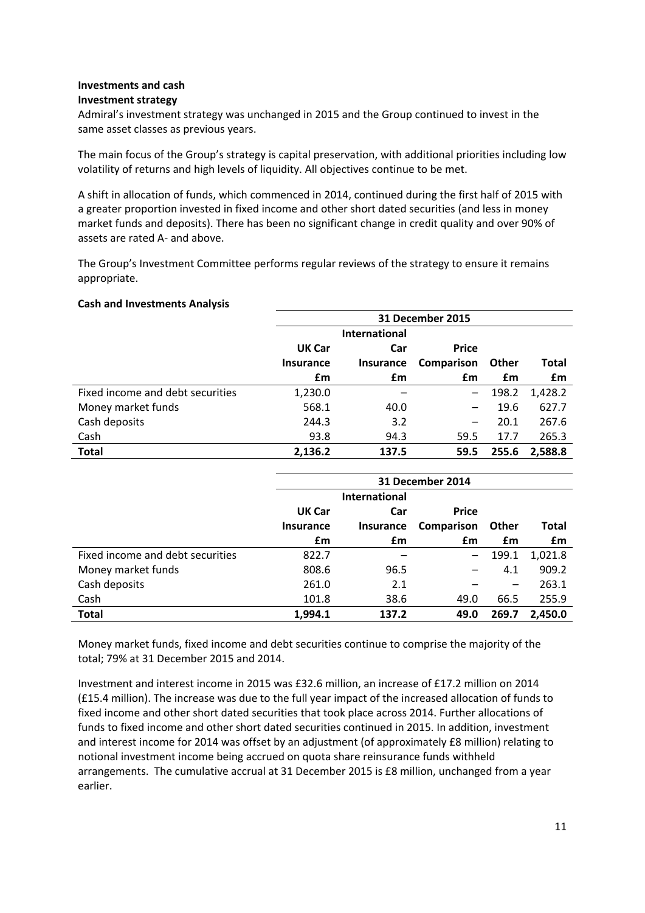**Investments and cash**

**Investment strategy**

Admiral's investment strategy was unchanged in 2015 and the Group continued to invest in the same asset classes as previous years.

The main focus of the Group's strategy is capital preservation, with additional priorities including low volatility of returns and high levels of liquidity. All objectives continue to be met.

A shift in allocation of funds, which commenced in 2014, continued during the first half of 2015 with a greater proportion invested in fixed income and other short dated securities (and less in money market funds and deposits). There has been no significant change in credit quality and over 90% of assets are rated A- and above.

The Group's Investment Committee performs regular reviews of the strategy to ensure it remains appropriate.

**Cash and Investments Analysis**

| | 31 December 2015 | | | | |
|---|---|---|---|---|---|
| | UK Car Insurance £m | International Car Insurance £m | Price Comparison £m | Other £m | Total £m |
| Fixed income and debt securities | 1,230.0 | – | – | 198.2 | 1,428.2 |
| Money market funds | 568.1 | 40.0 | – | 19.6 | 627.7 |
| Cash deposits | 244.3 | 3.2 | – | 20.1 | 267.6 |
| Cash | 93.8 | 94.3 | 59.5 | 17.7 | 265.3 |
| **Total** | **2,136.2** | **137.5** | **59.5** | **255.6** | **2,588.8** |

| | 31 December 2014 | | | | |
|---|---|---|---|---|---|
| | UK Car Insurance £m | International Car Insurance £m | Price Comparison £m | Other £m | Total £m |
| Fixed income and debt securities | 822.7 | – | – | 199.1 | 1,021.8 |
| Money market funds | 808.6 | 96.5 | – | 4.1 | 909.2 |
| Cash deposits | 261.0 | 2.1 | – | – | 263.1 |
| Cash | 101.8 | 38.6 | 49.0 | 66.5 | 255.9 |
| **Total** | **1,994.1** | **137.2** | **49.0** | **269.7** | **2,450.0** |

Money market funds, fixed income and debt securities continue to comprise the majority of the total; 79% at 31 December 2015 and 2014.

Investment and interest income in 2015 was £32.6 million, an increase of £17.2 million on 2014 (£15.4 million). The increase was due to the full year impact of the increased allocation of funds to fixed income and other short dated securities that took place across 2014. Further allocations of funds to fixed income and other short dated securities continued in 2015. In addition, investment and interest income for 2014 was offset by an adjustment (of approximately £8 million) relating to notional investment income being accrued on quota share reinsurance funds withheld arrangements. The cumulative accrual at 31 December 2015 is £8 million, unchanged from a year earlier.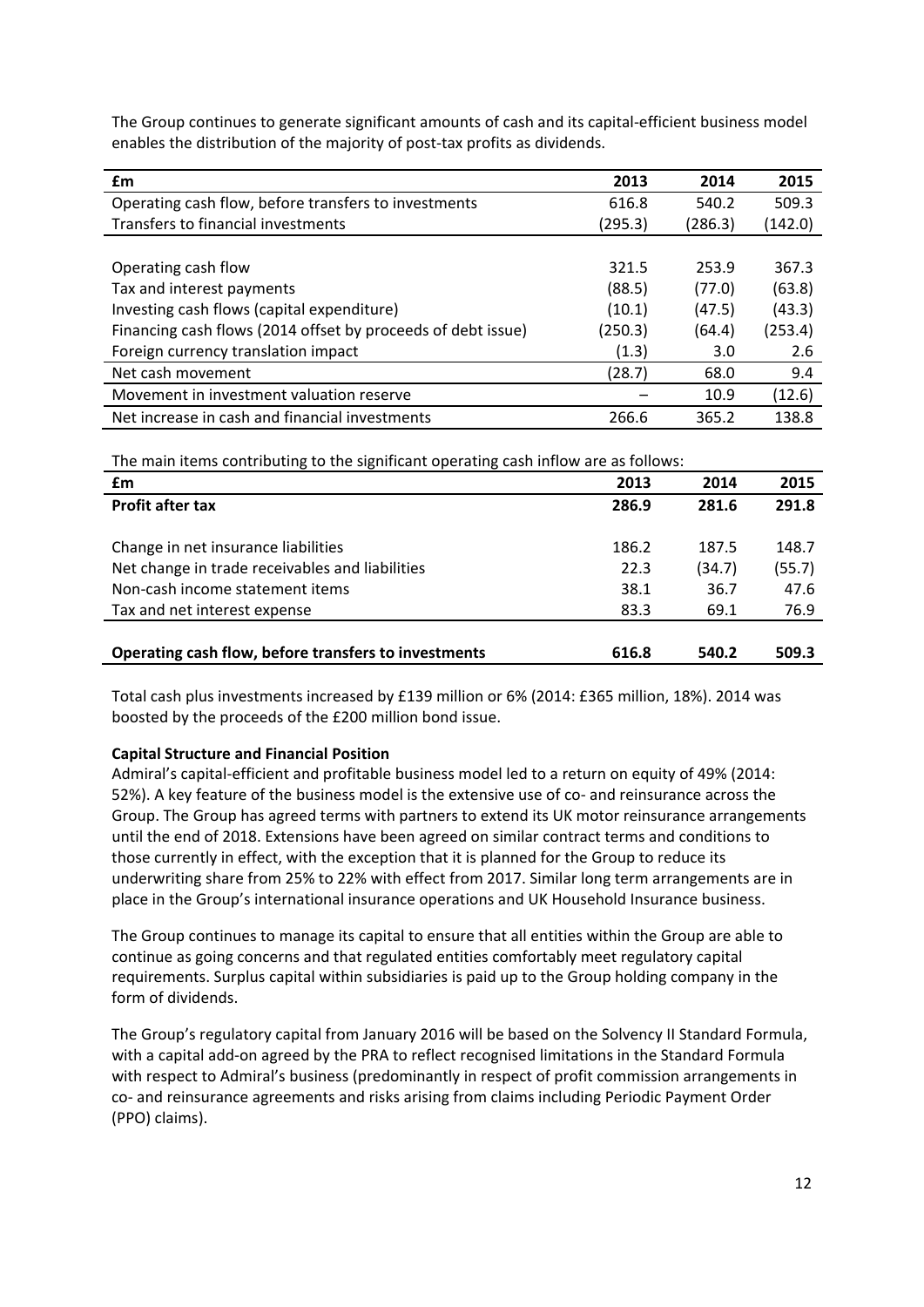The Group continues to generate significant amounts of cash and its capital-efficient business model enables the distribution of the majority of post-tax profits as dividends.

| £m | 2013 | 2014 | 2015 |
|---|---|---|---|
| Operating cash flow, before transfers to investments | 616.8 | 540.2 | 509.3 |
| Transfers to financial investments | (295.3) | (286.3) | (142.0) |
| | | | |
| Operating cash flow | 321.5 | 253.9 | 367.3 |
| Tax and interest payments | (88.5) | (77.0) | (63.8) |
| Investing cash flows (capital expenditure) | (10.1) | (47.5) | (43.3) |
| Financing cash flows (2014 offset by proceeds of debt issue) | (250.3) | (64.4) | (253.4) |
| Foreign currency translation impact | (1.3) | 3.0 | 2.6 |
| Net cash movement | (28.7) | 68.0 | 9.4 |
| Movement in investment valuation reserve | – | 10.9 | (12.6) |
| Net increase in cash and financial investments | 266.6 | 365.2 | 138.8 |

The main items contributing to the significant operating cash inflow are as follows:

| £m | 2013 | 2014 | 2015 |
|---|---|---|---|
| **Profit after tax** | **286.9** | **281.6** | **291.8** |
| | | | |
| Change in net insurance liabilities | 186.2 | 187.5 | 148.7 |
| Net change in trade receivables and liabilities | 22.3 | (34.7) | (55.7) |
| Non-cash income statement items | 38.1 | 36.7 | 47.6 |
| Tax and net interest expense | 83.3 | 69.1 | 76.9 |
| | | | |
| **Operating cash flow, before transfers to investments** | **616.8** | **540.2** | **509.3** |

Total cash plus investments increased by £139 million or 6% (2014: £365 million, 18%). 2014 was boosted by the proceeds of the £200 million bond issue.

**Capital Structure and Financial Position**

Admiral's capital-efficient and profitable business model led to a return on equity of 49% (2014: 52%). A key feature of the business model is the extensive use of co- and reinsurance across the Group. The Group has agreed terms with partners to extend its UK motor reinsurance arrangements until the end of 2018. Extensions have been agreed on similar contract terms and conditions to those currently in effect, with the exception that it is planned for the Group to reduce its underwriting share from 25% to 22% with effect from 2017. Similar long term arrangements are in place in the Group's international insurance operations and UK Household Insurance business.

The Group continues to manage its capital to ensure that all entities within the Group are able to continue as going concerns and that regulated entities comfortably meet regulatory capital requirements. Surplus capital within subsidiaries is paid up to the Group holding company in the form of dividends.

The Group's regulatory capital from January 2016 will be based on the Solvency II Standard Formula, with a capital add-on agreed by the PRA to reflect recognised limitations in the Standard Formula with respect to Admiral's business (predominantly in respect of profit commission arrangements in co- and reinsurance agreements and risks arising from claims including Periodic Payment Order (PPO) claims).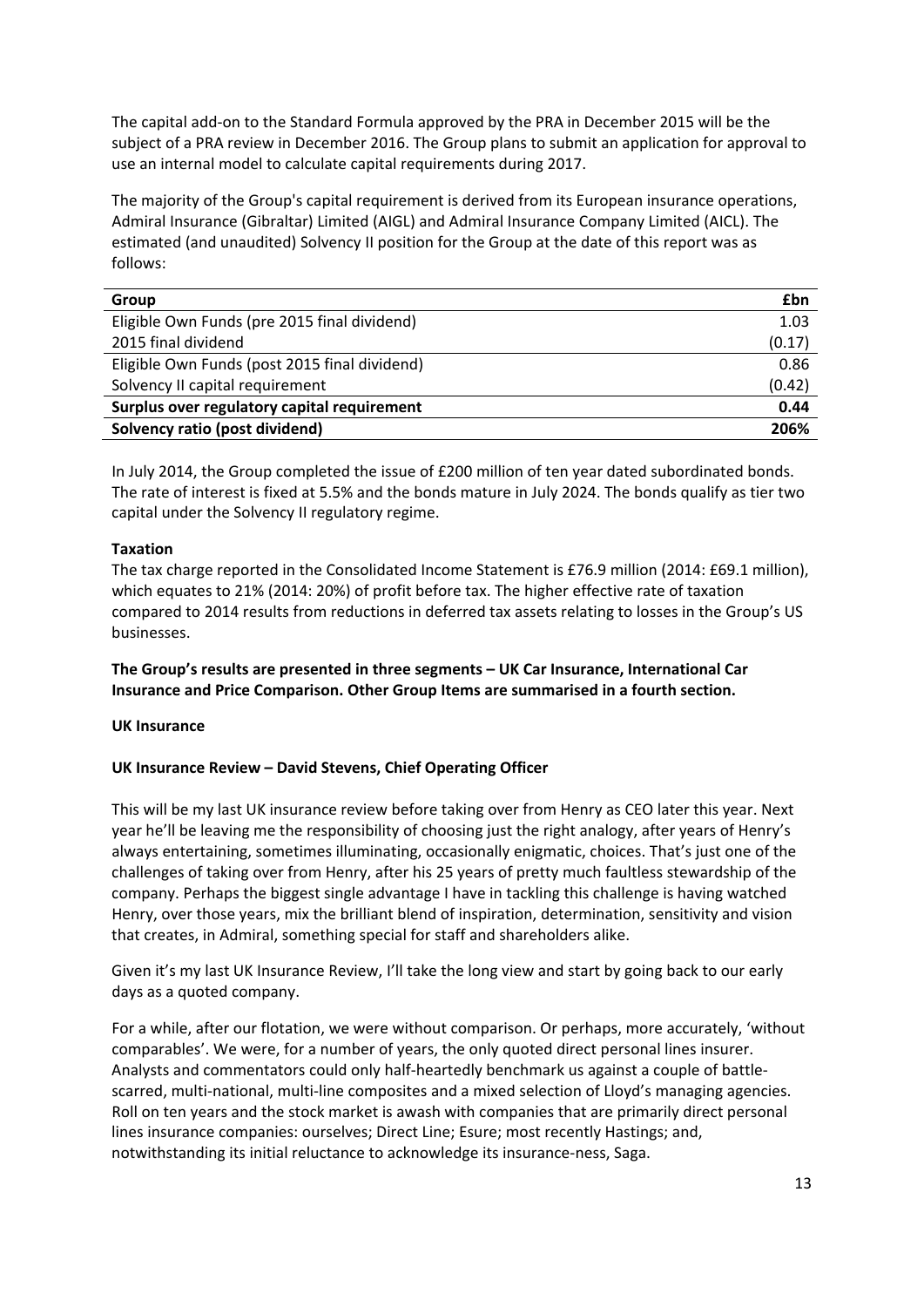The capital add-on to the Standard Formula approved by the PRA in December 2015 will be the subject of a PRA review in December 2016. The Group plans to submit an application for approval to use an internal model to calculate capital requirements during 2017.

The majority of the Group's capital requirement is derived from its European insurance operations, Admiral Insurance (Gibraltar) Limited (AIGL) and Admiral Insurance Company Limited (AICL). The estimated (and unaudited) Solvency II position for the Group at the date of this report was as follows:

| **Group** | **£bn** |
|---|---|
| Eligible Own Funds (pre 2015 final dividend) | 1.03 |
| 2015 final dividend | (0.17) |
| Eligible Own Funds (post 2015 final dividend) | 0.86 |
| Solvency II capital requirement | (0.42) |
| **Surplus over regulatory capital requirement** | **0.44** |
| **Solvency ratio (post dividend)** | **206%** |

In July 2014, the Group completed the issue of £200 million of ten year dated subordinated bonds. The rate of interest is fixed at 5.5% and the bonds mature in July 2024. The bonds qualify as tier two capital under the Solvency II regulatory regime.

**Taxation**

The tax charge reported in the Consolidated Income Statement is £76.9 million (2014: £69.1 million), which equates to 21% (2014: 20%) of profit before tax. The higher effective rate of taxation compared to 2014 results from reductions in deferred tax assets relating to losses in the Group's US businesses.

**The Group's results are presented in three segments – UK Car Insurance, International Car Insurance and Price Comparison. Other Group Items are summarised in a fourth section.**

## UK Insurance

### UK Insurance Review – David Stevens, Chief Operating Officer

This will be my last UK insurance review before taking over from Henry as CEO later this year. Next year he'll be leaving me the responsibility of choosing just the right analogy, after years of Henry's always entertaining, sometimes illuminating, occasionally enigmatic, choices. That's just one of the challenges of taking over from Henry, after his 25 years of pretty much faultless stewardship of the company. Perhaps the biggest single advantage I have in tackling this challenge is having watched Henry, over those years, mix the brilliant blend of inspiration, determination, sensitivity and vision that creates, in Admiral, something special for staff and shareholders alike.

Given it's my last UK Insurance Review, I'll take the long view and start by going back to our early days as a quoted company.

For a while, after our flotation, we were without comparison. Or perhaps, more accurately, 'without comparables'. We were, for a number of years, the only quoted direct personal lines insurer. Analysts and commentators could only half-heartedly benchmark us against a couple of battle-scarred, multi-national, multi-line composites and a mixed selection of Lloyd's managing agencies. Roll on ten years and the stock market is awash with companies that are primarily direct personal lines insurance companies: ourselves; Direct Line; Esure; most recently Hastings; and, notwithstanding its initial reluctance to acknowledge its insurance-ness, Saga.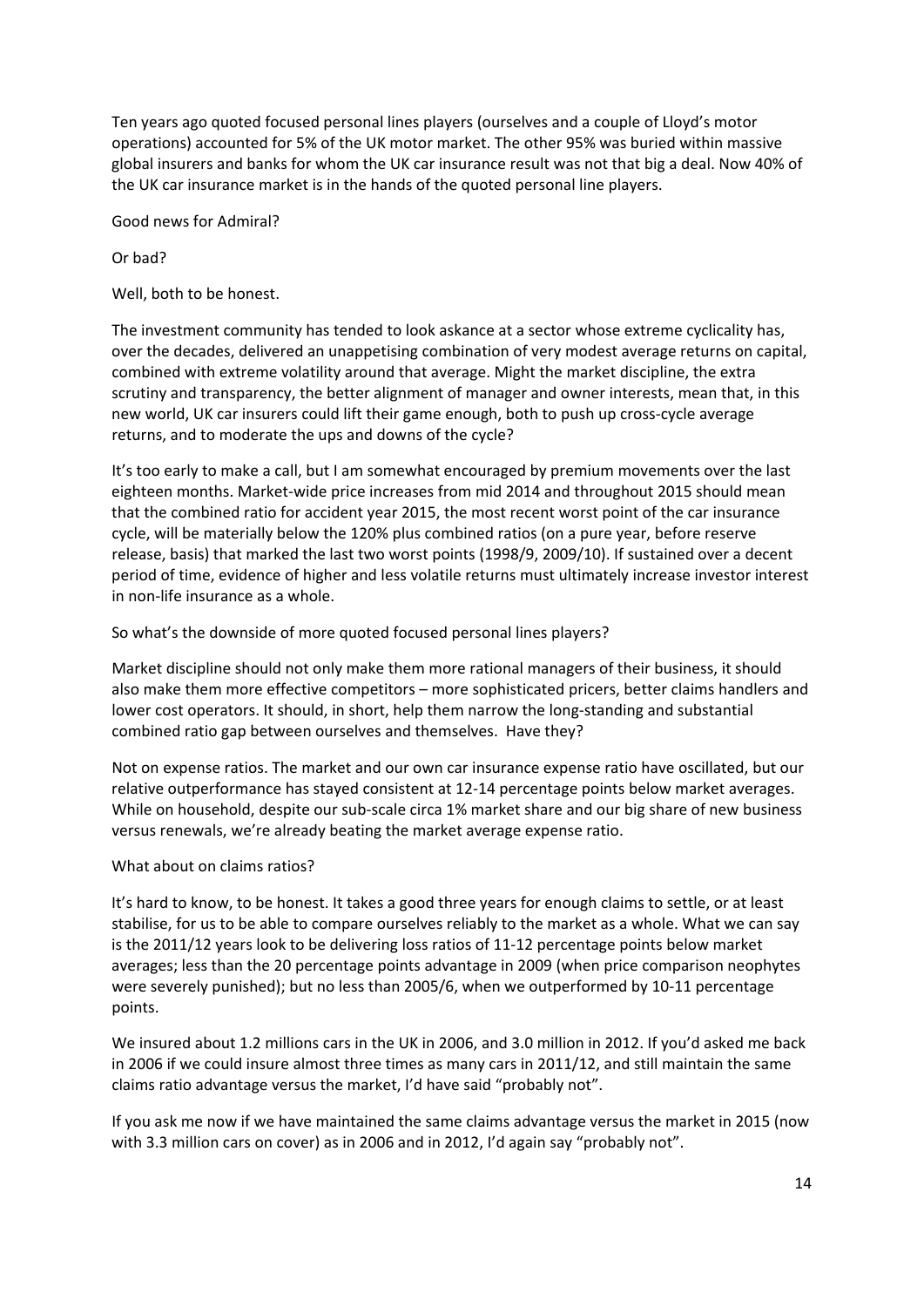Ten years ago quoted focused personal lines players (ourselves and a couple of Lloyd's motor operations) accounted for 5% of the UK motor market. The other 95% was buried within massive global insurers and banks for whom the UK car insurance result was not that big a deal. Now 40% of the UK car insurance market is in the hands of the quoted personal line players.

Good news for Admiral?

Or bad?

Well, both to be honest.

The investment community has tended to look askance at a sector whose extreme cyclicality has, over the decades, delivered an unappetising combination of very modest average returns on capital, combined with extreme volatility around that average. Might the market discipline, the extra scrutiny and transparency, the better alignment of manager and owner interests, mean that, in this new world, UK car insurers could lift their game enough, both to push up cross-cycle average returns, and to moderate the ups and downs of the cycle?

It's too early to make a call, but I am somewhat encouraged by premium movements over the last eighteen months. Market-wide price increases from mid 2014 and throughout 2015 should mean that the combined ratio for accident year 2015, the most recent worst point of the car insurance cycle, will be materially below the 120% plus combined ratios (on a pure year, before reserve release, basis) that marked the last two worst points (1998/9, 2009/10). If sustained over a decent period of time, evidence of higher and less volatile returns must ultimately increase investor interest in non-life insurance as a whole.

So what's the downside of more quoted focused personal lines players?

Market discipline should not only make them more rational managers of their business, it should also make them more effective competitors – more sophisticated pricers, better claims handlers and lower cost operators. It should, in short, help them narrow the long-standing and substantial combined ratio gap between ourselves and themselves. Have they?

Not on expense ratios. The market and our own car insurance expense ratio have oscillated, but our relative outperformance has stayed consistent at 12-14 percentage points below market averages. While on household, despite our sub-scale circa 1% market share and our big share of new business versus renewals, we're already beating the market average expense ratio.

What about on claims ratios?

It's hard to know, to be honest. It takes a good three years for enough claims to settle, or at least stabilise, for us to be able to compare ourselves reliably to the market as a whole. What we can say is the 2011/12 years look to be delivering loss ratios of 11-12 percentage points below market averages; less than the 20 percentage points advantage in 2009 (when price comparison neophytes were severely punished); but no less than 2005/6, when we outperformed by 10-11 percentage points.

We insured about 1.2 millions cars in the UK in 2006, and 3.0 million in 2012. If you'd asked me back in 2006 if we could insure almost three times as many cars in 2011/12, and still maintain the same claims ratio advantage versus the market, I'd have said "probably not".

If you ask me now if we have maintained the same claims advantage versus the market in 2015 (now with 3.3 million cars on cover) as in 2006 and in 2012, I'd again say "probably not".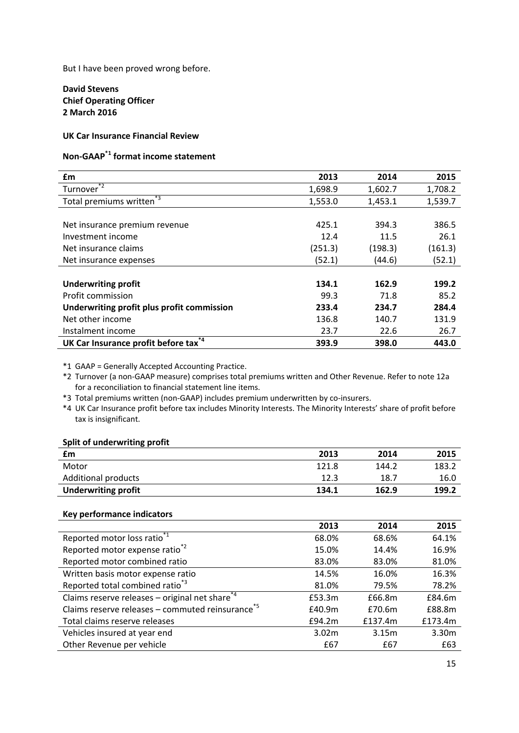But I have been proved wrong before.

**David Stevens**
**Chief Operating Officer**
**2 March 2016**

**UK Car Insurance Financial Review**

**Non-GAAP[*1] format income statement**

| £m | 2013 | 2014 | 2015 |
|---|---|---|---|
| Turnover[*2] | 1,698.9 | 1,602.7 | 1,708.2 |
| Total premiums written[*3] | 1,553.0 | 1,453.1 | 1,539.7 |
| | | | |
| Net insurance premium revenue | 425.1 | 394.3 | 386.5 |
| Investment income | 12.4 | 11.5 | 26.1 |
| Net insurance claims | (251.3) | (198.3) | (161.3) |
| Net insurance expenses | (52.1) | (44.6) | (52.1) |
| | | | |
| **Underwriting profit** | **134.1** | **162.9** | **199.2** |
| Profit commission | 99.3 | 71.8 | 85.2 |
| **Underwriting profit plus profit commission** | **233.4** | **234.7** | **284.4** |
| Net other income | 136.8 | 140.7 | 131.9 |
| Instalment income | 23.7 | 22.6 | 26.7 |
| **UK Car Insurance profit before tax[*4]** | **393.9** | **398.0** | **443.0** |

*1 GAAP = Generally Accepted Accounting Practice.

*2 Turnover (a non-GAAP measure) comprises total premiums written and Other Revenue. Refer to note 12a for a reconciliation to financial statement line items.

*3 Total premiums written (non-GAAP) includes premium underwritten by co-insurers.

*4 UK Car Insurance profit before tax includes Minority Interests. The Minority Interests' share of profit before tax is insignificant.

**Split of underwriting profit**

| £m | 2013 | 2014 | 2015 |
|---|---|---|---|
| Motor | 121.8 | 144.2 | 183.2 |
| Additional products | 12.3 | 18.7 | 16.0 |
| **Underwriting profit** | **134.1** | **162.9** | **199.2** |

**Key performance indicators**

| | 2013 | 2014 | 2015 |
|---|---|---|---|
| Reported motor loss ratio[*1] | 68.0% | 68.6% | 64.1% |
| Reported motor expense ratio[*2] | 15.0% | 14.4% | 16.9% |
| Reported motor combined ratio | 83.0% | 83.0% | 81.0% |
| Written basis motor expense ratio | 14.5% | 16.0% | 16.3% |
| Reported total combined ratio[*3] | 81.0% | 79.5% | 78.2% |
| Claims reserve releases – original net share[*4] | £53.3m | £66.8m | £84.6m |
| Claims reserve releases – commuted reinsurance[*5] | £40.9m | £70.6m | £88.8m |
| Total claims reserve releases | £94.2m | £137.4m | £173.4m |
| Vehicles insured at year end | 3.02m | 3.15m | 3.30m |
| Other Revenue per vehicle | £67 | £67 | £63 |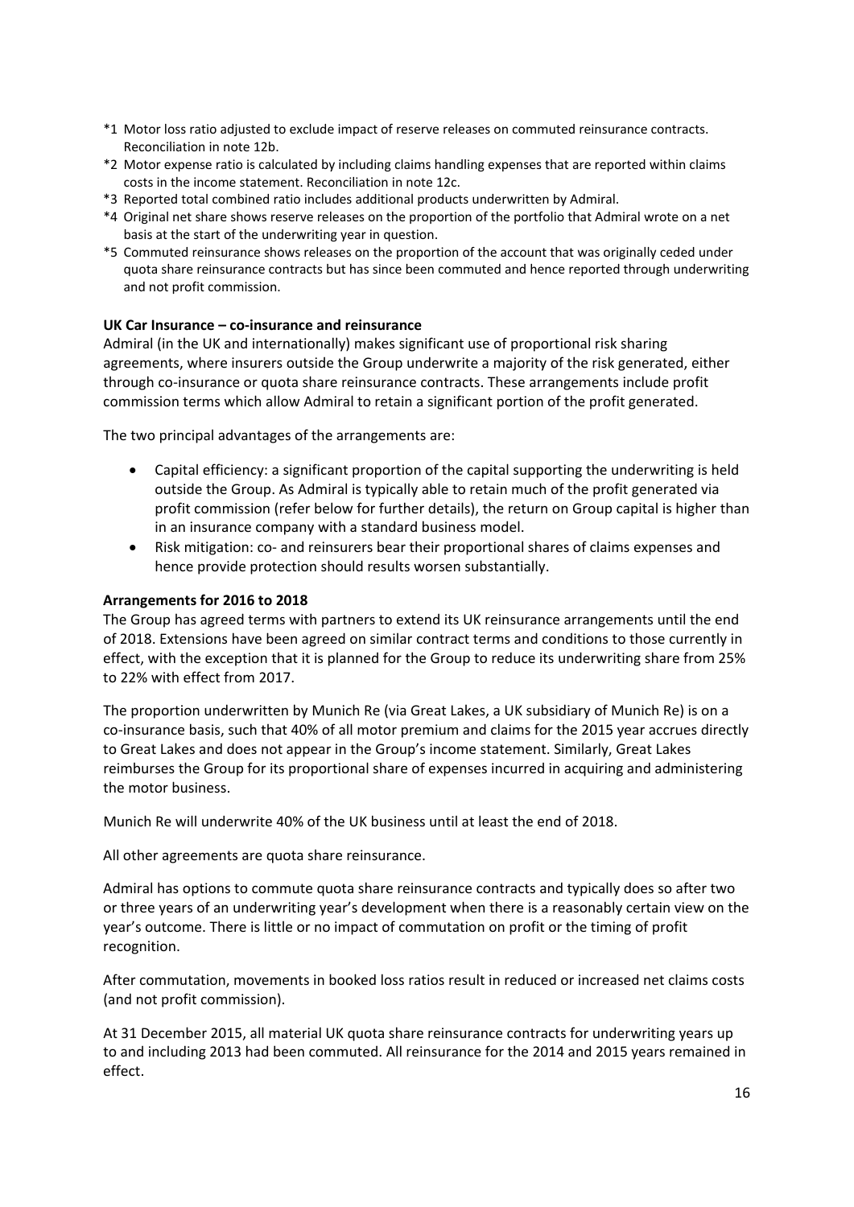\*1 Motor loss ratio adjusted to exclude impact of reserve releases on commuted reinsurance contracts. Reconciliation in note 12b.
\*2 Motor expense ratio is calculated by including claims handling expenses that are reported within claims costs in the income statement. Reconciliation in note 12c.
\*3 Reported total combined ratio includes additional products underwritten by Admiral.
\*4 Original net share shows reserve releases on the proportion of the portfolio that Admiral wrote on a net basis at the start of the underwriting year in question.
\*5 Commuted reinsurance shows releases on the proportion of the account that was originally ceded under quota share reinsurance contracts but has since been commuted and hence reported through underwriting and not profit commission.

**UK Car Insurance – co-insurance and reinsurance**

Admiral (in the UK and internationally) makes significant use of proportional risk sharing agreements, where insurers outside the Group underwrite a majority of the risk generated, either through co-insurance or quota share reinsurance contracts. These arrangements include profit commission terms which allow Admiral to retain a significant portion of the profit generated.

The two principal advantages of the arrangements are:

- Capital efficiency: a significant proportion of the capital supporting the underwriting is held outside the Group. As Admiral is typically able to retain much of the profit generated via profit commission (refer below for further details), the return on Group capital is higher than in an insurance company with a standard business model.
- Risk mitigation: co- and reinsurers bear their proportional shares of claims expenses and hence provide protection should results worsen substantially.

**Arrangements for 2016 to 2018**

The Group has agreed terms with partners to extend its UK reinsurance arrangements until the end of 2018. Extensions have been agreed on similar contract terms and conditions to those currently in effect, with the exception that it is planned for the Group to reduce its underwriting share from 25% to 22% with effect from 2017.

The proportion underwritten by Munich Re (via Great Lakes, a UK subsidiary of Munich Re) is on a co-insurance basis, such that 40% of all motor premium and claims for the 2015 year accrues directly to Great Lakes and does not appear in the Group's income statement. Similarly, Great Lakes reimburses the Group for its proportional share of expenses incurred in acquiring and administering the motor business.

Munich Re will underwrite 40% of the UK business until at least the end of 2018.

All other agreements are quota share reinsurance.

Admiral has options to commute quota share reinsurance contracts and typically does so after two or three years of an underwriting year's development when there is a reasonably certain view on the year's outcome. There is little or no impact of commutation on profit or the timing of profit recognition.

After commutation, movements in booked loss ratios result in reduced or increased net claims costs (and not profit commission).

At 31 December 2015, all material UK quota share reinsurance contracts for underwriting years up to and including 2013 had been commuted. All reinsurance for the 2014 and 2015 years remained in effect.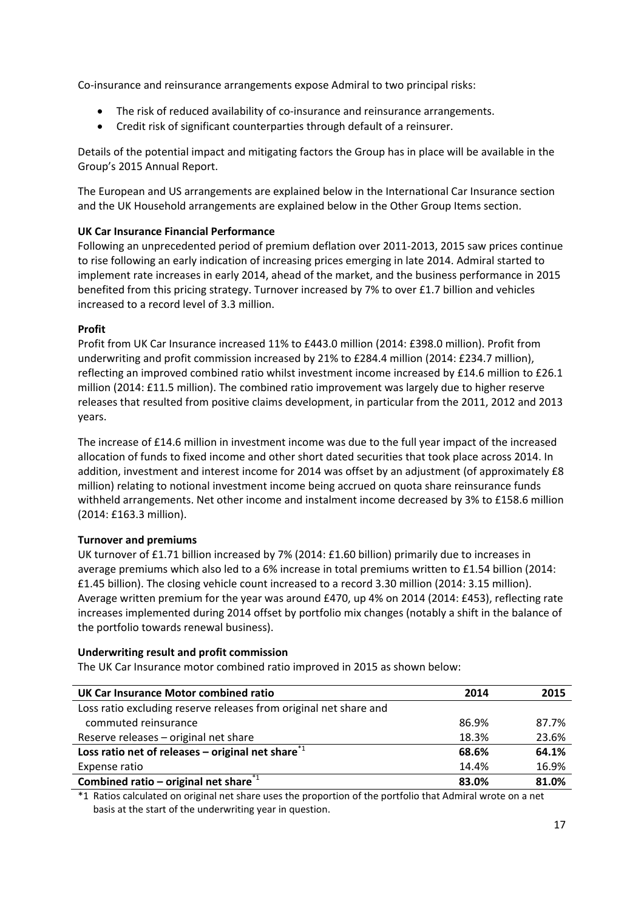Co-insurance and reinsurance arrangements expose Admiral to two principal risks:

- The risk of reduced availability of co-insurance and reinsurance arrangements.
- Credit risk of significant counterparties through default of a reinsurer.

Details of the potential impact and mitigating factors the Group has in place will be available in the Group's 2015 Annual Report.

The European and US arrangements are explained below in the International Car Insurance section and the UK Household arrangements are explained below in the Other Group Items section.

**UK Car Insurance Financial Performance**

Following an unprecedented period of premium deflation over 2011-2013, 2015 saw prices continue to rise following an early indication of increasing prices emerging in late 2014. Admiral started to implement rate increases in early 2014, ahead of the market, and the business performance in 2015 benefited from this pricing strategy. Turnover increased by 7% to over £1.7 billion and vehicles increased to a record level of 3.3 million.

**Profit**

Profit from UK Car Insurance increased 11% to £443.0 million (2014: £398.0 million). Profit from underwriting and profit commission increased by 21% to £284.4 million (2014: £234.7 million), reflecting an improved combined ratio whilst investment income increased by £14.6 million to £26.1 million (2014: £11.5 million). The combined ratio improvement was largely due to higher reserve releases that resulted from positive claims development, in particular from the 2011, 2012 and 2013 years.

The increase of £14.6 million in investment income was due to the full year impact of the increased allocation of funds to fixed income and other short dated securities that took place across 2014. In addition, investment and interest income for 2014 was offset by an adjustment (of approximately £8 million) relating to notional investment income being accrued on quota share reinsurance funds withheld arrangements. Net other income and instalment income decreased by 3% to £158.6 million (2014: £163.3 million).

**Turnover and premiums**

UK turnover of £1.71 billion increased by 7% (2014: £1.60 billion) primarily due to increases in average premiums which also led to a 6% increase in total premiums written to £1.54 billion (2014: £1.45 billion). The closing vehicle count increased to a record 3.30 million (2014: 3.15 million). Average written premium for the year was around £470, up 4% on 2014 (2014: £453), reflecting rate increases implemented during 2014 offset by portfolio mix changes (notably a shift in the balance of the portfolio towards renewal business).

**Underwriting result and profit commission**

The UK Car Insurance motor combined ratio improved in 2015 as shown below:

| UK Car Insurance Motor combined ratio | 2014 | 2015 |
|---|---|---|
| Loss ratio excluding reserve releases from original net share and commuted reinsurance | 86.9% | 87.7% |
| Reserve releases – original net share | 18.3% | 23.6% |
| **Loss ratio net of releases – original net share**[*1] | **68.6%** | **64.1%** |
| Expense ratio | 14.4% | 16.9% |
| **Combined ratio – original net share**[*1] | **83.0%** | **81.0%** |

*1 Ratios calculated on original net share uses the proportion of the portfolio that Admiral wrote on a net basis at the start of the underwriting year in question.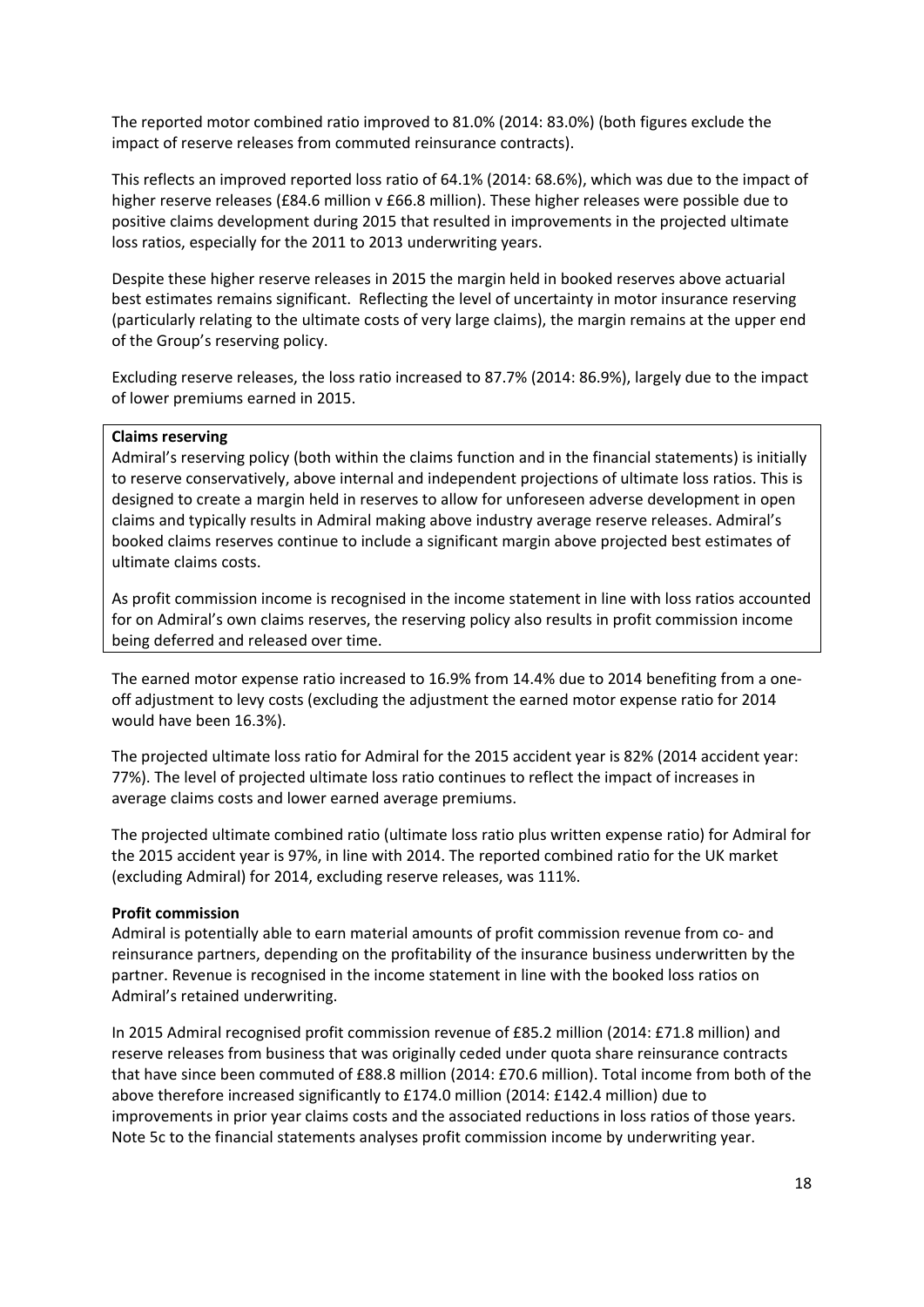The reported motor combined ratio improved to 81.0% (2014: 83.0%) (both figures exclude the impact of reserve releases from commuted reinsurance contracts).

This reflects an improved reported loss ratio of 64.1% (2014: 68.6%), which was due to the impact of higher reserve releases (£84.6 million v £66.8 million). These higher releases were possible due to positive claims development during 2015 that resulted in improvements in the projected ultimate loss ratios, especially for the 2011 to 2013 underwriting years.

Despite these higher reserve releases in 2015 the margin held in booked reserves above actuarial best estimates remains significant. Reflecting the level of uncertainty in motor insurance reserving (particularly relating to the ultimate costs of very large claims), the margin remains at the upper end of the Group's reserving policy.

Excluding reserve releases, the loss ratio increased to 87.7% (2014: 86.9%), largely due to the impact of lower premiums earned in 2015.

**Claims reserving**

Admiral's reserving policy (both within the claims function and in the financial statements) is initially to reserve conservatively, above internal and independent projections of ultimate loss ratios. This is designed to create a margin held in reserves to allow for unforeseen adverse development in open claims and typically results in Admiral making above industry average reserve releases. Admiral's booked claims reserves continue to include a significant margin above projected best estimates of ultimate claims costs.

As profit commission income is recognised in the income statement in line with loss ratios accounted for on Admiral's own claims reserves, the reserving policy also results in profit commission income being deferred and released over time.

The earned motor expense ratio increased to 16.9% from 14.4% due to 2014 benefiting from a one-off adjustment to levy costs (excluding the adjustment the earned motor expense ratio for 2014 would have been 16.3%).

The projected ultimate loss ratio for Admiral for the 2015 accident year is 82% (2014 accident year: 77%). The level of projected ultimate loss ratio continues to reflect the impact of increases in average claims costs and lower earned average premiums.

The projected ultimate combined ratio (ultimate loss ratio plus written expense ratio) for Admiral for the 2015 accident year is 97%, in line with 2014. The reported combined ratio for the UK market (excluding Admiral) for 2014, excluding reserve releases, was 111%.

**Profit commission**

Admiral is potentially able to earn material amounts of profit commission revenue from co- and reinsurance partners, depending on the profitability of the insurance business underwritten by the partner. Revenue is recognised in the income statement in line with the booked loss ratios on Admiral's retained underwriting.

In 2015 Admiral recognised profit commission revenue of £85.2 million (2014: £71.8 million) and reserve releases from business that was originally ceded under quota share reinsurance contracts that have since been commuted of £88.8 million (2014: £70.6 million). Total income from both of the above therefore increased significantly to £174.0 million (2014: £142.4 million) due to improvements in prior year claims costs and the associated reductions in loss ratios of those years. Note 5c to the financial statements analyses profit commission income by underwriting year.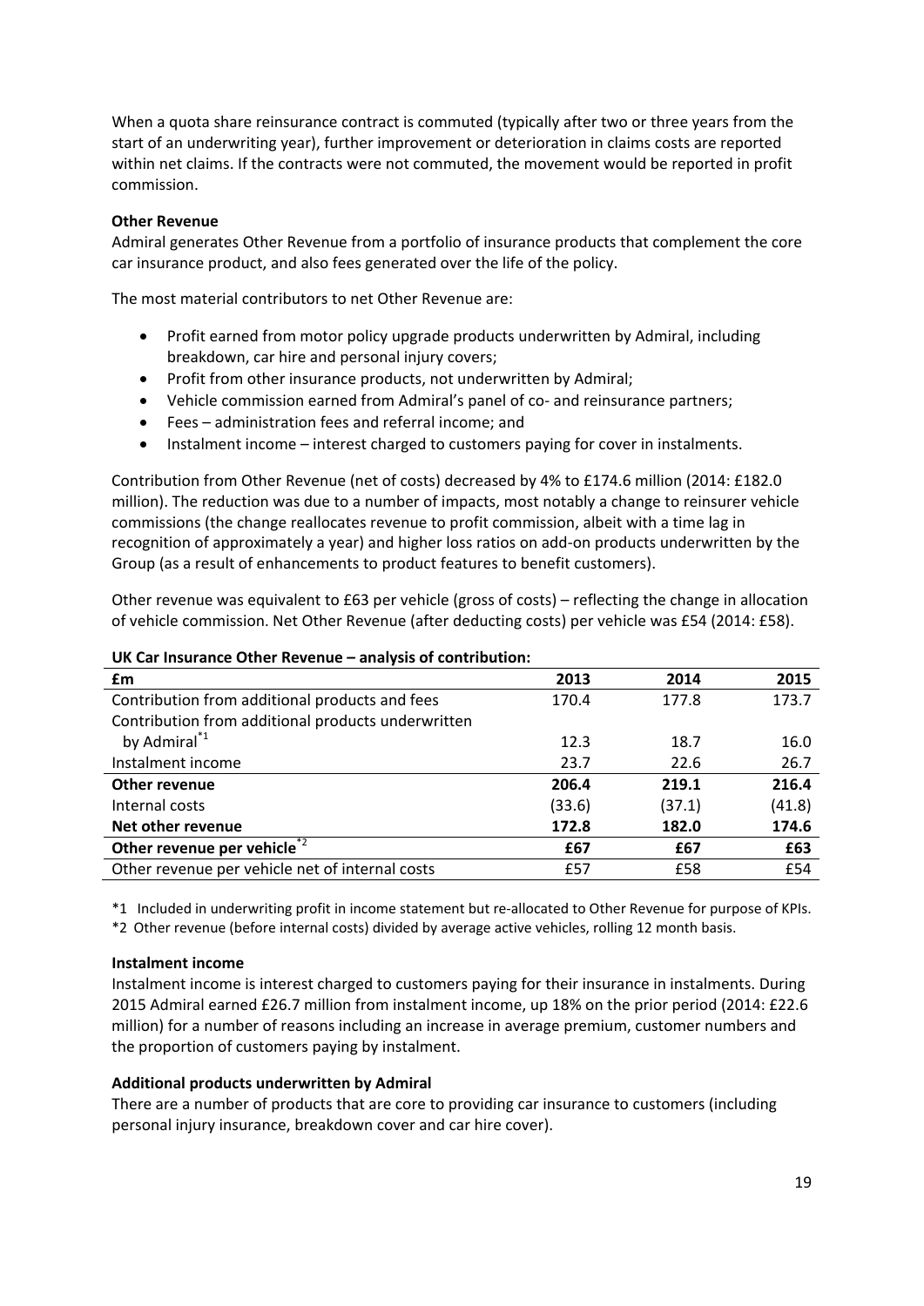When a quota share reinsurance contract is commuted (typically after two or three years from the start of an underwriting year), further improvement or deterioration in claims costs are reported within net claims. If the contracts were not commuted, the movement would be reported in profit commission.

**Other Revenue**

Admiral generates Other Revenue from a portfolio of insurance products that complement the core car insurance product, and also fees generated over the life of the policy.

The most material contributors to net Other Revenue are:

- Profit earned from motor policy upgrade products underwritten by Admiral, including breakdown, car hire and personal injury covers;
- Profit from other insurance products, not underwritten by Admiral;
- Vehicle commission earned from Admiral's panel of co- and reinsurance partners;
- Fees – administration fees and referral income; and
- Instalment income – interest charged to customers paying for cover in instalments.

Contribution from Other Revenue (net of costs) decreased by 4% to £174.6 million (2014: £182.0 million). The reduction was due to a number of impacts, most notably a change to reinsurer vehicle commissions (the change reallocates revenue to profit commission, albeit with a time lag in recognition of approximately a year) and higher loss ratios on add-on products underwritten by the Group (as a result of enhancements to product features to benefit customers).

Other revenue was equivalent to £63 per vehicle (gross of costs) – reflecting the change in allocation of vehicle commission. Net Other Revenue (after deducting costs) per vehicle was £54 (2014: £58).

**UK Car Insurance Other Revenue – analysis of contribution:**

| £m | 2013 | 2014 | 2015 |
|---|---|---|---|
| Contribution from additional products and fees | 170.4 | 177.8 | 173.7 |
| Contribution from additional products underwritten by Admiral*1 | 12.3 | 18.7 | 16.0 |
| Instalment income | 23.7 | 22.6 | 26.7 |
| **Other revenue** | **206.4** | **219.1** | **216.4** |
| Internal costs | (33.6) | (37.1) | (41.8) |
| **Net other revenue** | **172.8** | **182.0** | **174.6** |
| **Other revenue per vehicle*2** | **£67** | **£67** | **£63** |
| Other revenue per vehicle net of internal costs | £57 | £58 | £54 |

*1 Included in underwriting profit in income statement but re-allocated to Other Revenue for purpose of KPIs.

*2 Other revenue (before internal costs) divided by average active vehicles, rolling 12 month basis.

**Instalment income**

Instalment income is interest charged to customers paying for their insurance in instalments. During 2015 Admiral earned £26.7 million from instalment income, up 18% on the prior period (2014: £22.6 million) for a number of reasons including an increase in average premium, customer numbers and the proportion of customers paying by instalment.

**Additional products underwritten by Admiral**

There are a number of products that are core to providing car insurance to customers (including personal injury insurance, breakdown cover and car hire cover).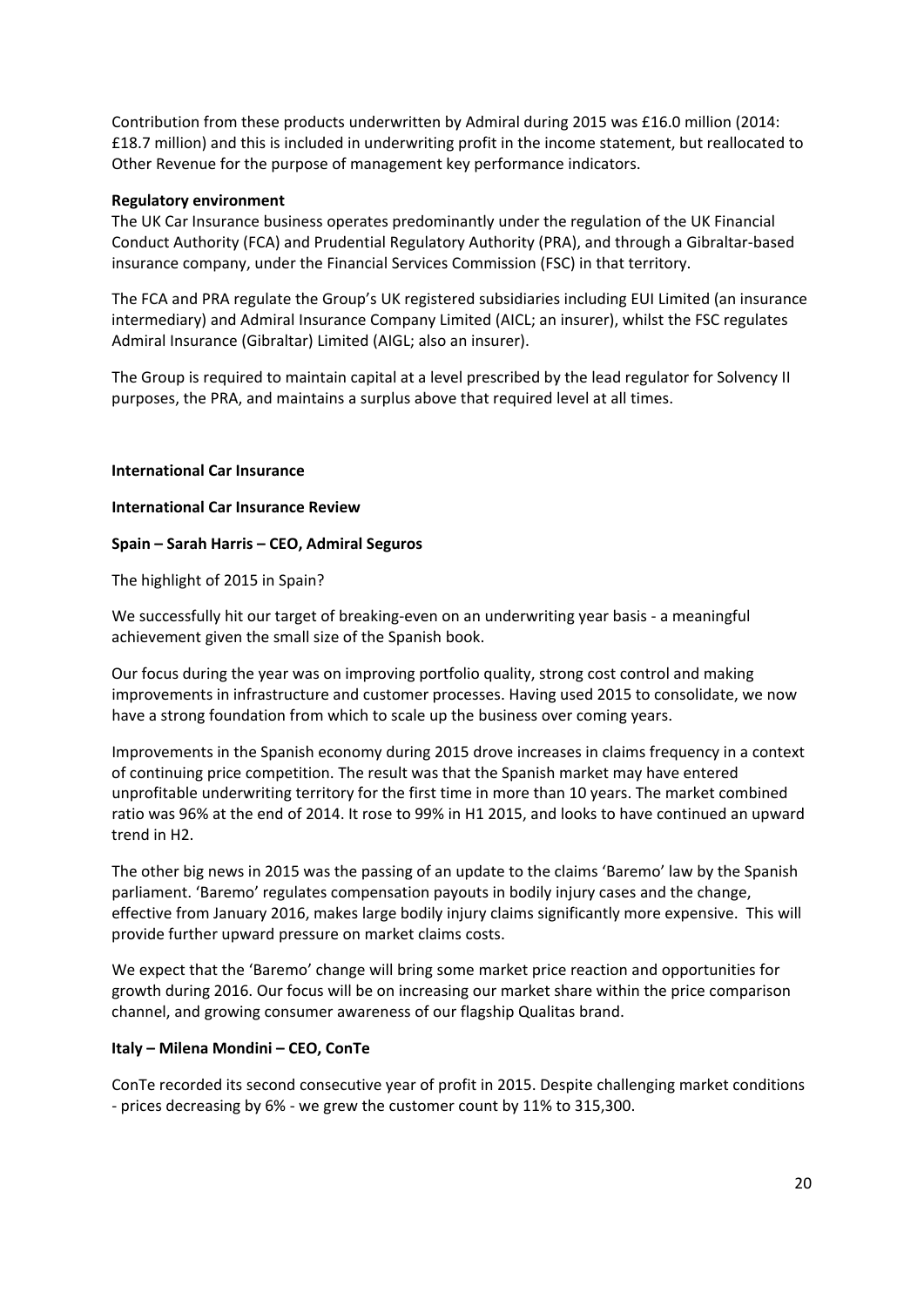Contribution from these products underwritten by Admiral during 2015 was £16.0 million (2014: £18.7 million) and this is included in underwriting profit in the income statement, but reallocated to Other Revenue for the purpose of management key performance indicators.

**Regulatory environment**

The UK Car Insurance business operates predominantly under the regulation of the UK Financial Conduct Authority (FCA) and Prudential Regulatory Authority (PRA), and through a Gibraltar-based insurance company, under the Financial Services Commission (FSC) in that territory.

The FCA and PRA regulate the Group's UK registered subsidiaries including EUI Limited (an insurance intermediary) and Admiral Insurance Company Limited (AICL; an insurer), whilst the FSC regulates Admiral Insurance (Gibraltar) Limited (AIGL; also an insurer).

The Group is required to maintain capital at a level prescribed by the lead regulator for Solvency II purposes, the PRA, and maintains a surplus above that required level at all times.

## International Car Insurance

### International Car Insurance Review

**Spain – Sarah Harris – CEO, Admiral Seguros**

The highlight of 2015 in Spain?

We successfully hit our target of breaking-even on an underwriting year basis - a meaningful achievement given the small size of the Spanish book.

Our focus during the year was on improving portfolio quality, strong cost control and making improvements in infrastructure and customer processes. Having used 2015 to consolidate, we now have a strong foundation from which to scale up the business over coming years.

Improvements in the Spanish economy during 2015 drove increases in claims frequency in a context of continuing price competition. The result was that the Spanish market may have entered unprofitable underwriting territory for the first time in more than 10 years. The market combined ratio was 96% at the end of 2014. It rose to 99% in H1 2015, and looks to have continued an upward trend in H2.

The other big news in 2015 was the passing of an update to the claims 'Baremo' law by the Spanish parliament. 'Baremo' regulates compensation payouts in bodily injury cases and the change, effective from January 2016, makes large bodily injury claims significantly more expensive. This will provide further upward pressure on market claims costs.

We expect that the 'Baremo' change will bring some market price reaction and opportunities for growth during 2016. Our focus will be on increasing our market share within the price comparison channel, and growing consumer awareness of our flagship Qualitas brand.

**Italy – Milena Mondini – CEO, ConTe**

ConTe recorded its second consecutive year of profit in 2015. Despite challenging market conditions - prices decreasing by 6% - we grew the customer count by 11% to 315,300.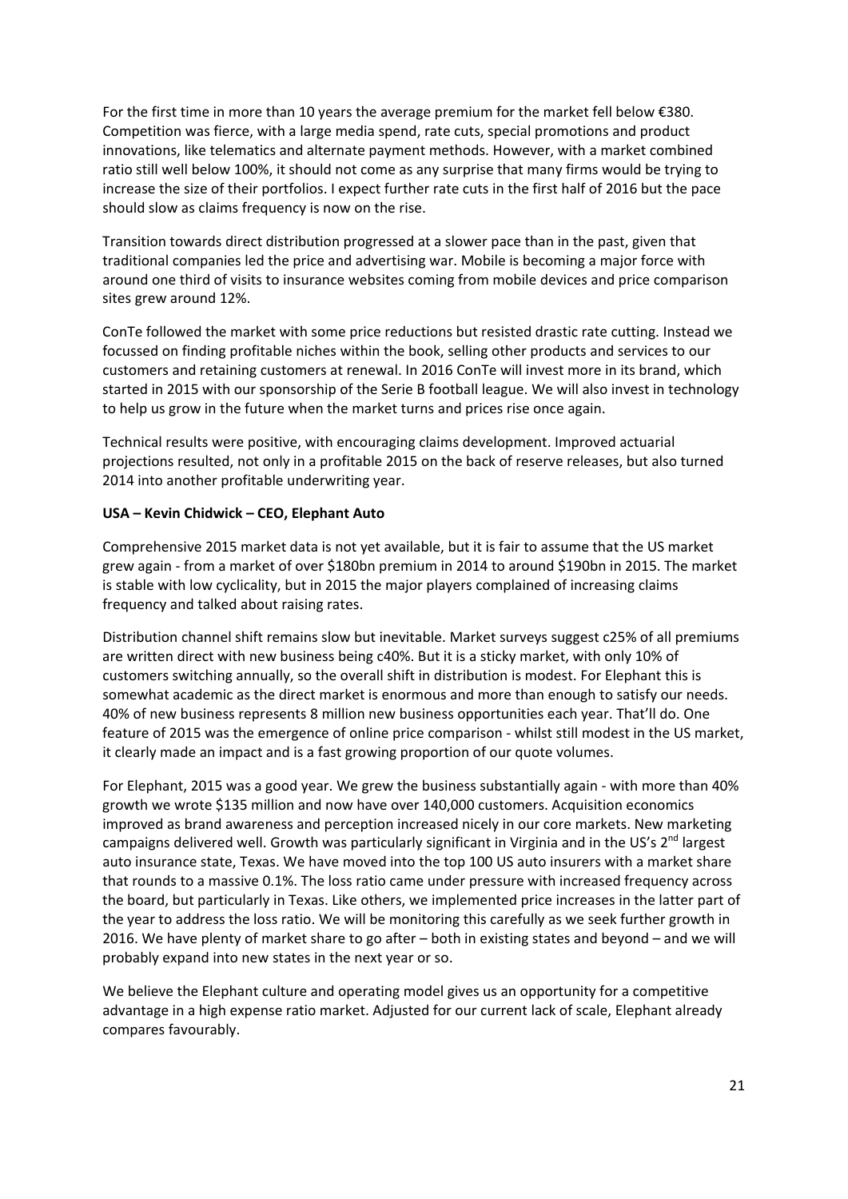For the first time in more than 10 years the average premium for the market fell below €380. Competition was fierce, with a large media spend, rate cuts, special promotions and product innovations, like telematics and alternate payment methods. However, with a market combined ratio still well below 100%, it should not come as any surprise that many firms would be trying to increase the size of their portfolios. I expect further rate cuts in the first half of 2016 but the pace should slow as claims frequency is now on the rise.

Transition towards direct distribution progressed at a slower pace than in the past, given that traditional companies led the price and advertising war. Mobile is becoming a major force with around one third of visits to insurance websites coming from mobile devices and price comparison sites grew around 12%.

ConTe followed the market with some price reductions but resisted drastic rate cutting. Instead we focussed on finding profitable niches within the book, selling other products and services to our customers and retaining customers at renewal. In 2016 ConTe will invest more in its brand, which started in 2015 with our sponsorship of the Serie B football league. We will also invest in technology to help us grow in the future when the market turns and prices rise once again.

Technical results were positive, with encouraging claims development. Improved actuarial projections resulted, not only in a profitable 2015 on the back of reserve releases, but also turned 2014 into another profitable underwriting year.

**USA – Kevin Chidwick – CEO, Elephant Auto**

Comprehensive 2015 market data is not yet available, but it is fair to assume that the US market grew again - from a market of over \$180bn premium in 2014 to around \$190bn in 2015. The market is stable with low cyclicality, but in 2015 the major players complained of increasing claims frequency and talked about raising rates.

Distribution channel shift remains slow but inevitable. Market surveys suggest c25% of all premiums are written direct with new business being c40%. But it is a sticky market, with only 10% of customers switching annually, so the overall shift in distribution is modest. For Elephant this is somewhat academic as the direct market is enormous and more than enough to satisfy our needs. 40% of new business represents 8 million new business opportunities each year. That'll do. One feature of 2015 was the emergence of online price comparison - whilst still modest in the US market, it clearly made an impact and is a fast growing proportion of our quote volumes.

For Elephant, 2015 was a good year. We grew the business substantially again - with more than 40% growth we wrote \$135 million and now have over 140,000 customers. Acquisition economics improved as brand awareness and perception increased nicely in our core markets. New marketing campaigns delivered well. Growth was particularly significant in Virginia and in the US's 2nd largest auto insurance state, Texas. We have moved into the top 100 US auto insurers with a market share that rounds to a massive 0.1%. The loss ratio came under pressure with increased frequency across the board, but particularly in Texas. Like others, we implemented price increases in the latter part of the year to address the loss ratio. We will be monitoring this carefully as we seek further growth in 2016. We have plenty of market share to go after – both in existing states and beyond – and we will probably expand into new states in the next year or so.

We believe the Elephant culture and operating model gives us an opportunity for a competitive advantage in a high expense ratio market. Adjusted for our current lack of scale, Elephant already compares favourably.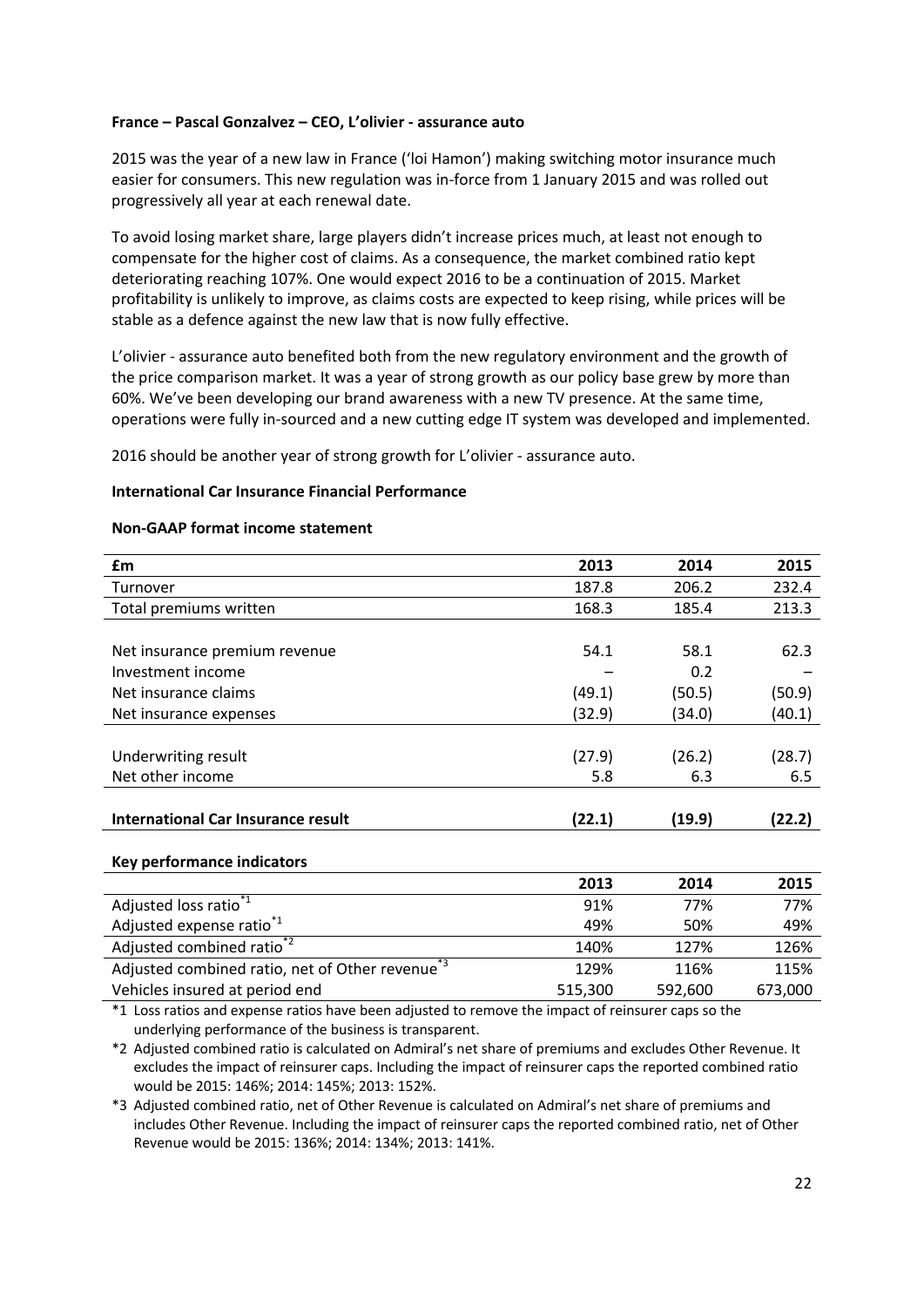**France – Pascal Gonzalvez – CEO, L'olivier - assurance auto**

2015 was the year of a new law in France ('loi Hamon') making switching motor insurance much easier for consumers. This new regulation was in-force from 1 January 2015 and was rolled out progressively all year at each renewal date.

To avoid losing market share, large players didn't increase prices much, at least not enough to compensate for the higher cost of claims. As a consequence, the market combined ratio kept deteriorating reaching 107%. One would expect 2016 to be a continuation of 2015. Market profitability is unlikely to improve, as claims costs are expected to keep rising, while prices will be stable as a defence against the new law that is now fully effective.

L'olivier - assurance auto benefited both from the new regulatory environment and the growth of the price comparison market. It was a year of strong growth as our policy base grew by more than 60%. We've been developing our brand awareness with a new TV presence. At the same time, operations were fully in-sourced and a new cutting edge IT system was developed and implemented.

2016 should be another year of strong growth for L'olivier - assurance auto.

**International Car Insurance Financial Performance**

**Non-GAAP format income statement**

| £m | 2013 | 2014 | 2015 |
|---|---|---|---|
| Turnover | 187.8 | 206.2 | 232.4 |
| Total premiums written | 168.3 | 185.4 | 213.3 |
| | | | |
| Net insurance premium revenue | 54.1 | 58.1 | 62.3 |
| Investment income | – | 0.2 | – |
| Net insurance claims | (49.1) | (50.5) | (50.9) |
| Net insurance expenses | (32.9) | (34.0) | (40.1) |
| | | | |
| Underwriting result | (27.9) | (26.2) | (28.7) |
| Net other income | 5.8 | 6.3 | 6.5 |
| | | | |
| **International Car Insurance result** | **(22.1)** | **(19.9)** | **(22.2)** |

**Key performance indicators**

| | 2013 | 2014 | 2015 |
|---|---|---|---|
| Adjusted loss ratio [*1] | 91% | 77% | 77% |
| Adjusted expense ratio [*1] | 49% | 50% | 49% |
| Adjusted combined ratio [*2] | 140% | 127% | 126% |
| Adjusted combined ratio, net of Other revenue [*3] | 129% | 116% | 115% |
| Vehicles insured at period end | 515,300 | 592,600 | 673,000 |

*1 Loss ratios and expense ratios have been adjusted to remove the impact of reinsurer caps so the underlying performance of the business is transparent.

*2 Adjusted combined ratio is calculated on Admiral's net share of premiums and excludes Other Revenue. It excludes the impact of reinsurer caps. Including the impact of reinsurer caps the reported combined ratio would be 2015: 146%; 2014: 145%; 2013: 152%.

*3 Adjusted combined ratio, net of Other Revenue is calculated on Admiral's net share of premiums and includes Other Revenue. Including the impact of reinsurer caps the reported combined ratio, net of Other Revenue would be 2015: 136%; 2014: 134%; 2013: 141%.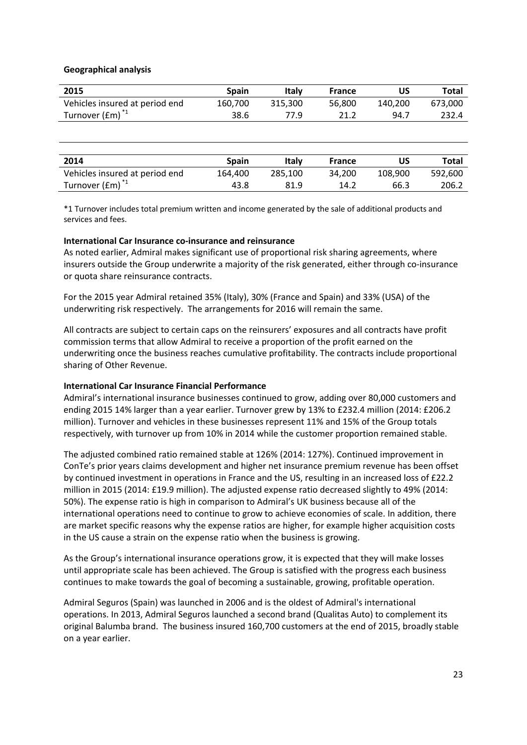**Geographical analysis**

| 2015 | Spain | Italy | France | US | Total |
|---|---|---|---|---|---|
| Vehicles insured at period end | 160,700 | 315,300 | 56,800 | 140,200 | 673,000 |
| Turnover (£m) [*1] | 38.6 | 77.9 | 21.2 | 94.7 | 232.4 |

| 2014 | Spain | Italy | France | US | Total |
|---|---|---|---|---|---|
| Vehicles insured at period end | 164,400 | 285,100 | 34,200 | 108,900 | 592,600 |
| Turnover (£m) [*1] | 43.8 | 81.9 | 14.2 | 66.3 | 206.2 |

*1 Turnover includes total premium written and income generated by the sale of additional products and services and fees.

**International Car Insurance co-insurance and reinsurance**

As noted earlier, Admiral makes significant use of proportional risk sharing agreements, where insurers outside the Group underwrite a majority of the risk generated, either through co-insurance or quota share reinsurance contracts.

For the 2015 year Admiral retained 35% (Italy), 30% (France and Spain) and 33% (USA) of the underwriting risk respectively. The arrangements for 2016 will remain the same.

All contracts are subject to certain caps on the reinsurers' exposures and all contracts have profit commission terms that allow Admiral to receive a proportion of the profit earned on the underwriting once the business reaches cumulative profitability. The contracts include proportional sharing of Other Revenue.

**International Car Insurance Financial Performance**

Admiral's international insurance businesses continued to grow, adding over 80,000 customers and ending 2015 14% larger than a year earlier. Turnover grew by 13% to £232.4 million (2014: £206.2 million). Turnover and vehicles in these businesses represent 11% and 15% of the Group totals respectively, with turnover up from 10% in 2014 while the customer proportion remained stable.

The adjusted combined ratio remained stable at 126% (2014: 127%). Continued improvement in ConTe's prior years claims development and higher net insurance premium revenue has been offset by continued investment in operations in France and the US, resulting in an increased loss of £22.2 million in 2015 (2014: £19.9 million). The adjusted expense ratio decreased slightly to 49% (2014: 50%). The expense ratio is high in comparison to Admiral's UK business because all of the international operations need to continue to grow to achieve economies of scale. In addition, there are market specific reasons why the expense ratios are higher, for example higher acquisition costs in the US cause a strain on the expense ratio when the business is growing.

As the Group's international insurance operations grow, it is expected that they will make losses until appropriate scale has been achieved. The Group is satisfied with the progress each business continues to make towards the goal of becoming a sustainable, growing, profitable operation.

Admiral Seguros (Spain) was launched in 2006 and is the oldest of Admiral's international operations. In 2013, Admiral Seguros launched a second brand (Qualitas Auto) to complement its original Balumba brand. The business insured 160,700 customers at the end of 2015, broadly stable on a year earlier.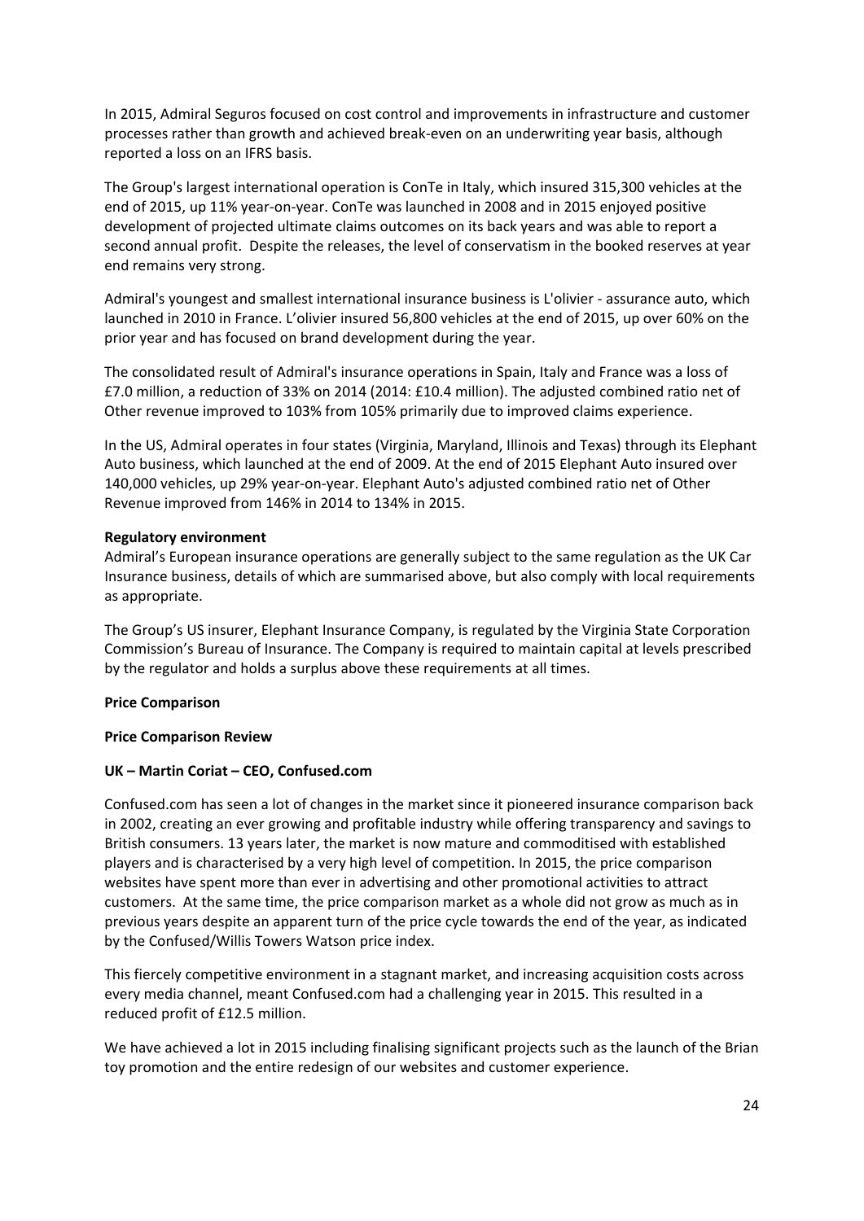In 2015, Admiral Seguros focused on cost control and improvements in infrastructure and customer processes rather than growth and achieved break-even on an underwriting year basis, although reported a loss on an IFRS basis.

The Group's largest international operation is ConTe in Italy, which insured 315,300 vehicles at the end of 2015, up 11% year-on-year. ConTe was launched in 2008 and in 2015 enjoyed positive development of projected ultimate claims outcomes on its back years and was able to report a second annual profit. Despite the releases, the level of conservatism in the booked reserves at year end remains very strong.

Admiral's youngest and smallest international insurance business is L'olivier - assurance auto, which launched in 2010 in France. L'olivier insured 56,800 vehicles at the end of 2015, up over 60% on the prior year and has focused on brand development during the year.

The consolidated result of Admiral's insurance operations in Spain, Italy and France was a loss of £7.0 million, a reduction of 33% on 2014 (2014: £10.4 million). The adjusted combined ratio net of Other revenue improved to 103% from 105% primarily due to improved claims experience.

In the US, Admiral operates in four states (Virginia, Maryland, Illinois and Texas) through its Elephant Auto business, which launched at the end of 2009. At the end of 2015 Elephant Auto insured over 140,000 vehicles, up 29% year-on-year. Elephant Auto's adjusted combined ratio net of Other Revenue improved from 146% in 2014 to 134% in 2015.

**Regulatory environment**

Admiral's European insurance operations are generally subject to the same regulation as the UK Car Insurance business, details of which are summarised above, but also comply with local requirements as appropriate.

The Group's US insurer, Elephant Insurance Company, is regulated by the Virginia State Corporation Commission's Bureau of Insurance. The Company is required to maintain capital at levels prescribed by the regulator and holds a surplus above these requirements at all times.

## Price Comparison

### Price Comparison Review

#### UK – Martin Coriat – CEO, Confused.com

Confused.com has seen a lot of changes in the market since it pioneered insurance comparison back in 2002, creating an ever growing and profitable industry while offering transparency and savings to British consumers. 13 years later, the market is now mature and commoditised with established players and is characterised by a very high level of competition. In 2015, the price comparison websites have spent more than ever in advertising and other promotional activities to attract customers. At the same time, the price comparison market as a whole did not grow as much as in previous years despite an apparent turn of the price cycle towards the end of the year, as indicated by the Confused/Willis Towers Watson price index.

This fiercely competitive environment in a stagnant market, and increasing acquisition costs across every media channel, meant Confused.com had a challenging year in 2015. This resulted in a reduced profit of £12.5 million.

We have achieved a lot in 2015 including finalising significant projects such as the launch of the Brian toy promotion and the entire redesign of our websites and customer experience.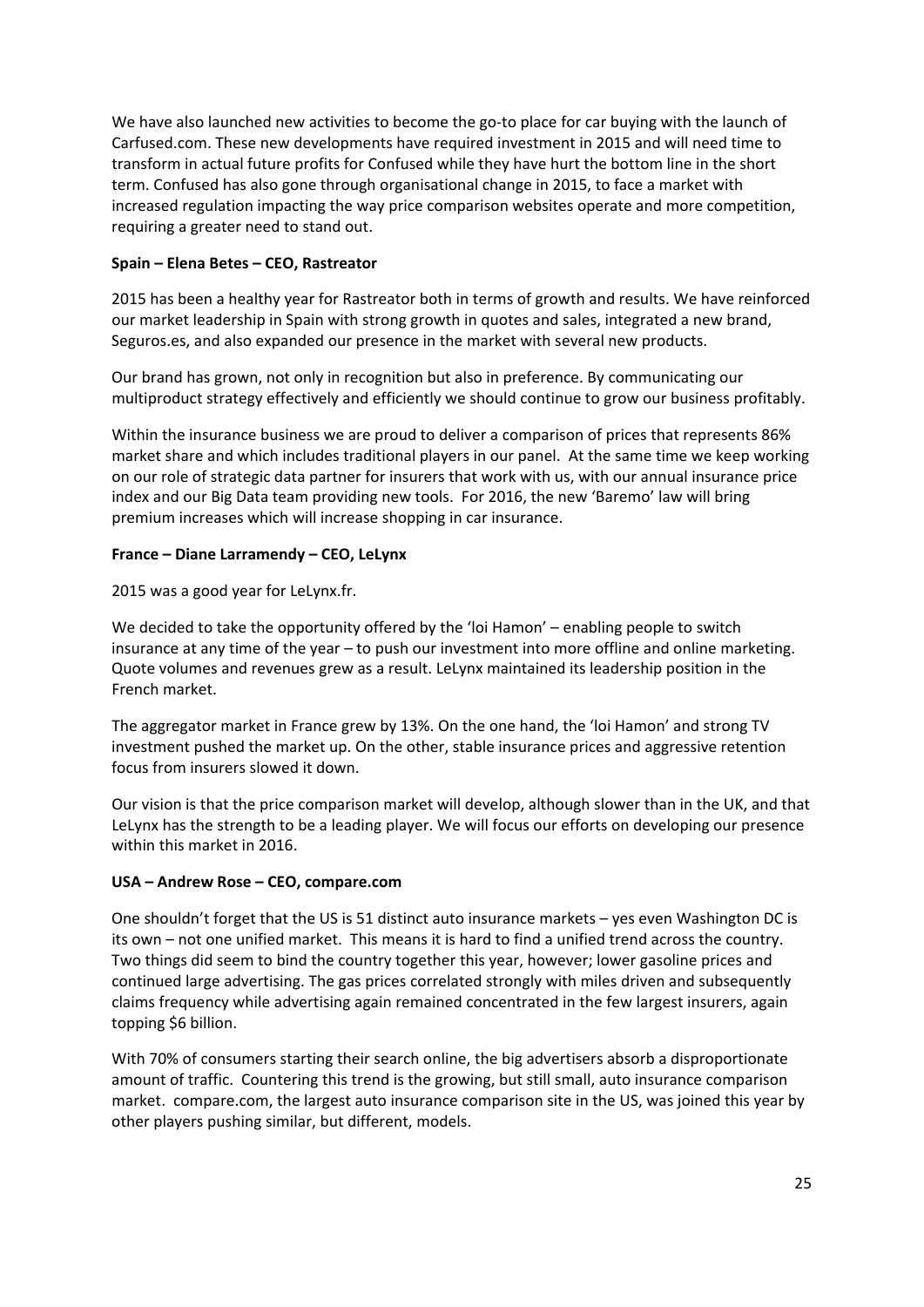We have also launched new activities to become the go-to place for car buying with the launch of Carfused.com. These new developments have required investment in 2015 and will need time to transform in actual future profits for Confused while they have hurt the bottom line in the short term. Confused has also gone through organisational change in 2015, to face a market with increased regulation impacting the way price comparison websites operate and more competition, requiring a greater need to stand out.

**Spain – Elena Betes – CEO, Rastreator**

2015 has been a healthy year for Rastreator both in terms of growth and results. We have reinforced our market leadership in Spain with strong growth in quotes and sales, integrated a new brand, Seguros.es, and also expanded our presence in the market with several new products.

Our brand has grown, not only in recognition but also in preference. By communicating our multiproduct strategy effectively and efficiently we should continue to grow our business profitably.

Within the insurance business we are proud to deliver a comparison of prices that represents 86% market share and which includes traditional players in our panel. At the same time we keep working on our role of strategic data partner for insurers that work with us, with our annual insurance price index and our Big Data team providing new tools. For 2016, the new 'Baremo' law will bring premium increases which will increase shopping in car insurance.

**France – Diane Larramendy – CEO, LeLynx**

2015 was a good year for LeLynx.fr.

We decided to take the opportunity offered by the 'loi Hamon' – enabling people to switch insurance at any time of the year – to push our investment into more offline and online marketing. Quote volumes and revenues grew as a result. LeLynx maintained its leadership position in the French market.

The aggregator market in France grew by 13%. On the one hand, the 'loi Hamon' and strong TV investment pushed the market up. On the other, stable insurance prices and aggressive retention focus from insurers slowed it down.

Our vision is that the price comparison market will develop, although slower than in the UK, and that LeLynx has the strength to be a leading player. We will focus our efforts on developing our presence within this market in 2016.

**USA – Andrew Rose – CEO, compare.com**

One shouldn't forget that the US is 51 distinct auto insurance markets – yes even Washington DC is its own – not one unified market. This means it is hard to find a unified trend across the country. Two things did seem to bind the country together this year, however; lower gasoline prices and continued large advertising. The gas prices correlated strongly with miles driven and subsequently claims frequency while advertising again remained concentrated in the few largest insurers, again topping $6 billion.

With 70% of consumers starting their search online, the big advertisers absorb a disproportionate amount of traffic. Countering this trend is the growing, but still small, auto insurance comparison market. compare.com, the largest auto insurance comparison site in the US, was joined this year by other players pushing similar, but different, models.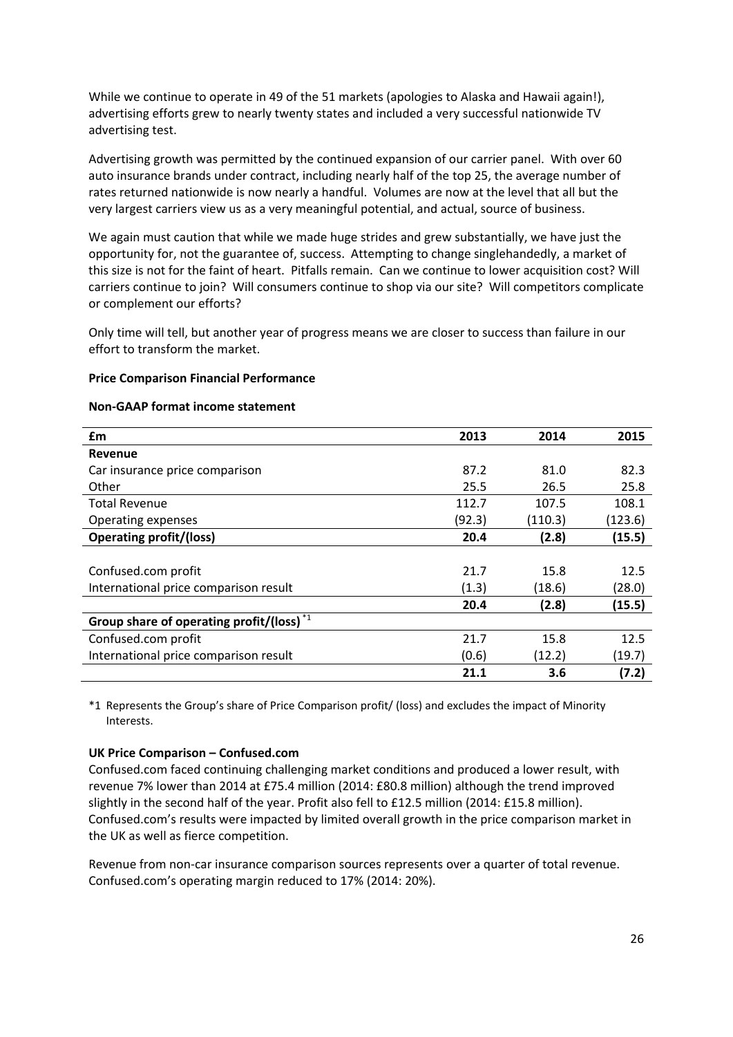While we continue to operate in 49 of the 51 markets (apologies to Alaska and Hawaii again!), advertising efforts grew to nearly twenty states and included a very successful nationwide TV advertising test.

Advertising growth was permitted by the continued expansion of our carrier panel. With over 60 auto insurance brands under contract, including nearly half of the top 25, the average number of rates returned nationwide is now nearly a handful. Volumes are now at the level that all but the very largest carriers view us as a very meaningful potential, and actual, source of business.

We again must caution that while we made huge strides and grew substantially, we have just the opportunity for, not the guarantee of, success. Attempting to change singlehandedly, a market of this size is not for the faint of heart. Pitfalls remain. Can we continue to lower acquisition cost? Will carriers continue to join? Will consumers continue to shop via our site? Will competitors complicate or complement our efforts?

Only time will tell, but another year of progress means we are closer to success than failure in our effort to transform the market.

**Price Comparison Financial Performance**

**Non-GAAP format income statement**

| £m | 2013 | 2014 | 2015 |
|---|---|---|---|
| **Revenue** | | | |
| Car insurance price comparison | 87.2 | 81.0 | 82.3 |
| Other | 25.5 | 26.5 | 25.8 |
| Total Revenue | 112.7 | 107.5 | 108.1 |
| Operating expenses | (92.3) | (110.3) | (123.6) |
| **Operating profit/(loss)** | **20.4** | **(2.8)** | **(15.5)** |
| | | | |
| Confused.com profit | 21.7 | 15.8 | 12.5 |
| International price comparison result | (1.3) | (18.6) | (28.0) |
| | **20.4** | **(2.8)** | **(15.5)** |
| **Group share of operating profit/(loss)** *1 | | | |
| Confused.com profit | 21.7 | 15.8 | 12.5 |
| International price comparison result | (0.6) | (12.2) | (19.7) |
| | **21.1** | **3.6** | **(7.2)** |

*1 Represents the Group's share of Price Comparison profit/ (loss) and excludes the impact of Minority Interests.

**UK Price Comparison – Confused.com**

Confused.com faced continuing challenging market conditions and produced a lower result, with revenue 7% lower than 2014 at £75.4 million (2014: £80.8 million) although the trend improved slightly in the second half of the year. Profit also fell to £12.5 million (2014: £15.8 million). Confused.com's results were impacted by limited overall growth in the price comparison market in the UK as well as fierce competition.

Revenue from non-car insurance comparison sources represents over a quarter of total revenue. Confused.com's operating margin reduced to 17% (2014: 20%).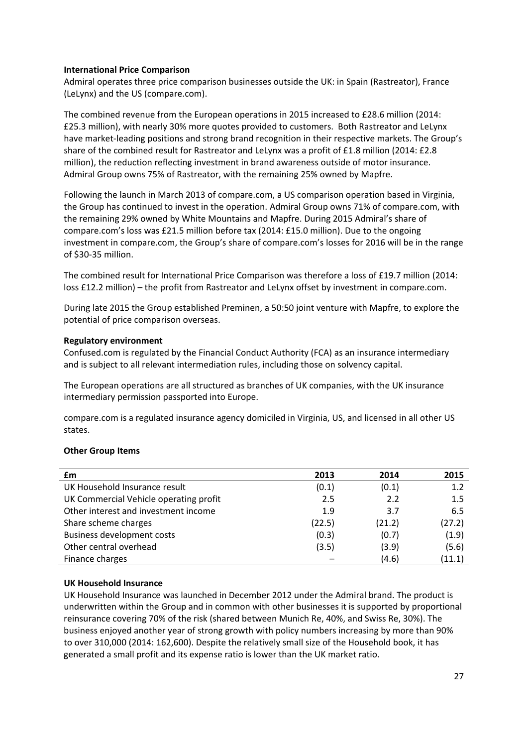**International Price Comparison**

Admiral operates three price comparison businesses outside the UK: in Spain (Rastreator), France (LeLynx) and the US (compare.com).

The combined revenue from the European operations in 2015 increased to £28.6 million (2014: £25.3 million), with nearly 30% more quotes provided to customers. Both Rastreator and LeLynx have market-leading positions and strong brand recognition in their respective markets. The Group's share of the combined result for Rastreator and LeLynx was a profit of £1.8 million (2014: £2.8 million), the reduction reflecting investment in brand awareness outside of motor insurance. Admiral Group owns 75% of Rastreator, with the remaining 25% owned by Mapfre.

Following the launch in March 2013 of compare.com, a US comparison operation based in Virginia, the Group has continued to invest in the operation. Admiral Group owns 71% of compare.com, with the remaining 29% owned by White Mountains and Mapfre. During 2015 Admiral's share of compare.com's loss was £21.5 million before tax (2014: £15.0 million). Due to the ongoing investment in compare.com, the Group's share of compare.com's losses for 2016 will be in the range of $30-35 million.

The combined result for International Price Comparison was therefore a loss of £19.7 million (2014: loss £12.2 million) – the profit from Rastreator and LeLynx offset by investment in compare.com.

During late 2015 the Group established Preminen, a 50:50 joint venture with Mapfre, to explore the potential of price comparison overseas.

**Regulatory environment**

Confused.com is regulated by the Financial Conduct Authority (FCA) as an insurance intermediary and is subject to all relevant intermediation rules, including those on solvency capital.

The European operations are all structured as branches of UK companies, with the UK insurance intermediary permission passported into Europe.

compare.com is a regulated insurance agency domiciled in Virginia, US, and licensed in all other US states.

**Other Group Items**

| £m | 2013 | 2014 | 2015 |
|---|---|---|---|
| UK Household Insurance result | (0.1) | (0.1) | 1.2 |
| UK Commercial Vehicle operating profit | 2.5 | 2.2 | 1.5 |
| Other interest and investment income | 1.9 | 3.7 | 6.5 |
| Share scheme charges | (22.5) | (21.2) | (27.2) |
| Business development costs | (0.3) | (0.7) | (1.9) |
| Other central overhead | (3.5) | (3.9) | (5.6) |
| Finance charges | – | (4.6) | (11.1) |

**UK Household Insurance**

UK Household Insurance was launched in December 2012 under the Admiral brand. The product is underwritten within the Group and in common with other businesses it is supported by proportional reinsurance covering 70% of the risk (shared between Munich Re, 40%, and Swiss Re, 30%). The business enjoyed another year of strong growth with policy numbers increasing by more than 90% to over 310,000 (2014: 162,600). Despite the relatively small size of the Household book, it has generated a small profit and its expense ratio is lower than the UK market ratio.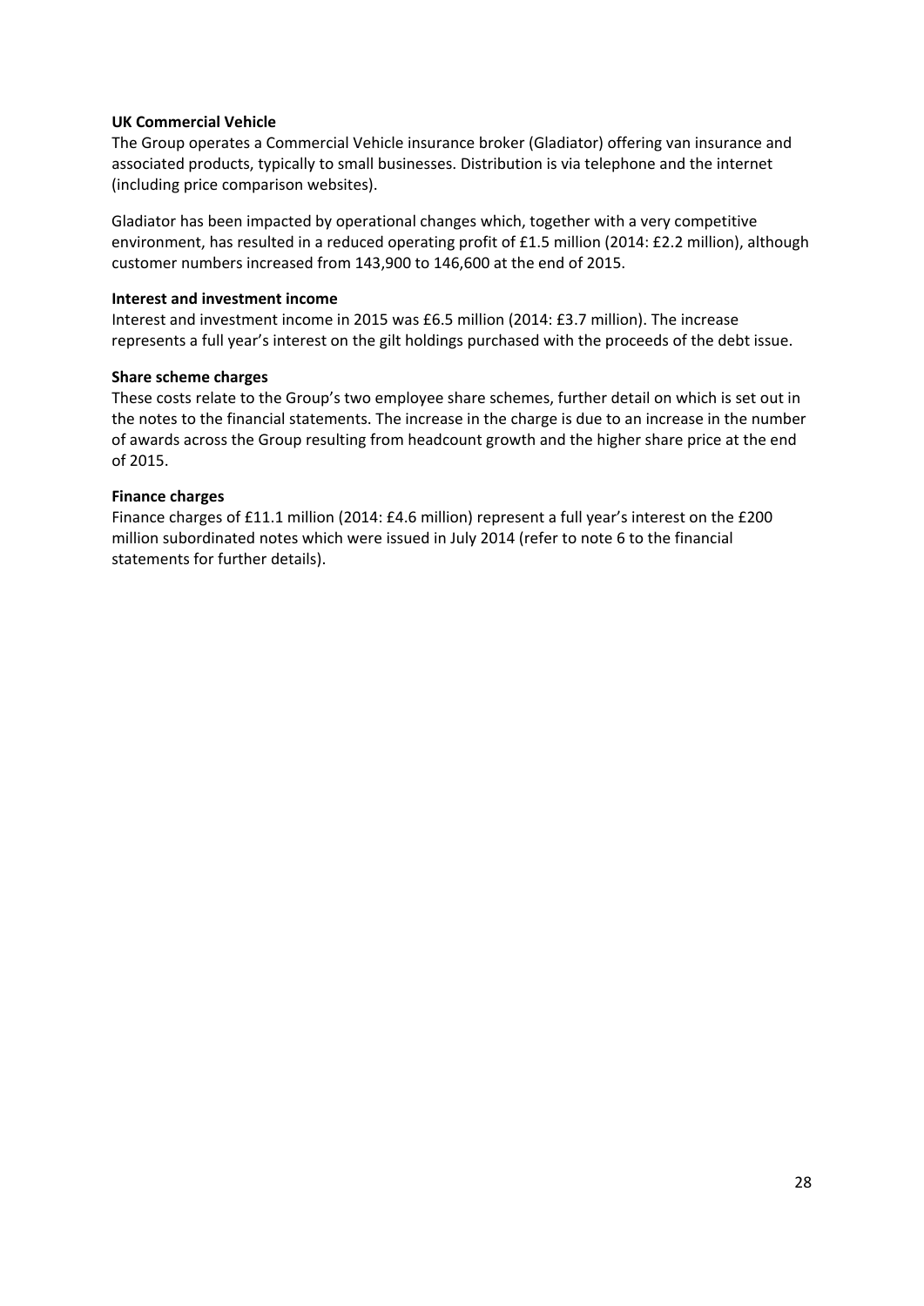**UK Commercial Vehicle**

The Group operates a Commercial Vehicle insurance broker (Gladiator) offering van insurance and associated products, typically to small businesses. Distribution is via telephone and the internet (including price comparison websites).

Gladiator has been impacted by operational changes which, together with a very competitive environment, has resulted in a reduced operating profit of £1.5 million (2014: £2.2 million), although customer numbers increased from 143,900 to 146,600 at the end of 2015.

**Interest and investment income**

Interest and investment income in 2015 was £6.5 million (2014: £3.7 million). The increase represents a full year's interest on the gilt holdings purchased with the proceeds of the debt issue.

**Share scheme charges**

These costs relate to the Group's two employee share schemes, further detail on which is set out in the notes to the financial statements. The increase in the charge is due to an increase in the number of awards across the Group resulting from headcount growth and the higher share price at the end of 2015.

**Finance charges**

Finance charges of £11.1 million (2014: £4.6 million) represent a full year's interest on the £200 million subordinated notes which were issued in July 2014 (refer to note 6 to the financial statements for further details).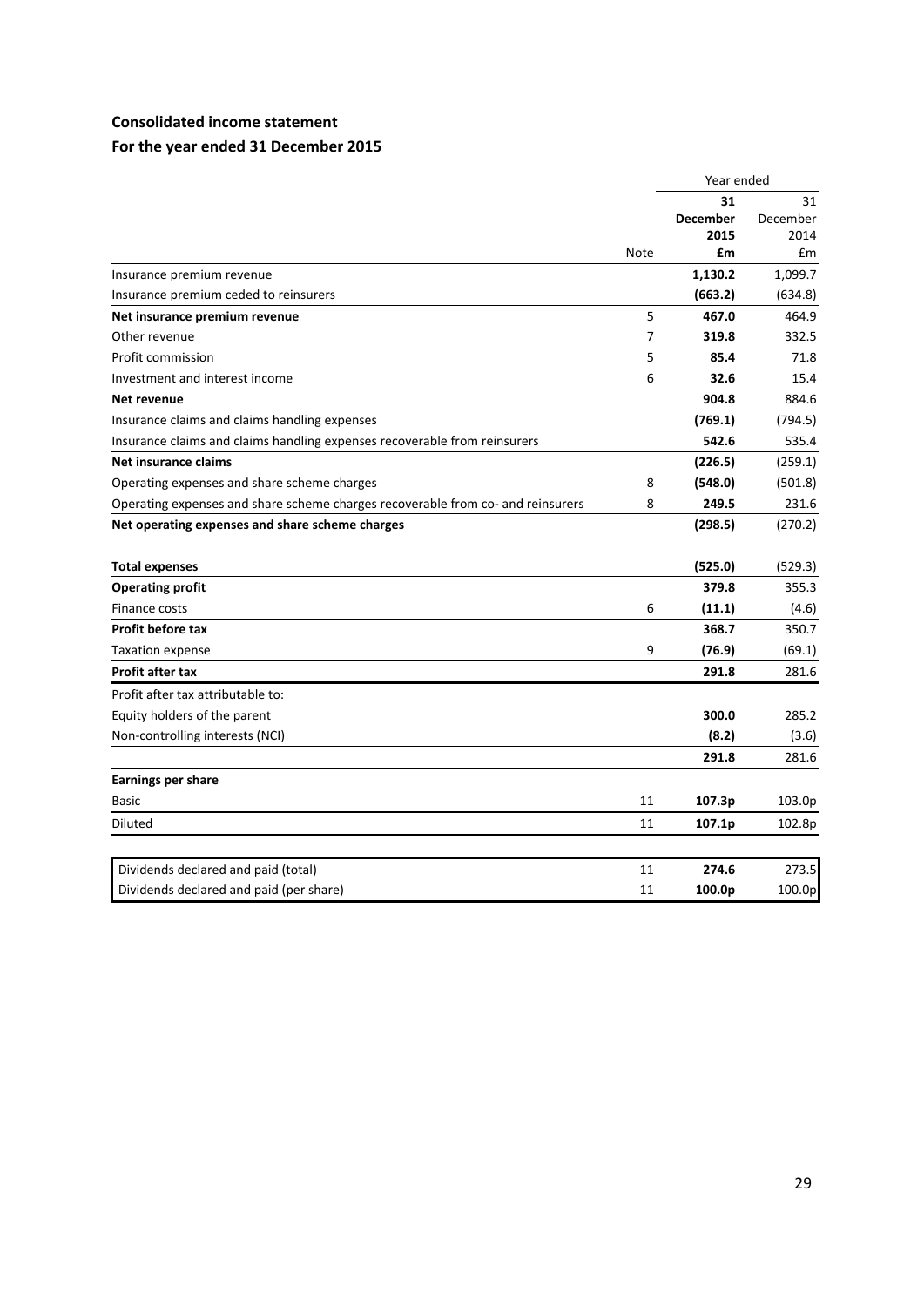## Consolidated income statement

## For the year ended 31 December 2015

| | Note | Year ended 31 December 2015 £m | 31 December 2014 £m |
|---|---|---|---|
| Insurance premium revenue | | **1,130.2** | 1,099.7 |
| Insurance premium ceded to reinsurers | | **(663.2)** | (634.8) |
| **Net insurance premium revenue** | 5 | **467.0** | 464.9 |
| Other revenue | 7 | **319.8** | 332.5 |
| Profit commission | 5 | **85.4** | 71.8 |
| Investment and interest income | 6 | **32.6** | 15.4 |
| **Net revenue** | | **904.8** | 884.6 |
| Insurance claims and claims handling expenses | | **(769.1)** | (794.5) |
| Insurance claims and claims handling expenses recoverable from reinsurers | | **542.6** | 535.4 |
| **Net insurance claims** | | **(226.5)** | (259.1) |
| Operating expenses and share scheme charges | 8 | **(548.0)** | (501.8) |
| Operating expenses and share scheme charges recoverable from co- and reinsurers | 8 | **249.5** | 231.6 |
| **Net operating expenses and share scheme charges** | | **(298.5)** | (270.2) |
| **Total expenses** | | **(525.0)** | (529.3) |
| **Operating profit** | | **379.8** | 355.3 |
| Finance costs | 6 | **(11.1)** | (4.6) |
| **Profit before tax** | | **368.7** | 350.7 |
| Taxation expense | 9 | **(76.9)** | (69.1) |
| **Profit after tax** | | **291.8** | 281.6 |
| Profit after tax attributable to: | | | |
| Equity holders of the parent | | **300.0** | 285.2 |
| Non-controlling interests (NCI) | | **(8.2)** | (3.6) |
| | | **291.8** | 281.6 |
| **Earnings per share** | | | |
| Basic | 11 | **107.3p** | 103.0p |
| Diluted | 11 | **107.1p** | 102.8p |

| | Note | 2015 | 2014 |
|---|---|---|---|
| Dividends declared and paid (total) | 11 | **274.6** | 273.5 |
| Dividends declared and paid (per share) | 11 | **100.0p** | 100.0p |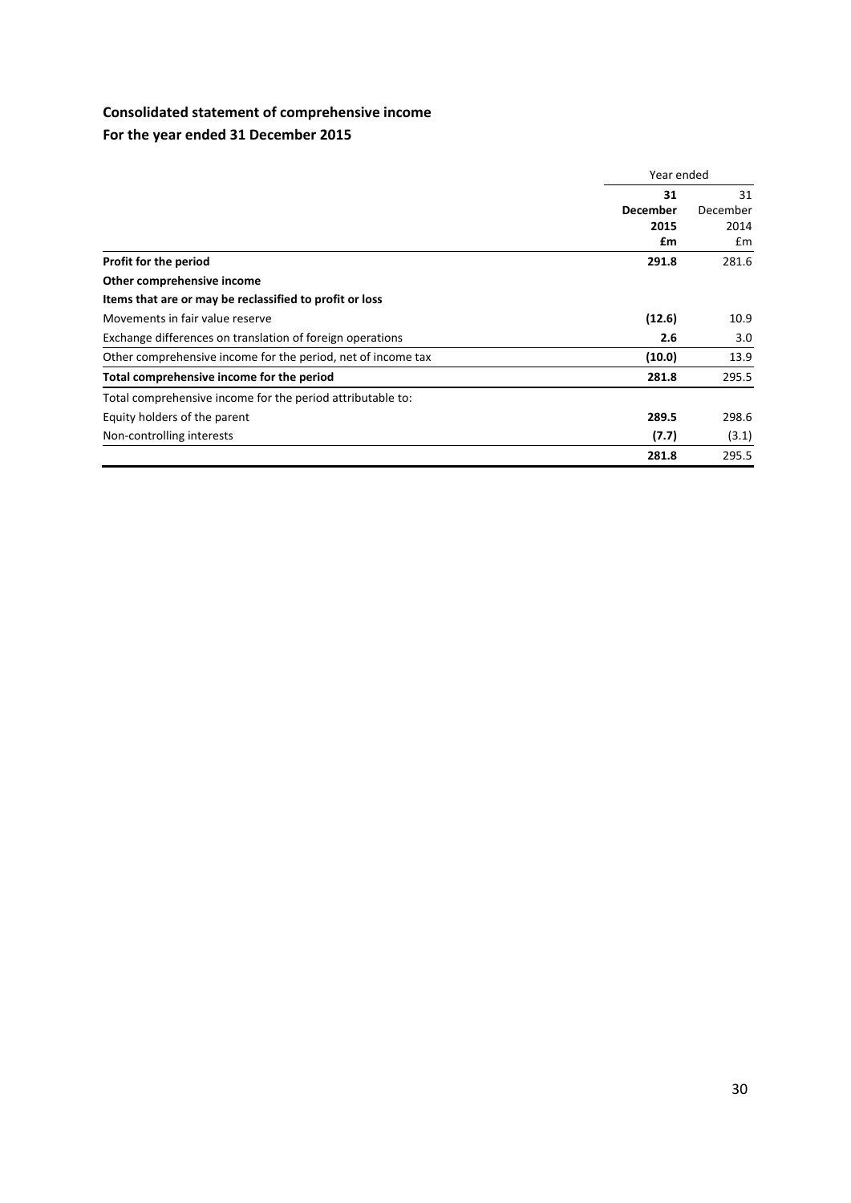## Consolidated statement of comprehensive income

## For the year ended 31 December 2015

| | Year ended | |
|---|---|---|
| | **31 December 2015** | 31 December 2014 |
| | **£m** | £m |
| **Profit for the period** | **291.8** | 281.6 |
| **Other comprehensive income** | | |
| **Items that are or may be reclassified to profit or loss** | | |
| Movements in fair value reserve | **(12.6)** | 10.9 |
| Exchange differences on translation of foreign operations | **2.6** | 3.0 |
| Other comprehensive income for the period, net of income tax | **(10.0)** | 13.9 |
| **Total comprehensive income for the period** | **281.8** | 295.5 |
| Total comprehensive income for the period attributable to: | | |
| Equity holders of the parent | **289.5** | 298.6 |
| Non-controlling interests | **(7.7)** | (3.1) |
| | **281.8** | 295.5 |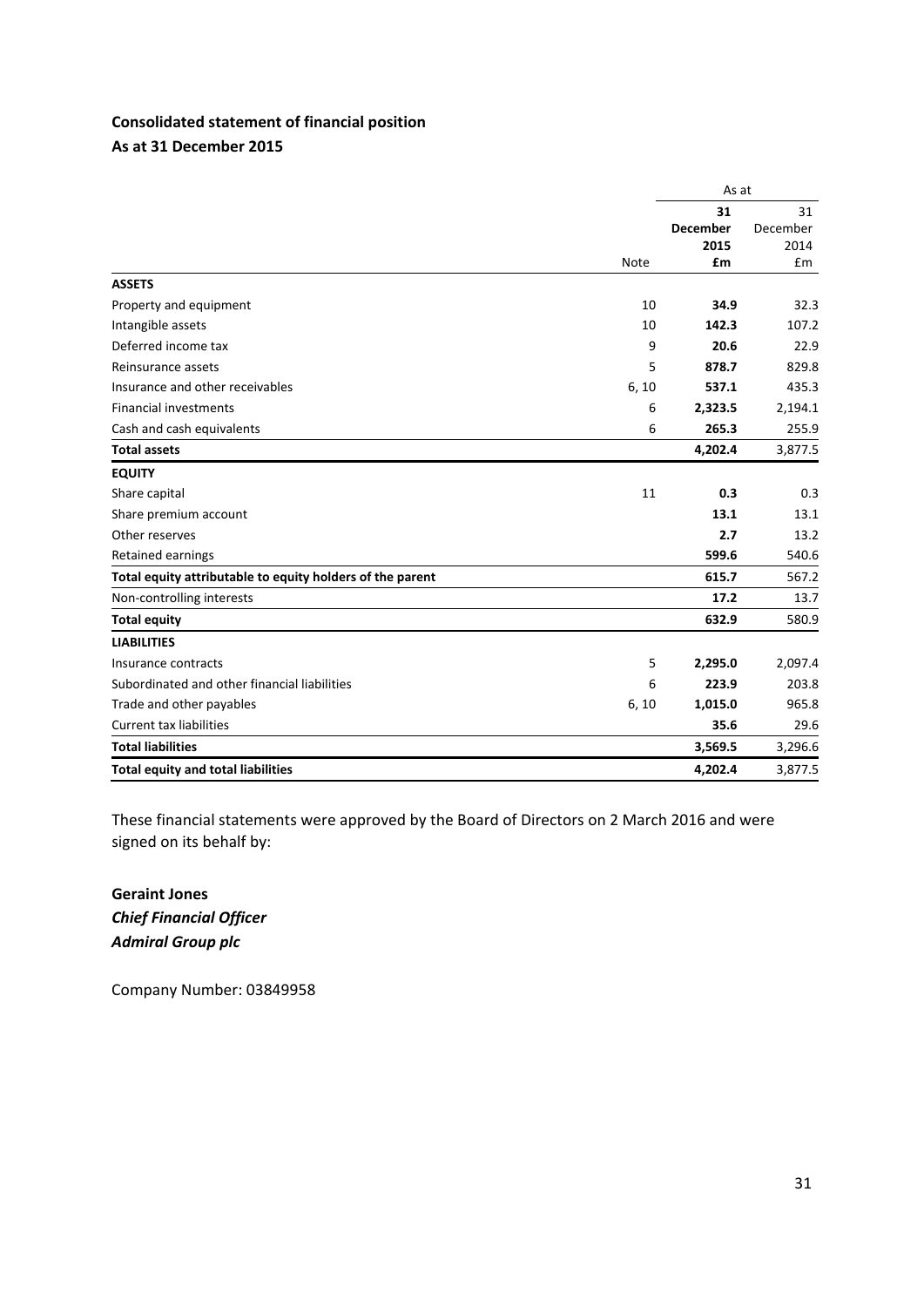## Consolidated statement of financial position
## As at 31 December 2015

| | Note | As at | |
|---|---|---|---|
| | | **31 December 2015 £m** | 31 December 2014 £m |
| **ASSETS** | | | |
| Property and equipment | 10 | **34.9** | 32.3 |
| Intangible assets | 10 | **142.3** | 107.2 |
| Deferred income tax | 9 | **20.6** | 22.9 |
| Reinsurance assets | 5 | **878.7** | 829.8 |
| Insurance and other receivables | 6, 10 | **537.1** | 435.3 |
| Financial investments | 6 | **2,323.5** | 2,194.1 |
| Cash and cash equivalents | 6 | **265.3** | 255.9 |
| **Total assets** | | **4,202.4** | 3,877.5 |
| **EQUITY** | | | |
| Share capital | 11 | **0.3** | 0.3 |
| Share premium account | | **13.1** | 13.1 |
| Other reserves | | **2.7** | 13.2 |
| Retained earnings | | **599.6** | 540.6 |
| **Total equity attributable to equity holders of the parent** | | **615.7** | 567.2 |
| Non-controlling interests | | **17.2** | 13.7 |
| **Total equity** | | **632.9** | 580.9 |
| **LIABILITIES** | | | |
| Insurance contracts | 5 | **2,295.0** | 2,097.4 |
| Subordinated and other financial liabilities | 6 | **223.9** | 203.8 |
| Trade and other payables | 6, 10 | **1,015.0** | 965.8 |
| Current tax liabilities | | **35.6** | 29.6 |
| **Total liabilities** | | **3,569.5** | 3,296.6 |
| **Total equity and total liabilities** | | **4,202.4** | 3,877.5 |

These financial statements were approved by the Board of Directors on 2 March 2016 and were signed on its behalf by:

**Geraint Jones**
***Chief Financial Officer***
***Admiral Group plc***

Company Number: 03849958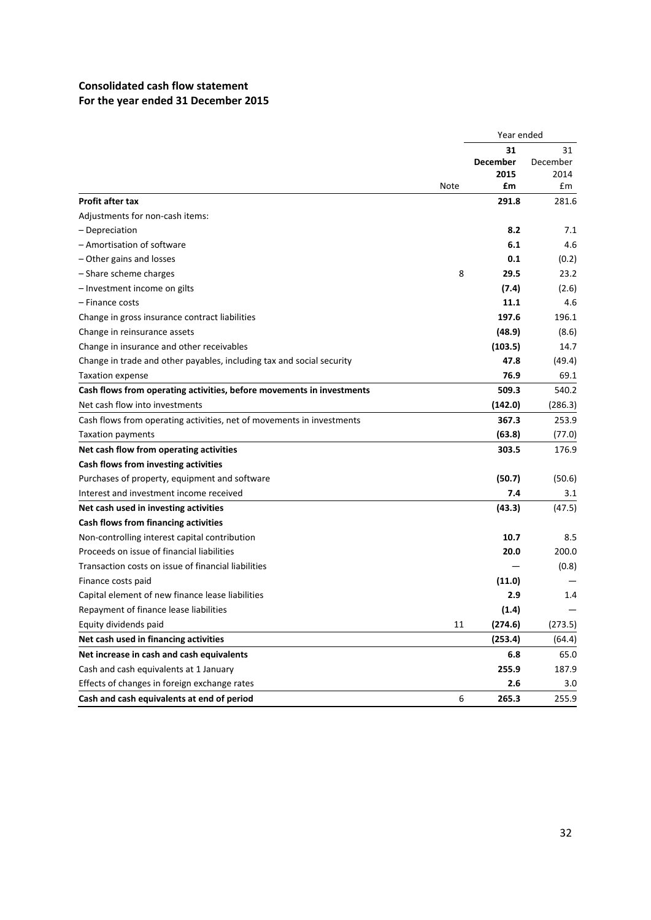## Consolidated cash flow statement
## For the year ended 31 December 2015

| | Note | Year ended 31 December 2015 £m | 31 December 2014 £m |
|---|---|---|---|
| **Profit after tax** | | **291.8** | 281.6 |
| Adjustments for non-cash items: | | | |
| – Depreciation | | **8.2** | 7.1 |
| – Amortisation of software | | **6.1** | 4.6 |
| – Other gains and losses | | **0.1** | (0.2) |
| – Share scheme charges | 8 | **29.5** | 23.2 |
| – Investment income on gilts | | **(7.4)** | (2.6) |
| – Finance costs | | **11.1** | 4.6 |
| Change in gross insurance contract liabilities | | **197.6** | 196.1 |
| Change in reinsurance assets | | **(48.9)** | (8.6) |
| Change in insurance and other receivables | | **(103.5)** | 14.7 |
| Change in trade and other payables, including tax and social security | | **47.8** | (49.4) |
| Taxation expense | | **76.9** | 69.1 |
| **Cash flows from operating activities, before movements in investments** | | **509.3** | 540.2 |
| Net cash flow into investments | | **(142.0)** | (286.3) |
| Cash flows from operating activities, net of movements in investments | | **367.3** | 253.9 |
| Taxation payments | | **(63.8)** | (77.0) |
| **Net cash flow from operating activities** | | **303.5** | 176.9 |
| **Cash flows from investing activities** | | | |
| Purchases of property, equipment and software | | **(50.7)** | (50.6) |
| Interest and investment income received | | **7.4** | 3.1 |
| **Net cash used in investing activities** | | **(43.3)** | (47.5) |
| **Cash flows from financing activities** | | | |
| Non-controlling interest capital contribution | | **10.7** | 8.5 |
| Proceeds on issue of financial liabilities | | **20.0** | 200.0 |
| Transaction costs on issue of financial liabilities | | **—** | (0.8) |
| Finance costs paid | | **(11.0)** | — |
| Capital element of new finance lease liabilities | | **2.9** | 1.4 |
| Repayment of finance lease liabilities | | **(1.4)** | — |
| Equity dividends paid | 11 | **(274.6)** | (273.5) |
| **Net cash used in financing activities** | | **(253.4)** | (64.4) |
| **Net increase in cash and cash equivalents** | | **6.8** | 65.0 |
| Cash and cash equivalents at 1 January | | **255.9** | 187.9 |
| Effects of changes in foreign exchange rates | | **2.6** | 3.0 |
| **Cash and cash equivalents at end of period** | 6 | **265.3** | 255.9 |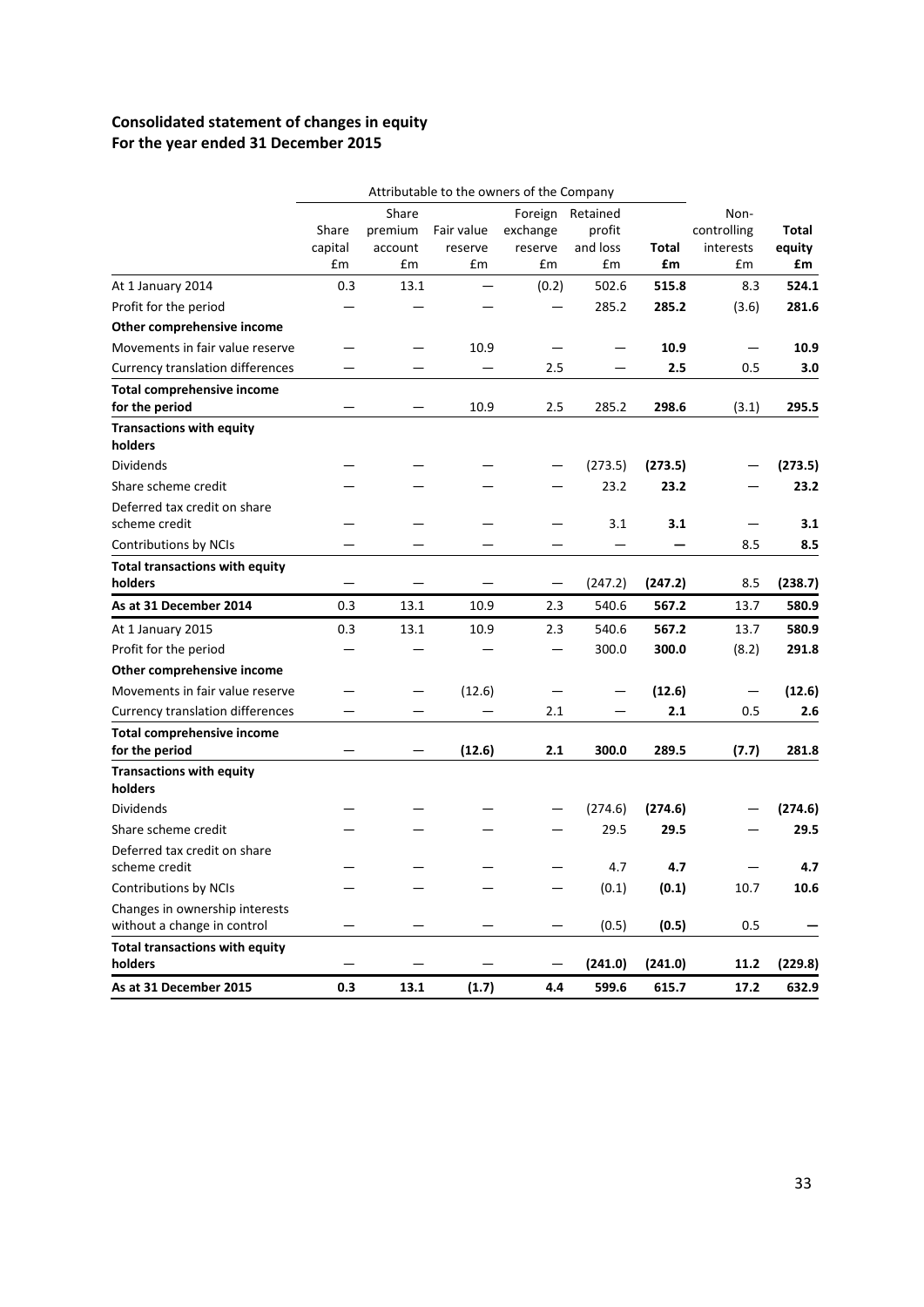## Consolidated statement of changes in equity
## For the year ended 31 December 2015

| | Attributable to the owners of the Company | | | | | | | |
|---|---|---|---|---|---|---|---|---|
| | Share capital £m | Share premium account £m | Fair value reserve £m | Foreign exchange reserve £m | Retained profit and loss £m | **Total £m** | Non-controlling interests £m | **Total equity £m** |
| At 1 January 2014 | 0.3 | 13.1 | — | (0.2) | 502.6 | **515.8** | 8.3 | **524.1** |
| Profit for the period | — | — | — | — | 285.2 | **285.2** | (3.6) | **281.6** |
| **Other comprehensive income** | | | | | | | | |
| Movements in fair value reserve | — | — | 10.9 | — | — | **10.9** | — | **10.9** |
| Currency translation differences | — | — | — | 2.5 | — | **2.5** | 0.5 | **3.0** |
| **Total comprehensive income for the period** | — | — | 10.9 | 2.5 | 285.2 | **298.6** | (3.1) | **295.5** |
| **Transactions with equity holders** | | | | | | | | |
| Dividends | — | — | — | — | (273.5) | **(273.5)** | — | **(273.5)** |
| Share scheme credit | — | — | — | — | 23.2 | **23.2** | — | **23.2** |
| Deferred tax credit on share scheme credit | — | — | — | — | 3.1 | **3.1** | — | **3.1** |
| Contributions by NCIs | — | — | — | — | — | **—** | 8.5 | **8.5** |
| **Total transactions with equity holders** | — | — | — | — | (247.2) | **(247.2)** | 8.5 | **(238.7)** |
| **As at 31 December 2014** | 0.3 | 13.1 | 10.9 | 2.3 | 540.6 | **567.2** | 13.7 | **580.9** |
| At 1 January 2015 | 0.3 | 13.1 | 10.9 | 2.3 | 540.6 | **567.2** | 13.7 | **580.9** |
| Profit for the period | — | — | — | — | 300.0 | **300.0** | (8.2) | **291.8** |
| **Other comprehensive income** | | | | | | | | |
| Movements in fair value reserve | — | — | (12.6) | — | — | **(12.6)** | — | **(12.6)** |
| Currency translation differences | — | — | — | 2.1 | — | **2.1** | 0.5 | **2.6** |
| **Total comprehensive income for the period** | — | — | **(12.6)** | **2.1** | **300.0** | **289.5** | **(7.7)** | **281.8** |
| **Transactions with equity holders** | | | | | | | | |
| Dividends | — | — | — | — | (274.6) | **(274.6)** | — | **(274.6)** |
| Share scheme credit | — | — | — | — | 29.5 | **29.5** | — | **29.5** |
| Deferred tax credit on share scheme credit | — | — | — | — | 4.7 | **4.7** | — | **4.7** |
| Contributions by NCIs | — | — | — | — | (0.1) | **(0.1)** | 10.7 | **10.6** |
| Changes in ownership interests without a change in control | — | — | — | — | (0.5) | **(0.5)** | 0.5 | **—** |
| **Total transactions with equity holders** | — | — | — | — | **(241.0)** | **(241.0)** | **11.2** | **(229.8)** |
| **As at 31 December 2015** | **0.3** | **13.1** | **(1.7)** | **4.4** | **599.6** | **615.7** | **17.2** | **632.9** |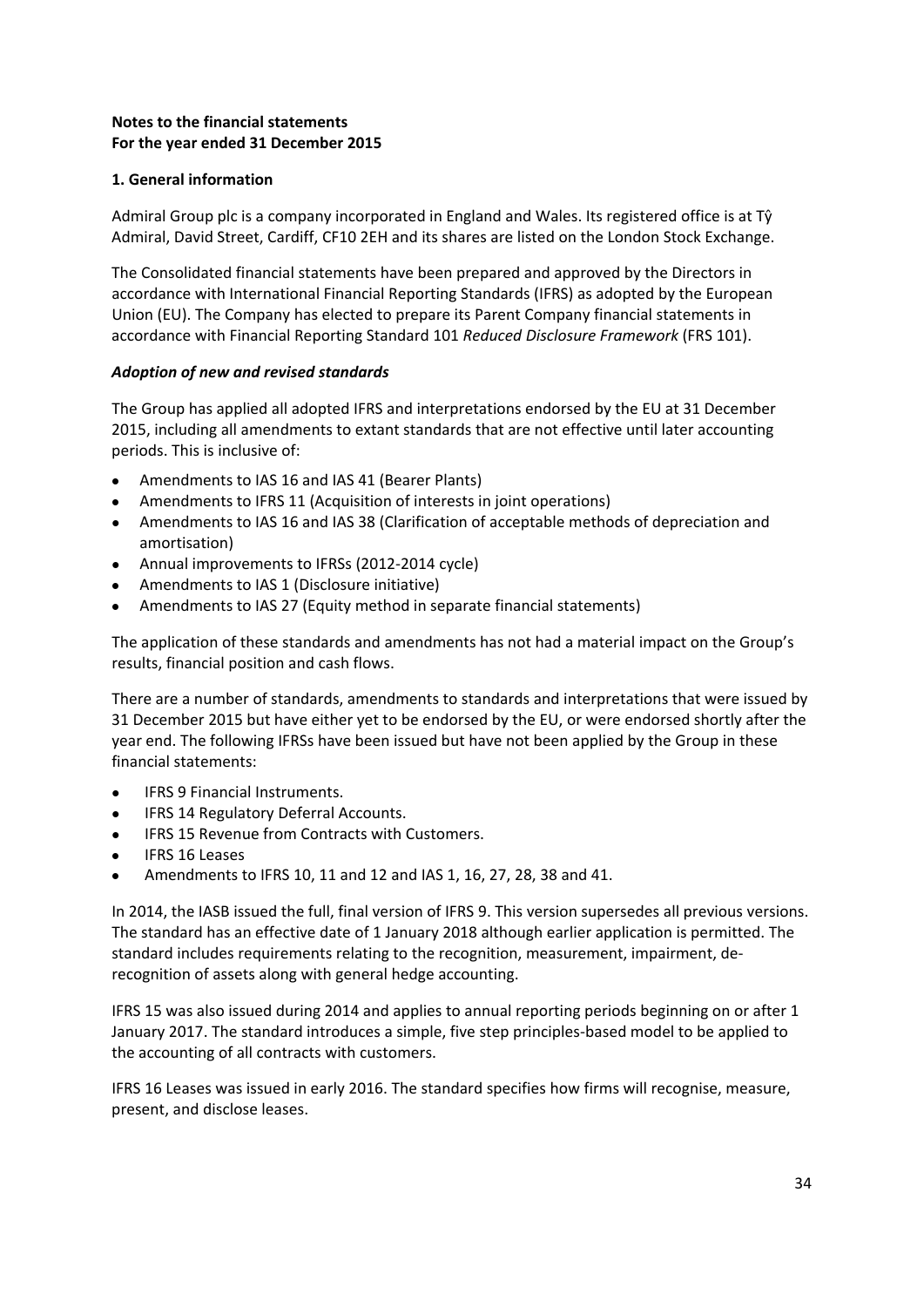**Notes to the financial statements**
**For the year ended 31 December 2015**

**1. General information**

Admiral Group plc is a company incorporated in England and Wales. Its registered office is at Tŷ Admiral, David Street, Cardiff, CF10 2EH and its shares are listed on the London Stock Exchange.

The Consolidated financial statements have been prepared and approved by the Directors in accordance with International Financial Reporting Standards (IFRS) as adopted by the European Union (EU). The Company has elected to prepare its Parent Company financial statements in accordance with Financial Reporting Standard 101 *Reduced Disclosure Framework* (FRS 101).

***Adoption of new and revised standards***

The Group has applied all adopted IFRS and interpretations endorsed by the EU at 31 December 2015, including all amendments to extant standards that are not effective until later accounting periods. This is inclusive of:

- Amendments to IAS 16 and IAS 41 (Bearer Plants)
- Amendments to IFRS 11 (Acquisition of interests in joint operations)
- Amendments to IAS 16 and IAS 38 (Clarification of acceptable methods of depreciation and amortisation)
- Annual improvements to IFRSs (2012-2014 cycle)
- Amendments to IAS 1 (Disclosure initiative)
- Amendments to IAS 27 (Equity method in separate financial statements)

The application of these standards and amendments has not had a material impact on the Group's results, financial position and cash flows.

There are a number of standards, amendments to standards and interpretations that were issued by 31 December 2015 but have either yet to be endorsed by the EU, or were endorsed shortly after the year end. The following IFRSs have been issued but have not been applied by the Group in these financial statements:

- IFRS 9 Financial Instruments.
- IFRS 14 Regulatory Deferral Accounts.
- IFRS 15 Revenue from Contracts with Customers.
- IFRS 16 Leases
- Amendments to IFRS 10, 11 and 12 and IAS 1, 16, 27, 28, 38 and 41.

In 2014, the IASB issued the full, final version of IFRS 9. This version supersedes all previous versions. The standard has an effective date of 1 January 2018 although earlier application is permitted. The standard includes requirements relating to the recognition, measurement, impairment, de-recognition of assets along with general hedge accounting.

IFRS 15 was also issued during 2014 and applies to annual reporting periods beginning on or after 1 January 2017. The standard introduces a simple, five step principles-based model to be applied to the accounting of all contracts with customers.

IFRS 16 Leases was issued in early 2016. The standard specifies how firms will recognise, measure, present, and disclose leases.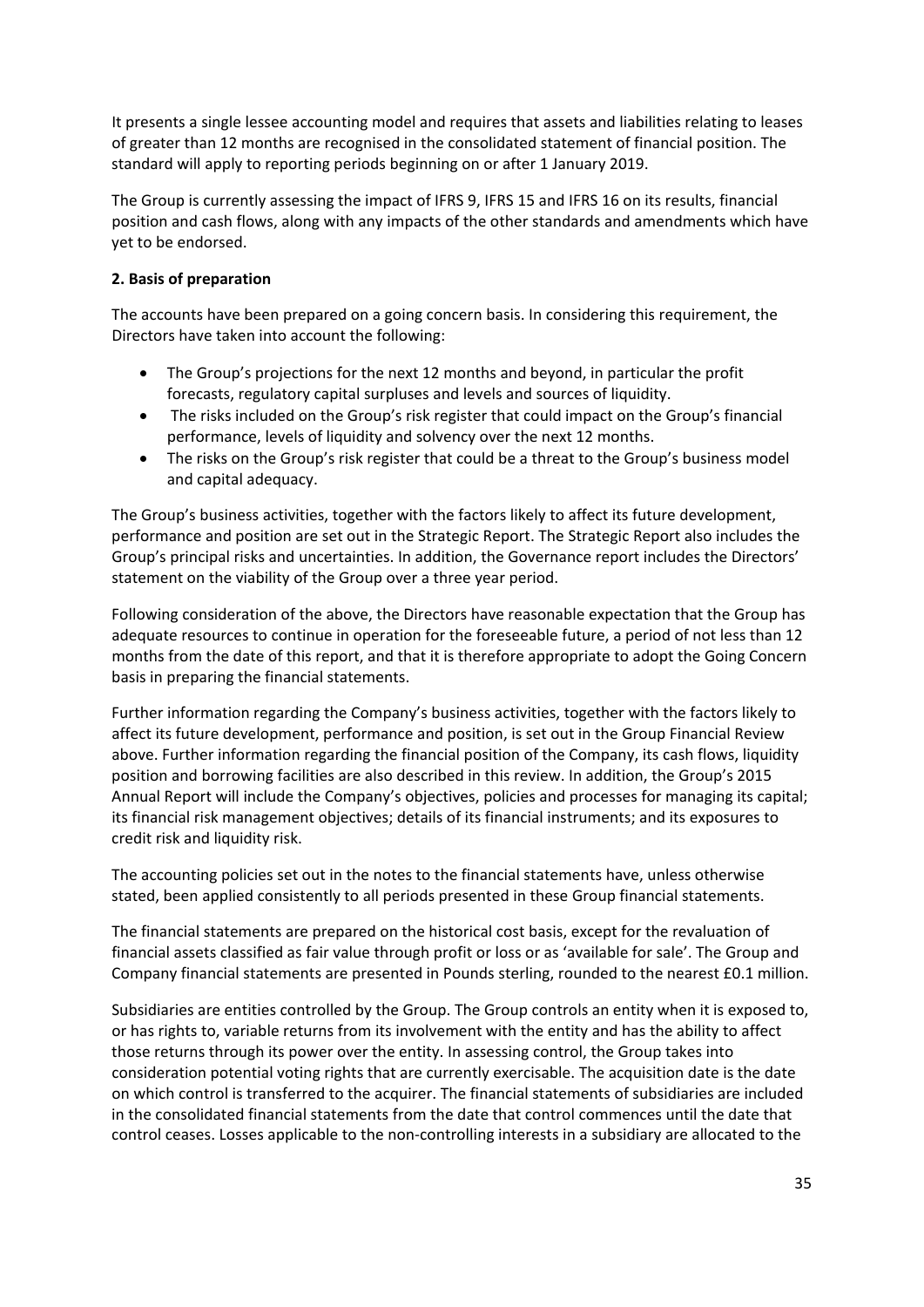It presents a single lessee accounting model and requires that assets and liabilities relating to leases of greater than 12 months are recognised in the consolidated statement of financial position. The standard will apply to reporting periods beginning on or after 1 January 2019.

The Group is currently assessing the impact of IFRS 9, IFRS 15 and IFRS 16 on its results, financial position and cash flows, along with any impacts of the other standards and amendments which have yet to be endorsed.

**2. Basis of preparation**

The accounts have been prepared on a going concern basis. In considering this requirement, the Directors have taken into account the following:

- The Group's projections for the next 12 months and beyond, in particular the profit forecasts, regulatory capital surpluses and levels and sources of liquidity.
- The risks included on the Group's risk register that could impact on the Group's financial performance, levels of liquidity and solvency over the next 12 months.
- The risks on the Group's risk register that could be a threat to the Group's business model and capital adequacy.

The Group's business activities, together with the factors likely to affect its future development, performance and position are set out in the Strategic Report. The Strategic Report also includes the Group's principal risks and uncertainties. In addition, the Governance report includes the Directors' statement on the viability of the Group over a three year period.

Following consideration of the above, the Directors have reasonable expectation that the Group has adequate resources to continue in operation for the foreseeable future, a period of not less than 12 months from the date of this report, and that it is therefore appropriate to adopt the Going Concern basis in preparing the financial statements.

Further information regarding the Company's business activities, together with the factors likely to affect its future development, performance and position, is set out in the Group Financial Review above. Further information regarding the financial position of the Company, its cash flows, liquidity position and borrowing facilities are also described in this review. In addition, the Group's 2015 Annual Report will include the Company's objectives, policies and processes for managing its capital; its financial risk management objectives; details of its financial instruments; and its exposures to credit risk and liquidity risk.

The accounting policies set out in the notes to the financial statements have, unless otherwise stated, been applied consistently to all periods presented in these Group financial statements.

The financial statements are prepared on the historical cost basis, except for the revaluation of financial assets classified as fair value through profit or loss or as 'available for sale'. The Group and Company financial statements are presented in Pounds sterling, rounded to the nearest £0.1 million.

Subsidiaries are entities controlled by the Group. The Group controls an entity when it is exposed to, or has rights to, variable returns from its involvement with the entity and has the ability to affect those returns through its power over the entity. In assessing control, the Group takes into consideration potential voting rights that are currently exercisable. The acquisition date is the date on which control is transferred to the acquirer. The financial statements of subsidiaries are included in the consolidated financial statements from the date that control commences until the date that control ceases. Losses applicable to the non-controlling interests in a subsidiary are allocated to the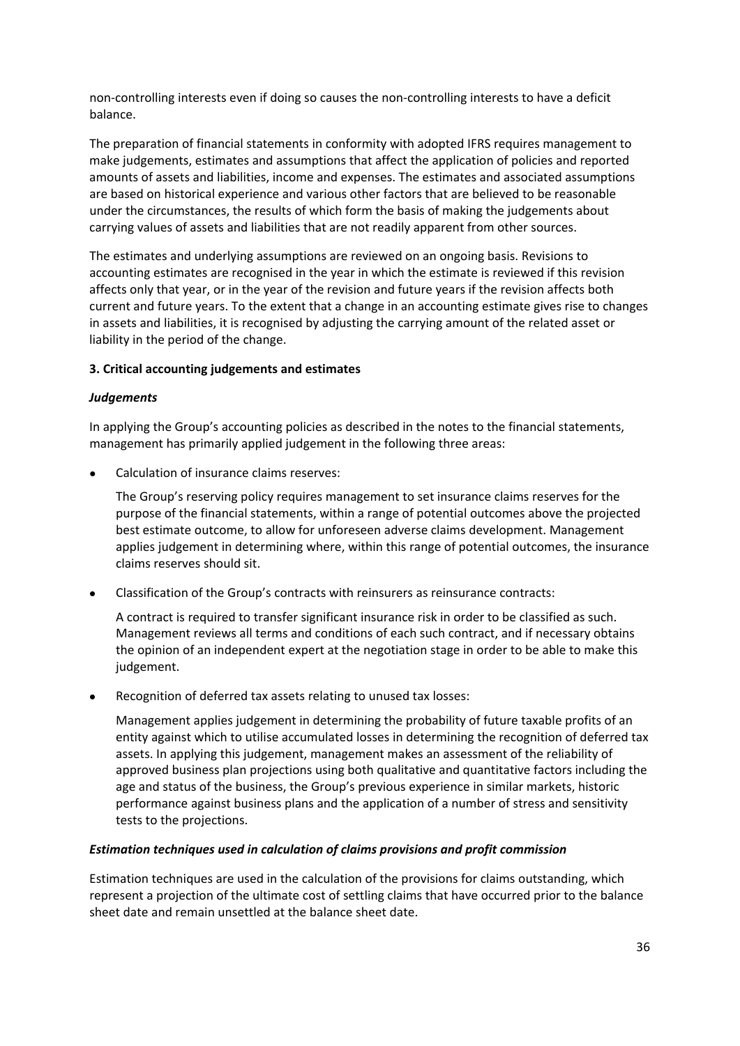non-controlling interests even if doing so causes the non-controlling interests to have a deficit balance.

The preparation of financial statements in conformity with adopted IFRS requires management to make judgements, estimates and assumptions that affect the application of policies and reported amounts of assets and liabilities, income and expenses. The estimates and associated assumptions are based on historical experience and various other factors that are believed to be reasonable under the circumstances, the results of which form the basis of making the judgements about carrying values of assets and liabilities that are not readily apparent from other sources.

The estimates and underlying assumptions are reviewed on an ongoing basis. Revisions to accounting estimates are recognised in the year in which the estimate is reviewed if this revision affects only that year, or in the year of the revision and future years if the revision affects both current and future years. To the extent that a change in an accounting estimate gives rise to changes in assets and liabilities, it is recognised by adjusting the carrying amount of the related asset or liability in the period of the change.

## 3. Critical accounting judgements and estimates

### *Judgements*

In applying the Group's accounting policies as described in the notes to the financial statements, management has primarily applied judgement in the following three areas:

- Calculation of insurance claims reserves:

  The Group's reserving policy requires management to set insurance claims reserves for the purpose of the financial statements, within a range of potential outcomes above the projected best estimate outcome, to allow for unforeseen adverse claims development. Management applies judgement in determining where, within this range of potential outcomes, the insurance claims reserves should sit.

- Classification of the Group's contracts with reinsurers as reinsurance contracts:

  A contract is required to transfer significant insurance risk in order to be classified as such. Management reviews all terms and conditions of each such contract, and if necessary obtains the opinion of an independent expert at the negotiation stage in order to be able to make this judgement.

- Recognition of deferred tax assets relating to unused tax losses:

  Management applies judgement in determining the probability of future taxable profits of an entity against which to utilise accumulated losses in determining the recognition of deferred tax assets. In applying this judgement, management makes an assessment of the reliability of approved business plan projections using both qualitative and quantitative factors including the age and status of the business, the Group's previous experience in similar markets, historic performance against business plans and the application of a number of stress and sensitivity tests to the projections.

### *Estimation techniques used in calculation of claims provisions and profit commission*

Estimation techniques are used in the calculation of the provisions for claims outstanding, which represent a projection of the ultimate cost of settling claims that have occurred prior to the balance sheet date and remain unsettled at the balance sheet date.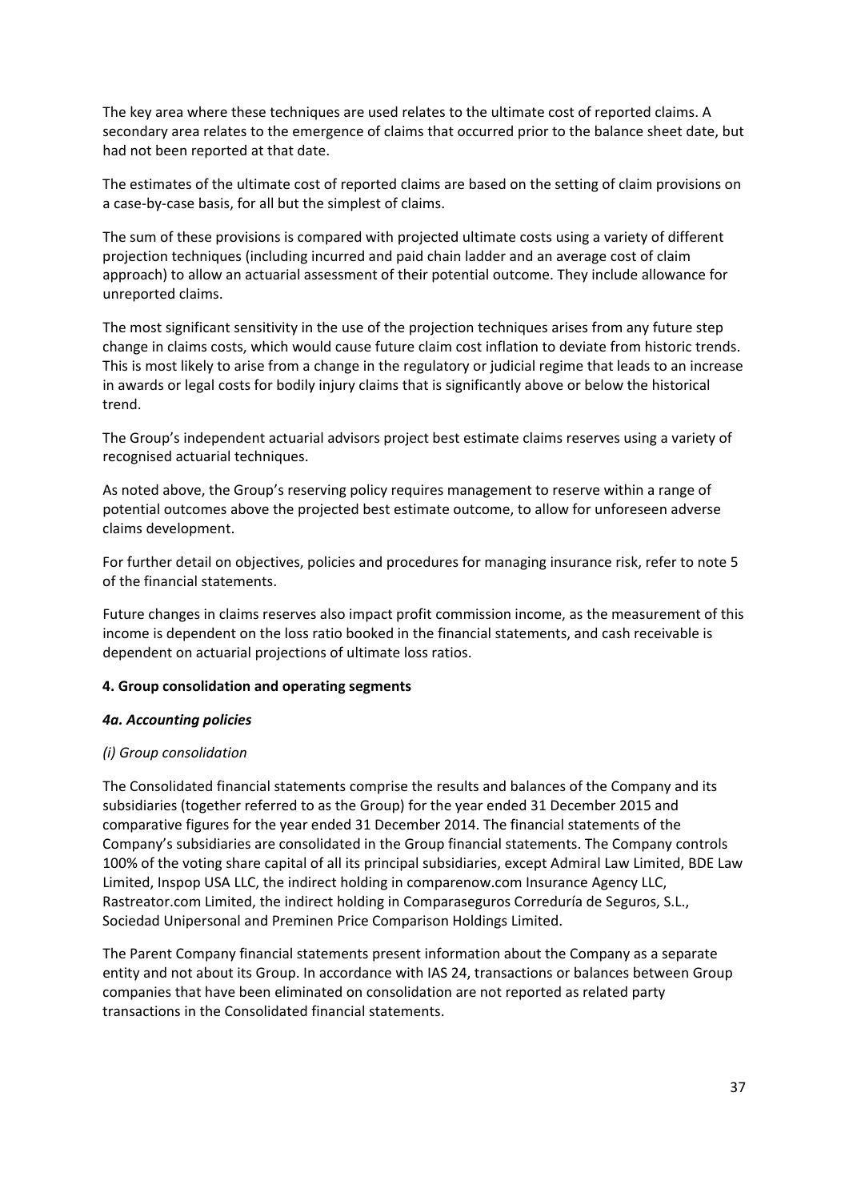The key area where these techniques are used relates to the ultimate cost of reported claims. A secondary area relates to the emergence of claims that occurred prior to the balance sheet date, but had not been reported at that date.

The estimates of the ultimate cost of reported claims are based on the setting of claim provisions on a case-by-case basis, for all but the simplest of claims.

The sum of these provisions is compared with projected ultimate costs using a variety of different projection techniques (including incurred and paid chain ladder and an average cost of claim approach) to allow an actuarial assessment of their potential outcome. They include allowance for unreported claims.

The most significant sensitivity in the use of the projection techniques arises from any future step change in claims costs, which would cause future claim cost inflation to deviate from historic trends. This is most likely to arise from a change in the regulatory or judicial regime that leads to an increase in awards or legal costs for bodily injury claims that is significantly above or below the historical trend.

The Group's independent actuarial advisors project best estimate claims reserves using a variety of recognised actuarial techniques.

As noted above, the Group's reserving policy requires management to reserve within a range of potential outcomes above the projected best estimate outcome, to allow for unforeseen adverse claims development.

For further detail on objectives, policies and procedures for managing insurance risk, refer to note 5 of the financial statements.

Future changes in claims reserves also impact profit commission income, as the measurement of this income is dependent on the loss ratio booked in the financial statements, and cash receivable is dependent on actuarial projections of ultimate loss ratios.

### 4. Group consolidation and operating segments

#### *4a. Accounting policies*

*(i) Group consolidation*

The Consolidated financial statements comprise the results and balances of the Company and its subsidiaries (together referred to as the Group) for the year ended 31 December 2015 and comparative figures for the year ended 31 December 2014. The financial statements of the Company's subsidiaries are consolidated in the Group financial statements. The Company controls 100% of the voting share capital of all its principal subsidiaries, except Admiral Law Limited, BDE Law Limited, Inspop USA LLC, the indirect holding in comparenow.com Insurance Agency LLC, Rastreator.com Limited, the indirect holding in Comparaseguros Correduría de Seguros, S.L., Sociedad Unipersonal and Preminen Price Comparison Holdings Limited.

The Parent Company financial statements present information about the Company as a separate entity and not about its Group. In accordance with IAS 24, transactions or balances between Group companies that have been eliminated on consolidation are not reported as related party transactions in the Consolidated financial statements.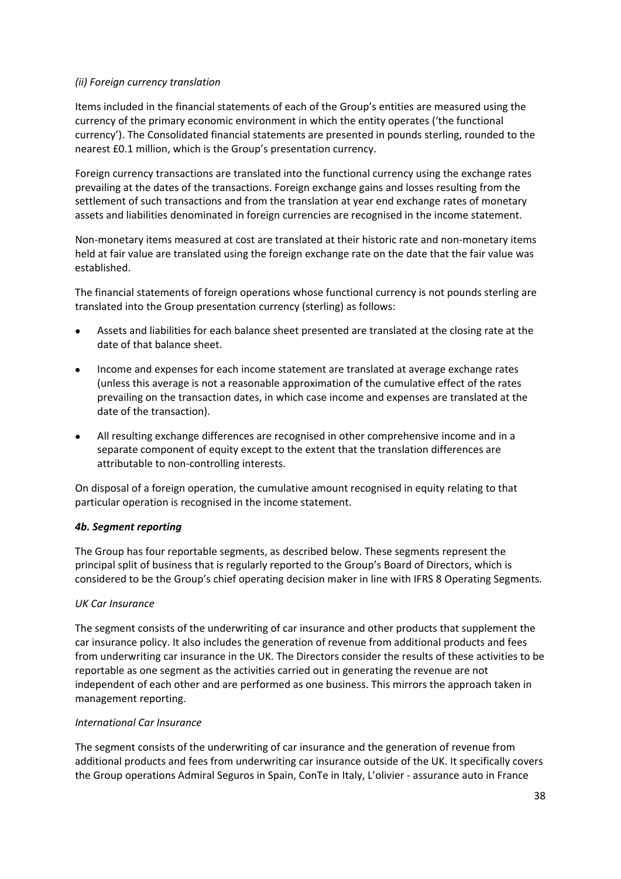*(ii) Foreign currency translation*

Items included in the financial statements of each of the Group's entities are measured using the currency of the primary economic environment in which the entity operates ('the functional currency'). The Consolidated financial statements are presented in pounds sterling, rounded to the nearest £0.1 million, which is the Group's presentation currency.

Foreign currency transactions are translated into the functional currency using the exchange rates prevailing at the dates of the transactions. Foreign exchange gains and losses resulting from the settlement of such transactions and from the translation at year end exchange rates of monetary assets and liabilities denominated in foreign currencies are recognised in the income statement.

Non-monetary items measured at cost are translated at their historic rate and non-monetary items held at fair value are translated using the foreign exchange rate on the date that the fair value was established.

The financial statements of foreign operations whose functional currency is not pounds sterling are translated into the Group presentation currency (sterling) as follows:

- Assets and liabilities for each balance sheet presented are translated at the closing rate at the date of that balance sheet.
- Income and expenses for each income statement are translated at average exchange rates (unless this average is not a reasonable approximation of the cumulative effect of the rates prevailing on the transaction dates, in which case income and expenses are translated at the date of the transaction).
- All resulting exchange differences are recognised in other comprehensive income and in a separate component of equity except to the extent that the translation differences are attributable to non-controlling interests.

On disposal of a foreign operation, the cumulative amount recognised in equity relating to that particular operation is recognised in the income statement.

***4b. Segment reporting***

The Group has four reportable segments, as described below. These segments represent the principal split of business that is regularly reported to the Group's Board of Directors, which is considered to be the Group's chief operating decision maker in line with IFRS 8 Operating Segments.

*UK Car Insurance*

The segment consists of the underwriting of car insurance and other products that supplement the car insurance policy. It also includes the generation of revenue from additional products and fees from underwriting car insurance in the UK. The Directors consider the results of these activities to be reportable as one segment as the activities carried out in generating the revenue are not independent of each other and are performed as one business. This mirrors the approach taken in management reporting.

*International Car Insurance*

The segment consists of the underwriting of car insurance and the generation of revenue from additional products and fees from underwriting car insurance outside of the UK. It specifically covers the Group operations Admiral Seguros in Spain, ConTe in Italy, L'olivier - assurance auto in France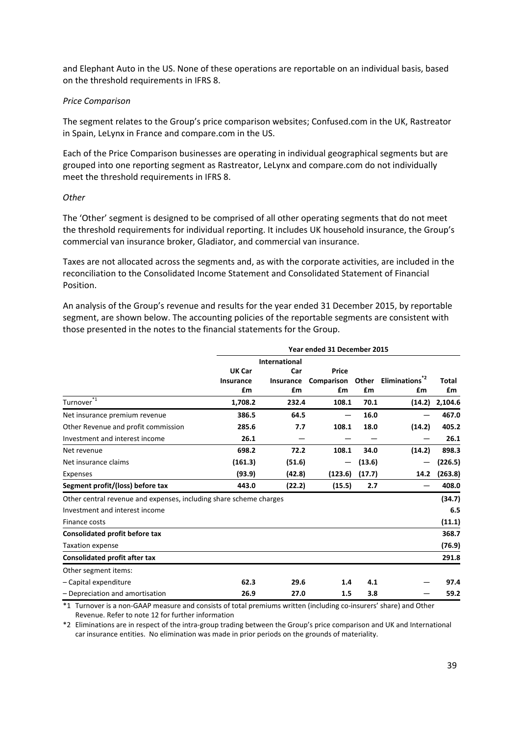and Elephant Auto in the US. None of these operations are reportable on an individual basis, based on the threshold requirements in IFRS 8.

*Price Comparison*

The segment relates to the Group's price comparison websites; Confused.com in the UK, Rastreator in Spain, LeLynx in France and compare.com in the US.

Each of the Price Comparison businesses are operating in individual geographical segments but are grouped into one reporting segment as Rastreator, LeLynx and compare.com do not individually meet the threshold requirements in IFRS 8.

*Other*

The 'Other' segment is designed to be comprised of all other operating segments that do not meet the threshold requirements for individual reporting. It includes UK household insurance, the Group's commercial van insurance broker, Gladiator, and commercial van insurance.

Taxes are not allocated across the segments and, as with the corporate activities, are included in the reconciliation to the Consolidated Income Statement and Consolidated Statement of Financial Position.

An analysis of the Group's revenue and results for the year ended 31 December 2015, by reportable segment, are shown below. The accounting policies of the reportable segments are consistent with those presented in the notes to the financial statements for the Group.

| | Year ended 31 December 2015 | | | | | |
|---|---|---|---|---|---|---|
| | UK Car Insurance £m | International Car Insurance £m | Price Comparison £m | Other £m | Eliminations[*2] £m | Total £m |
| Turnover[*1] | 1,708.2 | 232.4 | 108.1 | 70.1 | (14.2) | 2,104.6 |
| Net insurance premium revenue | 386.5 | 64.5 | — | 16.0 | — | 467.0 |
| Other Revenue and profit commission | 285.6 | 7.7 | 108.1 | 18.0 | (14.2) | 405.2 |
| Investment and interest income | 26.1 | — | — | — | — | 26.1 |
| Net revenue | 698.2 | 72.2 | 108.1 | 34.0 | (14.2) | 898.3 |
| Net insurance claims | (161.3) | (51.6) | — | (13.6) | — | (226.5) |
| Expenses | (93.9) | (42.8) | (123.6) | (17.7) | 14.2 | (263.8) |
| **Segment profit/(loss) before tax** | 443.0 | (22.2) | (15.5) | 2.7 | — | 408.0 |
| Other central revenue and expenses, including share scheme charges | | | | | | (34.7) |
| Investment and interest income | | | | | | 6.5 |
| Finance costs | | | | | | (11.1) |
| **Consolidated profit before tax** | | | | | | 368.7 |
| Taxation expense | | | | | | (76.9) |
| **Consolidated profit after tax** | | | | | | 291.8 |
| Other segment items: | | | | | | |
| – Capital expenditure | 62.3 | 29.6 | 1.4 | 4.1 | — | 97.4 |
| – Depreciation and amortisation | 26.9 | 27.0 | 1.5 | 3.8 | — | 59.2 |

*1 Turnover is a non-GAAP measure and consists of total premiums written (including co-insurers' share) and Other Revenue. Refer to note 12 for further information

*2 Eliminations are in respect of the intra-group trading between the Group's price comparison and UK and International car insurance entities. No elimination was made in prior periods on the grounds of materiality.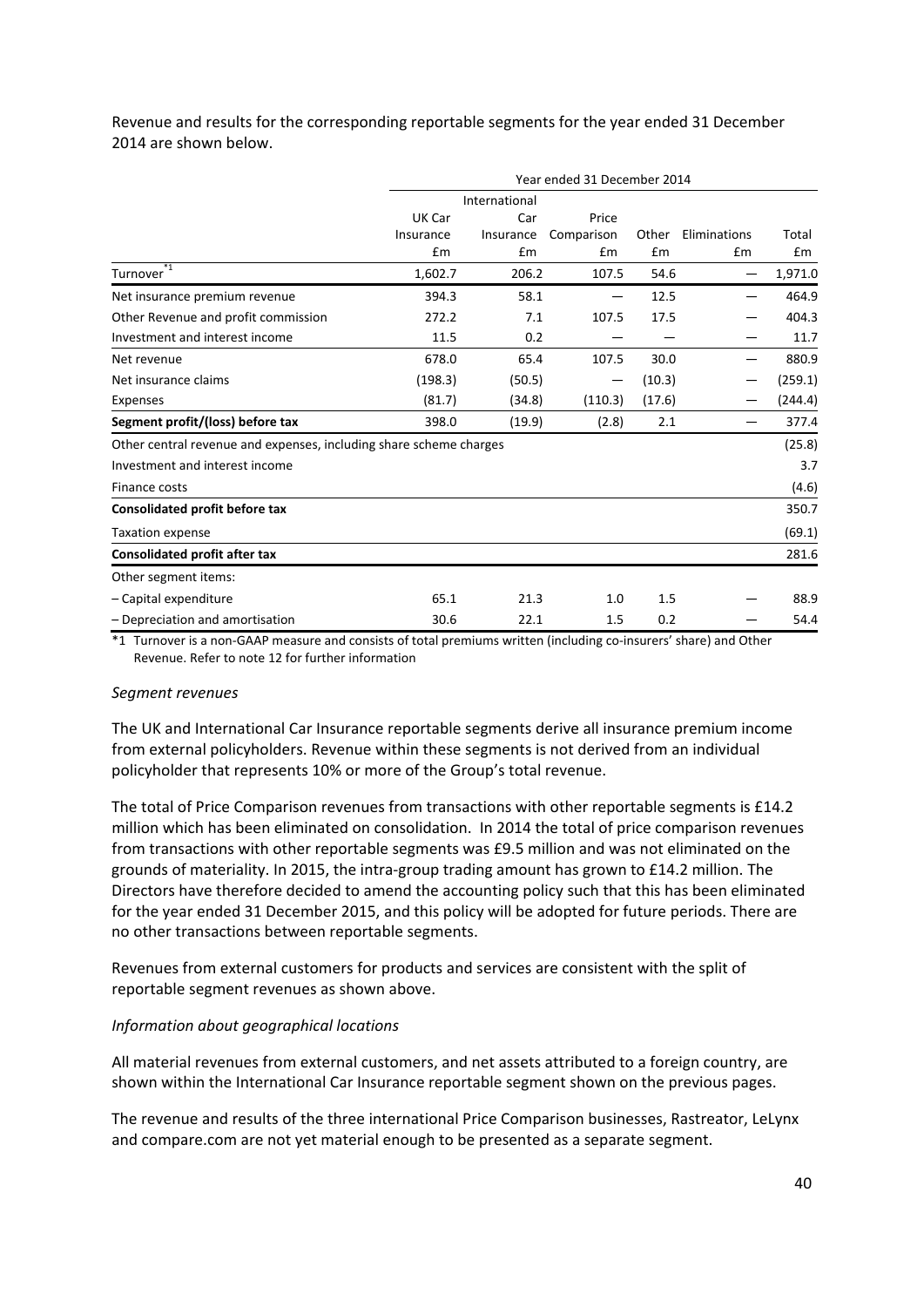Revenue and results for the corresponding reportable segments for the year ended 31 December 2014 are shown below.

| | Year ended 31 December 2014 | | | | | |
|---|---|---|---|---|---|---|
| | UK Car Insurance £m | International Car Insurance £m | Price Comparison £m | Other £m | Eliminations £m | Total £m |
| Turnover[*1] | 1,602.7 | 206.2 | 107.5 | 54.6 | — | 1,971.0 |
| Net insurance premium revenue | 394.3 | 58.1 | — | 12.5 | — | 464.9 |
| Other Revenue and profit commission | 272.2 | 7.1 | 107.5 | 17.5 | — | 404.3 |
| Investment and interest income | 11.5 | 0.2 | — | — | — | 11.7 |
| Net revenue | 678.0 | 65.4 | 107.5 | 30.0 | — | 880.9 |
| Net insurance claims | (198.3) | (50.5) | — | (10.3) | — | (259.1) |
| Expenses | (81.7) | (34.8) | (110.3) | (17.6) | — | (244.4) |
| **Segment profit/(loss) before tax** | 398.0 | (19.9) | (2.8) | 2.1 | — | 377.4 |
| Other central revenue and expenses, including share scheme charges | | | | | | (25.8) |
| Investment and interest income | | | | | | 3.7 |
| Finance costs | | | | | | (4.6) |
| **Consolidated profit before tax** | | | | | | 350.7 |
| Taxation expense | | | | | | (69.1) |
| **Consolidated profit after tax** | | | | | | 281.6 |
| Other segment items: | | | | | | |
| – Capital expenditure | 65.1 | 21.3 | 1.0 | 1.5 | — | 88.9 |
| – Depreciation and amortisation | 30.6 | 22.1 | 1.5 | 0.2 | — | 54.4 |

*1 Turnover is a non-GAAP measure and consists of total premiums written (including co-insurers' share) and Other Revenue. Refer to note 12 for further information

*Segment revenues*

The UK and International Car Insurance reportable segments derive all insurance premium income from external policyholders. Revenue within these segments is not derived from an individual policyholder that represents 10% or more of the Group's total revenue.

The total of Price Comparison revenues from transactions with other reportable segments is £14.2 million which has been eliminated on consolidation. In 2014 the total of price comparison revenues from transactions with other reportable segments was £9.5 million and was not eliminated on the grounds of materiality. In 2015, the intra-group trading amount has grown to £14.2 million. The Directors have therefore decided to amend the accounting policy such that this has been eliminated for the year ended 31 December 2015, and this policy will be adopted for future periods. There are no other transactions between reportable segments.

Revenues from external customers for products and services are consistent with the split of reportable segment revenues as shown above.

*Information about geographical locations*

All material revenues from external customers, and net assets attributed to a foreign country, are shown within the International Car Insurance reportable segment shown on the previous pages.

The revenue and results of the three international Price Comparison businesses, Rastreator, LeLynx and compare.com are not yet material enough to be presented as a separate segment.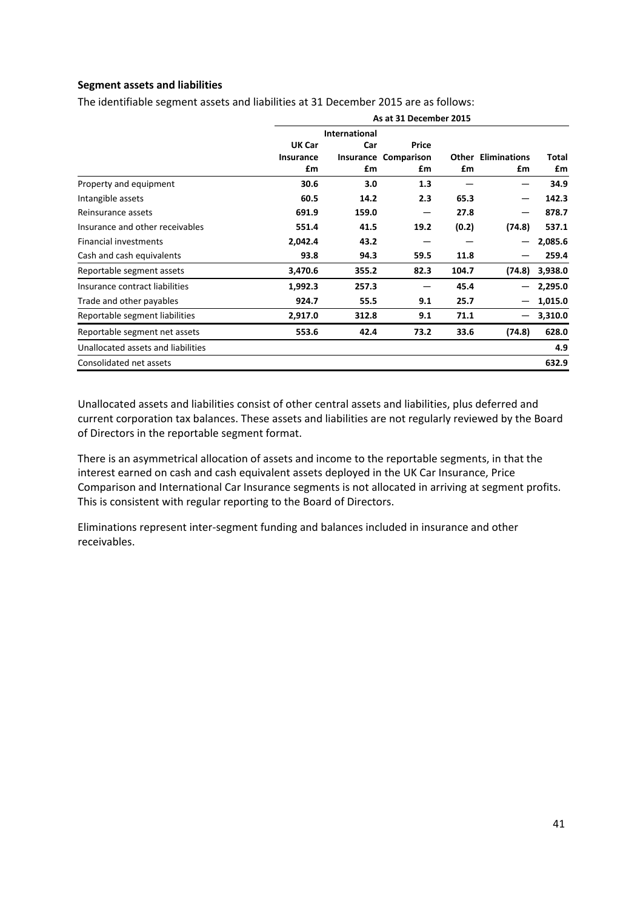### Segment assets and liabilities

The identifiable segment assets and liabilities at 31 December 2015 are as follows:

| | As at 31 December 2015 | | | | | |
|---|---|---|---|---|---|---|
| | UK Car Insurance £m | International Car Insurance £m | Price Comparison £m | Other £m | Eliminations £m | Total £m |
| Property and equipment | 30.6 | 3.0 | 1.3 | — | — | 34.9 |
| Intangible assets | 60.5 | 14.2 | 2.3 | 65.3 | — | 142.3 |
| Reinsurance assets | 691.9 | 159.0 | — | 27.8 | — | 878.7 |
| Insurance and other receivables | 551.4 | 41.5 | 19.2 | (0.2) | (74.8) | 537.1 |
| Financial investments | 2,042.4 | 43.2 | — | — | — | 2,085.6 |
| Cash and cash equivalents | 93.8 | 94.3 | 59.5 | 11.8 | — | 259.4 |
| Reportable segment assets | 3,470.6 | 355.2 | 82.3 | 104.7 | (74.8) | 3,938.0 |
| Insurance contract liabilities | 1,992.3 | 257.3 | — | 45.4 | — | 2,295.0 |
| Trade and other payables | 924.7 | 55.5 | 9.1 | 25.7 | — | 1,015.0 |
| Reportable segment liabilities | 2,917.0 | 312.8 | 9.1 | 71.1 | — | 3,310.0 |
| Reportable segment net assets | 553.6 | 42.4 | 73.2 | 33.6 | (74.8) | 628.0 |
| Unallocated assets and liabilities | | | | | | 4.9 |
| Consolidated net assets | | | | | | 632.9 |

Unallocated assets and liabilities consist of other central assets and liabilities, plus deferred and current corporation tax balances. These assets and liabilities are not regularly reviewed by the Board of Directors in the reportable segment format.

There is an asymmetrical allocation of assets and income to the reportable segments, in that the interest earned on cash and cash equivalent assets deployed in the UK Car Insurance, Price Comparison and International Car Insurance segments is not allocated in arriving at segment profits. This is consistent with regular reporting to the Board of Directors.

Eliminations represent inter-segment funding and balances included in insurance and other receivables.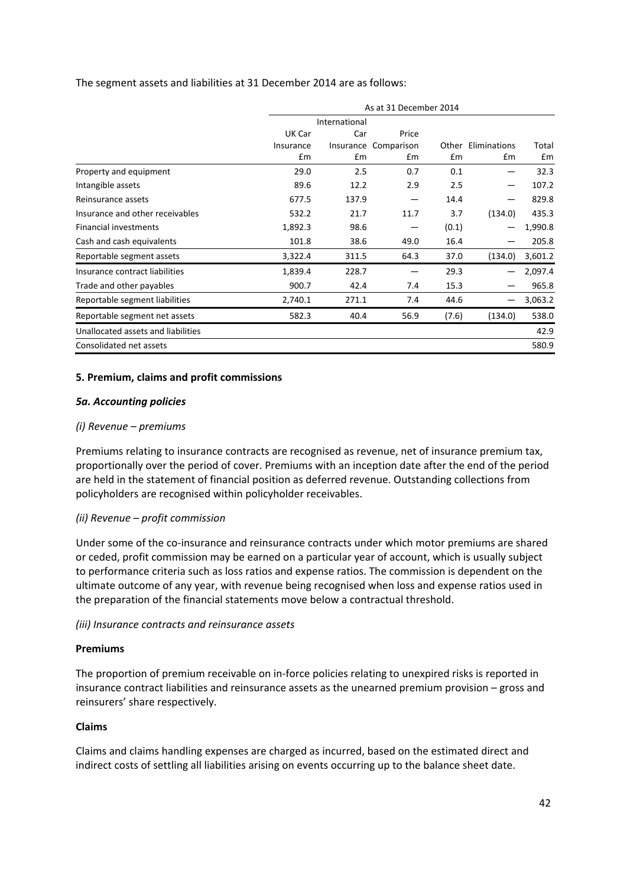The segment assets and liabilities at 31 December 2014 are as follows:

| | As at 31 December 2014 | | | | | |
|---|---|---|---|---|---|---|
| | UK Car Insurance £m | International Car Insurance £m | Price Comparison £m | Other £m | Eliminations £m | Total £m |
| Property and equipment | 29.0 | 2.5 | 0.7 | 0.1 | — | 32.3 |
| Intangible assets | 89.6 | 12.2 | 2.9 | 2.5 | — | 107.2 |
| Reinsurance assets | 677.5 | 137.9 | — | 14.4 | — | 829.8 |
| Insurance and other receivables | 532.2 | 21.7 | 11.7 | 3.7 | (134.0) | 435.3 |
| Financial investments | 1,892.3 | 98.6 | — | (0.1) | — | 1,990.8 |
| Cash and cash equivalents | 101.8 | 38.6 | 49.0 | 16.4 | — | 205.8 |
| Reportable segment assets | 3,322.4 | 311.5 | 64.3 | 37.0 | (134.0) | 3,601.2 |
| Insurance contract liabilities | 1,839.4 | 228.7 | — | 29.3 | — | 2,097.4 |
| Trade and other payables | 900.7 | 42.4 | 7.4 | 15.3 | — | 965.8 |
| Reportable segment liabilities | 2,740.1 | 271.1 | 7.4 | 44.6 | — | 3,063.2 |
| Reportable segment net assets | 582.3 | 40.4 | 56.9 | (7.6) | (134.0) | 538.0 |
| Unallocated assets and liabilities | | | | | | 42.9 |
| Consolidated net assets | | | | | | 580.9 |

## 5. Premium, claims and profit commissions

### *5a. Accounting policies*

*(i) Revenue – premiums*

Premiums relating to insurance contracts are recognised as revenue, net of insurance premium tax, proportionally over the period of cover. Premiums with an inception date after the end of the period are held in the statement of financial position as deferred revenue. Outstanding collections from policyholders are recognised within policyholder receivables.

*(ii) Revenue – profit commission*

Under some of the co-insurance and reinsurance contracts under which motor premiums are shared or ceded, profit commission may be earned on a particular year of account, which is usually subject to performance criteria such as loss ratios and expense ratios. The commission is dependent on the ultimate outcome of any year, with revenue being recognised when loss and expense ratios used in the preparation of the financial statements move below a contractual threshold.

*(iii) Insurance contracts and reinsurance assets*

**Premiums**

The proportion of premium receivable on in-force policies relating to unexpired risks is reported in insurance contract liabilities and reinsurance assets as the unearned premium provision – gross and reinsurers' share respectively.

**Claims**

Claims and claims handling expenses are charged as incurred, based on the estimated direct and indirect costs of settling all liabilities arising on events occurring up to the balance sheet date.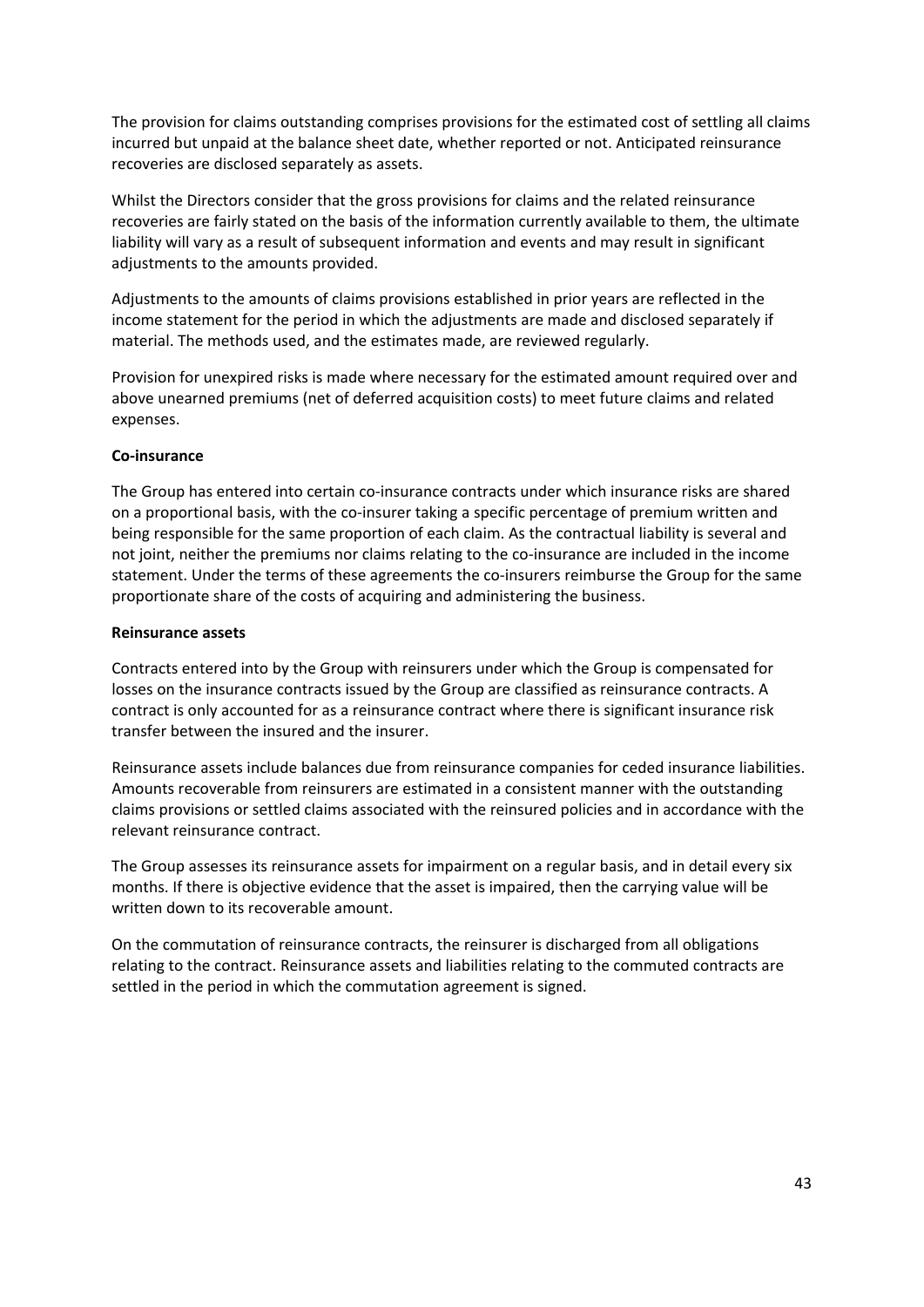The provision for claims outstanding comprises provisions for the estimated cost of settling all claims incurred but unpaid at the balance sheet date, whether reported or not. Anticipated reinsurance recoveries are disclosed separately as assets.

Whilst the Directors consider that the gross provisions for claims and the related reinsurance recoveries are fairly stated on the basis of the information currently available to them, the ultimate liability will vary as a result of subsequent information and events and may result in significant adjustments to the amounts provided.

Adjustments to the amounts of claims provisions established in prior years are reflected in the income statement for the period in which the adjustments are made and disclosed separately if material. The methods used, and the estimates made, are reviewed regularly.

Provision for unexpired risks is made where necessary for the estimated amount required over and above unearned premiums (net of deferred acquisition costs) to meet future claims and related expenses.

**Co-insurance**

The Group has entered into certain co-insurance contracts under which insurance risks are shared on a proportional basis, with the co-insurer taking a specific percentage of premium written and being responsible for the same proportion of each claim. As the contractual liability is several and not joint, neither the premiums nor claims relating to the co-insurance are included in the income statement. Under the terms of these agreements the co-insurers reimburse the Group for the same proportionate share of the costs of acquiring and administering the business.

**Reinsurance assets**

Contracts entered into by the Group with reinsurers under which the Group is compensated for losses on the insurance contracts issued by the Group are classified as reinsurance contracts. A contract is only accounted for as a reinsurance contract where there is significant insurance risk transfer between the insured and the insurer.

Reinsurance assets include balances due from reinsurance companies for ceded insurance liabilities. Amounts recoverable from reinsurers are estimated in a consistent manner with the outstanding claims provisions or settled claims associated with the reinsured policies and in accordance with the relevant reinsurance contract.

The Group assesses its reinsurance assets for impairment on a regular basis, and in detail every six months. If there is objective evidence that the asset is impaired, then the carrying value will be written down to its recoverable amount.

On the commutation of reinsurance contracts, the reinsurer is discharged from all obligations relating to the contract. Reinsurance assets and liabilities relating to the commuted contracts are settled in the period in which the commutation agreement is signed.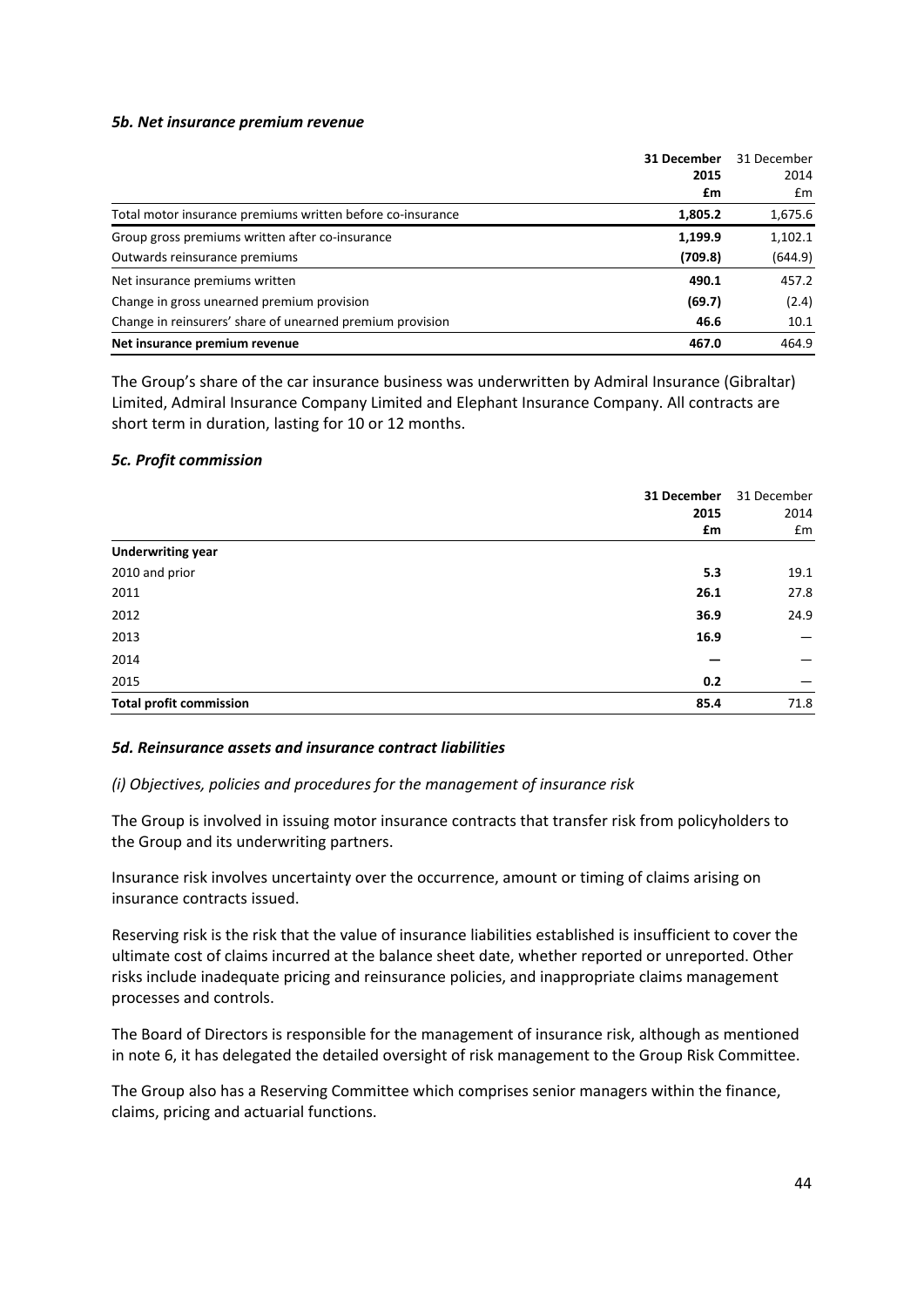### *5b. Net insurance premium revenue*

| | **31 December 2015 £m** | 31 December 2014 £m |
|---|---|---|
| Total motor insurance premiums written before co-insurance | **1,805.2** | 1,675.6 |
| Group gross premiums written after co-insurance | **1,199.9** | 1,102.1 |
| Outwards reinsurance premiums | **(709.8)** | (644.9) |
| Net insurance premiums written | **490.1** | 457.2 |
| Change in gross unearned premium provision | **(69.7)** | (2.4) |
| Change in reinsurers' share of unearned premium provision | **46.6** | 10.1 |
| **Net insurance premium revenue** | **467.0** | 464.9 |

The Group's share of the car insurance business was underwritten by Admiral Insurance (Gibraltar) Limited, Admiral Insurance Company Limited and Elephant Insurance Company. All contracts are short term in duration, lasting for 10 or 12 months.

### *5c. Profit commission*

| | **31 December 2015 £m** | 31 December 2014 £m |
|---|---|---|
| **Underwriting year** | | |
| 2010 and prior | **5.3** | 19.1 |
| 2011 | **26.1** | 27.8 |
| 2012 | **36.9** | 24.9 |
| 2013 | **16.9** | — |
| 2014 | **—** | — |
| 2015 | **0.2** | — |
| **Total profit commission** | **85.4** | 71.8 |

### *5d. Reinsurance assets and insurance contract liabilities*

*(i) Objectives, policies and procedures for the management of insurance risk*

The Group is involved in issuing motor insurance contracts that transfer risk from policyholders to the Group and its underwriting partners.

Insurance risk involves uncertainty over the occurrence, amount or timing of claims arising on insurance contracts issued.

Reserving risk is the risk that the value of insurance liabilities established is insufficient to cover the ultimate cost of claims incurred at the balance sheet date, whether reported or unreported. Other risks include inadequate pricing and reinsurance policies, and inappropriate claims management processes and controls.

The Board of Directors is responsible for the management of insurance risk, although as mentioned in note 6, it has delegated the detailed oversight of risk management to the Group Risk Committee.

The Group also has a Reserving Committee which comprises senior managers within the finance, claims, pricing and actuarial functions.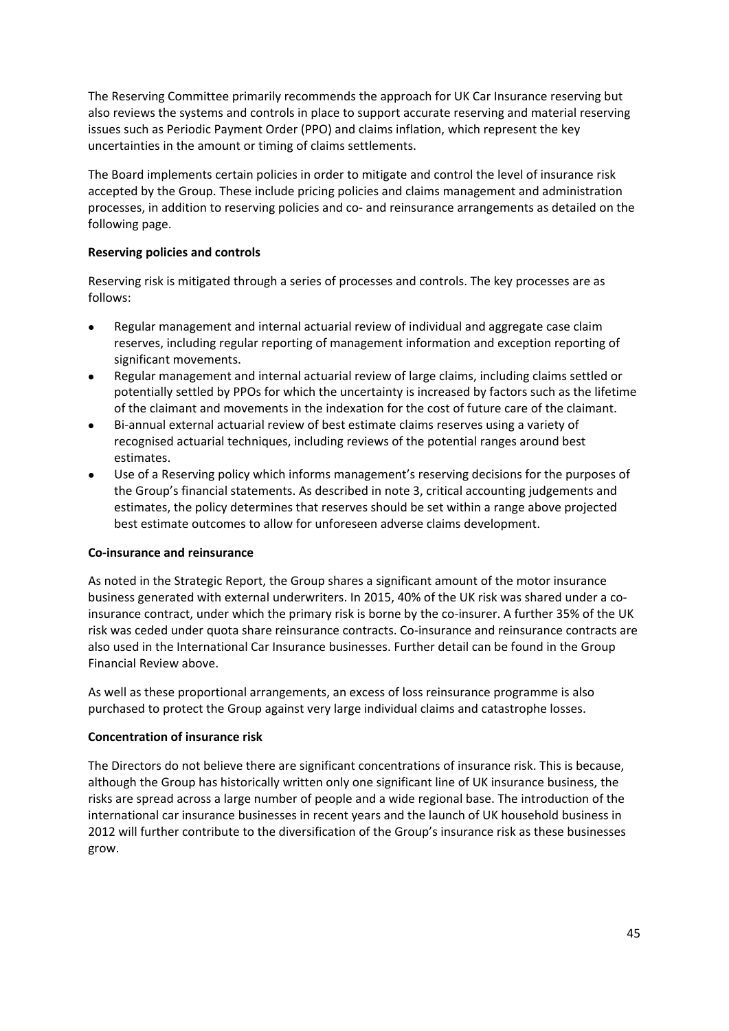The Reserving Committee primarily recommends the approach for UK Car Insurance reserving but also reviews the systems and controls in place to support accurate reserving and material reserving issues such as Periodic Payment Order (PPO) and claims inflation, which represent the key uncertainties in the amount or timing of claims settlements.

The Board implements certain policies in order to mitigate and control the level of insurance risk accepted by the Group. These include pricing policies and claims management and administration processes, in addition to reserving policies and co- and reinsurance arrangements as detailed on the following page.

**Reserving policies and controls**

Reserving risk is mitigated through a series of processes and controls. The key processes are as follows:

- Regular management and internal actuarial review of individual and aggregate case claim reserves, including regular reporting of management information and exception reporting of significant movements.
- Regular management and internal actuarial review of large claims, including claims settled or potentially settled by PPOs for which the uncertainty is increased by factors such as the lifetime of the claimant and movements in the indexation for the cost of future care of the claimant.
- Bi-annual external actuarial review of best estimate claims reserves using a variety of recognised actuarial techniques, including reviews of the potential ranges around best estimates.
- Use of a Reserving policy which informs management's reserving decisions for the purposes of the Group's financial statements. As described in note 3, critical accounting judgements and estimates, the policy determines that reserves should be set within a range above projected best estimate outcomes to allow for unforeseen adverse claims development.

**Co-insurance and reinsurance**

As noted in the Strategic Report, the Group shares a significant amount of the motor insurance business generated with external underwriters. In 2015, 40% of the UK risk was shared under a co-insurance contract, under which the primary risk is borne by the co-insurer. A further 35% of the UK risk was ceded under quota share reinsurance contracts. Co-insurance and reinsurance contracts are also used in the International Car Insurance businesses. Further detail can be found in the Group Financial Review above.

As well as these proportional arrangements, an excess of loss reinsurance programme is also purchased to protect the Group against very large individual claims and catastrophe losses.

**Concentration of insurance risk**

The Directors do not believe there are significant concentrations of insurance risk. This is because, although the Group has historically written only one significant line of UK insurance business, the risks are spread across a large number of people and a wide regional base. The introduction of the international car insurance businesses in recent years and the launch of UK household business in 2012 will further contribute to the diversification of the Group's insurance risk as these businesses grow.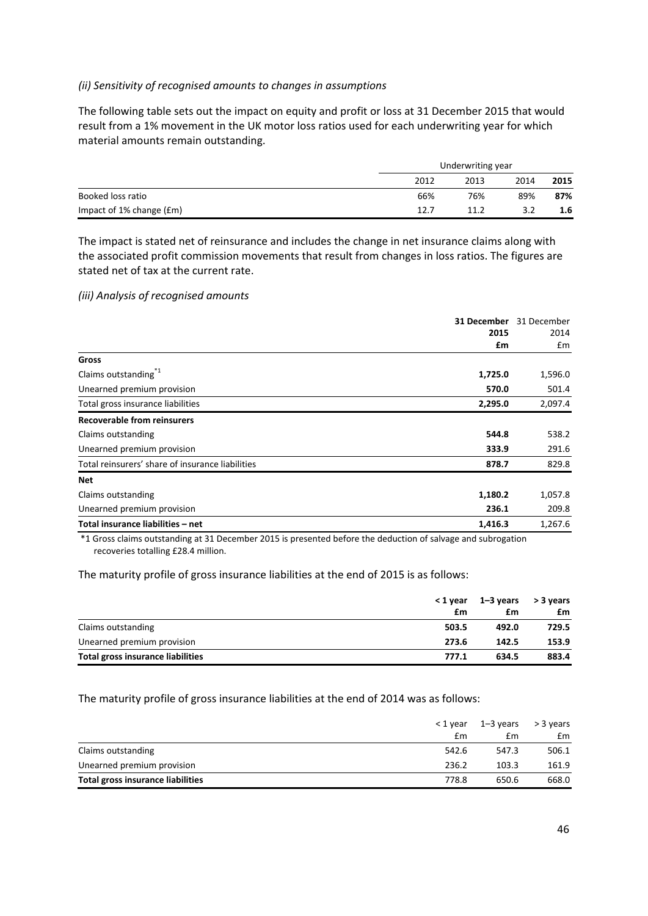*(ii) Sensitivity of recognised amounts to changes in assumptions*

The following table sets out the impact on equity and profit or loss at 31 December 2015 that would result from a 1% movement in the UK motor loss ratios used for each underwriting year for which material amounts remain outstanding.

| | Underwriting year | | | |
|---|---|---|---|---|
| | 2012 | 2013 | 2014 | **2015** |
| Booked loss ratio | 66% | 76% | 89% | **87%** |
| Impact of 1% change (£m) | 12.7 | 11.2 | 3.2 | **1.6** |

The impact is stated net of reinsurance and includes the change in net insurance claims along with the associated profit commission movements that result from changes in loss ratios. The figures are stated net of tax at the current rate.

*(iii) Analysis of recognised amounts*

| | **31 December 2015 £m** | 31 December 2014 £m |
|---|---|---|
| **Gross** | | |
| Claims outstanding*1 | **1,725.0** | 1,596.0 |
| Unearned premium provision | **570.0** | 501.4 |
| Total gross insurance liabilities | **2,295.0** | 2,097.4 |
| **Recoverable from reinsurers** | | |
| Claims outstanding | **544.8** | 538.2 |
| Unearned premium provision | **333.9** | 291.6 |
| Total reinsurers' share of insurance liabilities | **878.7** | 829.8 |
| **Net** | | |
| Claims outstanding | **1,180.2** | 1,057.8 |
| Unearned premium provision | **236.1** | 209.8 |
| **Total insurance liabilities – net** | **1,416.3** | 1,267.6 |

*1 Gross claims outstanding at 31 December 2015 is presented before the deduction of salvage and subrogation recoveries totalling £28.4 million.

The maturity profile of gross insurance liabilities at the end of 2015 is as follows:

| | **< 1 year £m** | **1–3 years £m** | **> 3 years £m** |
|---|---|---|---|
| Claims outstanding | **503.5** | **492.0** | **729.5** |
| Unearned premium provision | **273.6** | **142.5** | **153.9** |
| **Total gross insurance liabilities** | **777.1** | **634.5** | **883.4** |

The maturity profile of gross insurance liabilities at the end of 2014 was as follows:

| | < 1 year £m | 1–3 years £m | > 3 years £m |
|---|---|---|---|
| Claims outstanding | 542.6 | 547.3 | 506.1 |
| Unearned premium provision | 236.2 | 103.3 | 161.9 |
| **Total gross insurance liabilities** | 778.8 | 650.6 | 668.0 |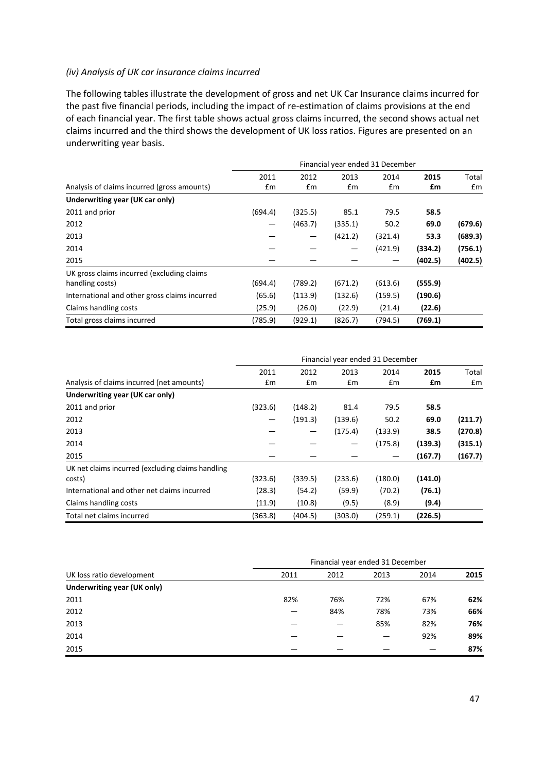*(iv) Analysis of UK car insurance claims incurred*

The following tables illustrate the development of gross and net UK Car Insurance claims incurred for the past five financial periods, including the impact of re-estimation of claims provisions at the end of each financial year. The first table shows actual gross claims incurred, the second shows actual net claims incurred and the third shows the development of UK loss ratios. Figures are presented on an underwriting year basis.

| | Financial year ended 31 December | | | | | |
|---|---|---|---|---|---|---|
| | 2011 | 2012 | 2013 | 2014 | **2015** | Total |
| Analysis of claims incurred (gross amounts) | £m | £m | £m | £m | **£m** | £m |
| **Underwriting year (UK car only)** | | | | | | |
| 2011 and prior | (694.4) | (325.5) | 85.1 | 79.5 | **58.5** | |
| 2012 | — | (463.7) | (335.1) | 50.2 | **69.0** | **(679.6)** |
| 2013 | — | — | (421.2) | (321.4) | **53.3** | **(689.3)** |
| 2014 | — | — | — | (421.9) | **(334.2)** | **(756.1)** |
| 2015 | — | — | — | — | **(402.5)** | **(402.5)** |
| UK gross claims incurred (excluding claims handling costs) | (694.4) | (789.2) | (671.2) | (613.6) | **(555.9)** | |
| International and other gross claims incurred | (65.6) | (113.9) | (132.6) | (159.5) | **(190.6)** | |
| Claims handling costs | (25.9) | (26.0) | (22.9) | (21.4) | **(22.6)** | |
| Total gross claims incurred | (785.9) | (929.1) | (826.7) | (794.5) | **(769.1)** | |

| | Financial year ended 31 December | | | | | |
|---|---|---|---|---|---|---|
| | 2011 | 2012 | 2013 | 2014 | **2015** | Total |
| Analysis of claims incurred (net amounts) | £m | £m | £m | £m | **£m** | £m |
| **Underwriting year (UK car only)** | | | | | | |
| 2011 and prior | (323.6) | (148.2) | 81.4 | 79.5 | **58.5** | |
| 2012 | — | (191.3) | (139.6) | 50.2 | **69.0** | **(211.7)** |
| 2013 | — | — | (175.4) | (133.9) | **38.5** | **(270.8)** |
| 2014 | — | — | — | (175.8) | **(139.3)** | **(315.1)** |
| 2015 | — | — | — | — | **(167.7)** | **(167.7)** |
| UK net claims incurred (excluding claims handling costs) | (323.6) | (339.5) | (233.6) | (180.0) | **(141.0)** | |
| International and other net claims incurred | (28.3) | (54.2) | (59.9) | (70.2) | **(76.1)** | |
| Claims handling costs | (11.9) | (10.8) | (9.5) | (8.9) | **(9.4)** | |
| Total net claims incurred | (363.8) | (404.5) | (303.0) | (259.1) | **(226.5)** | |

| | Financial year ended 31 December | | | | |
|---|---|---|---|---|---|
| UK loss ratio development | 2011 | 2012 | 2013 | 2014 | **2015** |
| **Underwriting year (UK only)** | | | | | |
| 2011 | 82% | 76% | 72% | 67% | **62%** |
| 2012 | — | 84% | 78% | 73% | **66%** |
| 2013 | — | — | 85% | 82% | **76%** |
| 2014 | — | — | — | 92% | **89%** |
| 2015 | — | — | — | — | **87%** |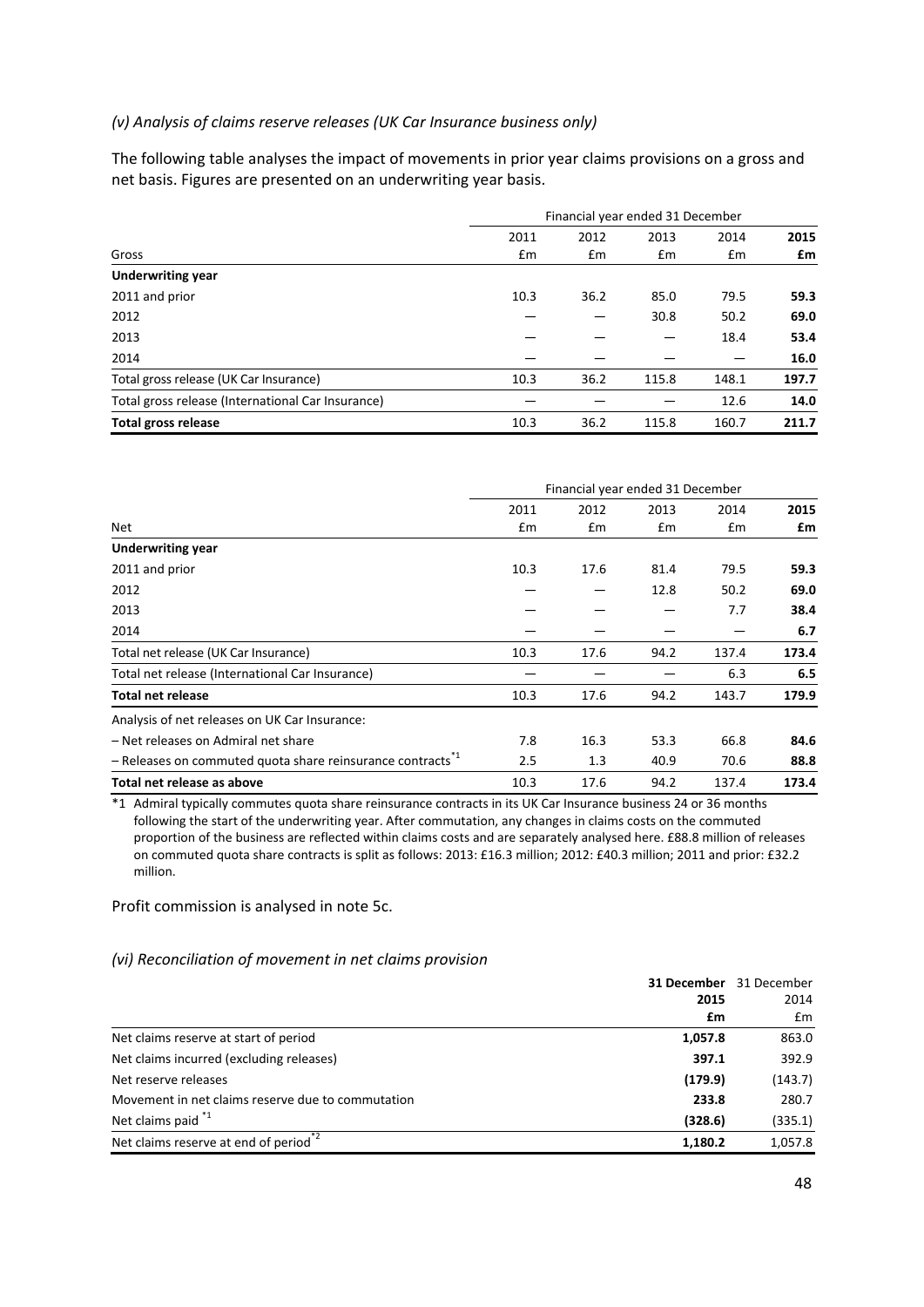*(v) Analysis of claims reserve releases (UK Car Insurance business only)*

The following table analyses the impact of movements in prior year claims provisions on a gross and net basis. Figures are presented on an underwriting year basis.

| | Financial year ended 31 December | | | | |
|---|---|---|---|---|---|
| | 2011 | 2012 | 2013 | 2014 | **2015** |
| Gross | £m | £m | £m | £m | **£m** |
| **Underwriting year** | | | | | |
| 2011 and prior | 10.3 | 36.2 | 85.0 | 79.5 | **59.3** |
| 2012 | — | — | 30.8 | 50.2 | **69.0** |
| 2013 | — | — | — | 18.4 | **53.4** |
| 2014 | — | — | — | — | **16.0** |
| Total gross release (UK Car Insurance) | 10.3 | 36.2 | 115.8 | 148.1 | **197.7** |
| Total gross release (International Car Insurance) | — | — | — | 12.6 | **14.0** |
| **Total gross release** | 10.3 | 36.2 | 115.8 | 160.7 | **211.7** |

| | Financial year ended 31 December | | | | |
|---|---|---|---|---|---|
| | 2011 | 2012 | 2013 | 2014 | **2015** |
| Net | £m | £m | £m | £m | **£m** |
| **Underwriting year** | | | | | |
| 2011 and prior | 10.3 | 17.6 | 81.4 | 79.5 | **59.3** |
| 2012 | — | — | 12.8 | 50.2 | **69.0** |
| 2013 | — | — | — | 7.7 | **38.4** |
| 2014 | — | — | — | — | **6.7** |
| Total net release (UK Car Insurance) | 10.3 | 17.6 | 94.2 | 137.4 | **173.4** |
| Total net release (International Car Insurance) | — | — | — | 6.3 | **6.5** |
| **Total net release** | 10.3 | 17.6 | 94.2 | 143.7 | **179.9** |
| Analysis of net releases on UK Car Insurance: | | | | | |
| – Net releases on Admiral net share | 7.8 | 16.3 | 53.3 | 66.8 | **84.6** |
| – Releases on commuted quota share reinsurance contracts *1 | 2.5 | 1.3 | 40.9 | 70.6 | **88.8** |
| **Total net release as above** | 10.3 | 17.6 | 94.2 | 137.4 | **173.4** |

*1 Admiral typically commutes quota share reinsurance contracts in its UK Car Insurance business 24 or 36 months following the start of the underwriting year. After commutation, any changes in claims costs on the commuted proportion of the business are reflected within claims costs and are separately analysed here. £88.8 million of releases on commuted quota share contracts is split as follows: 2013: £16.3 million; 2012: £40.3 million; 2011 and prior: £32.2 million.

Profit commission is analysed in note 5c.

*(vi) Reconciliation of movement in net claims provision*

| | **31 December 2015** | 31 December 2014 |
|---|---|---|
| | **£m** | £m |
| Net claims reserve at start of period | **1,057.8** | 863.0 |
| Net claims incurred (excluding releases) | **397.1** | 392.9 |
| Net reserve releases | **(179.9)** | (143.7) |
| Movement in net claims reserve due to commutation | **233.8** | 280.7 |
| Net claims paid *1 | **(328.6)** | (335.1) |
| Net claims reserve at end of period *2 | **1,180.2** | 1,057.8 |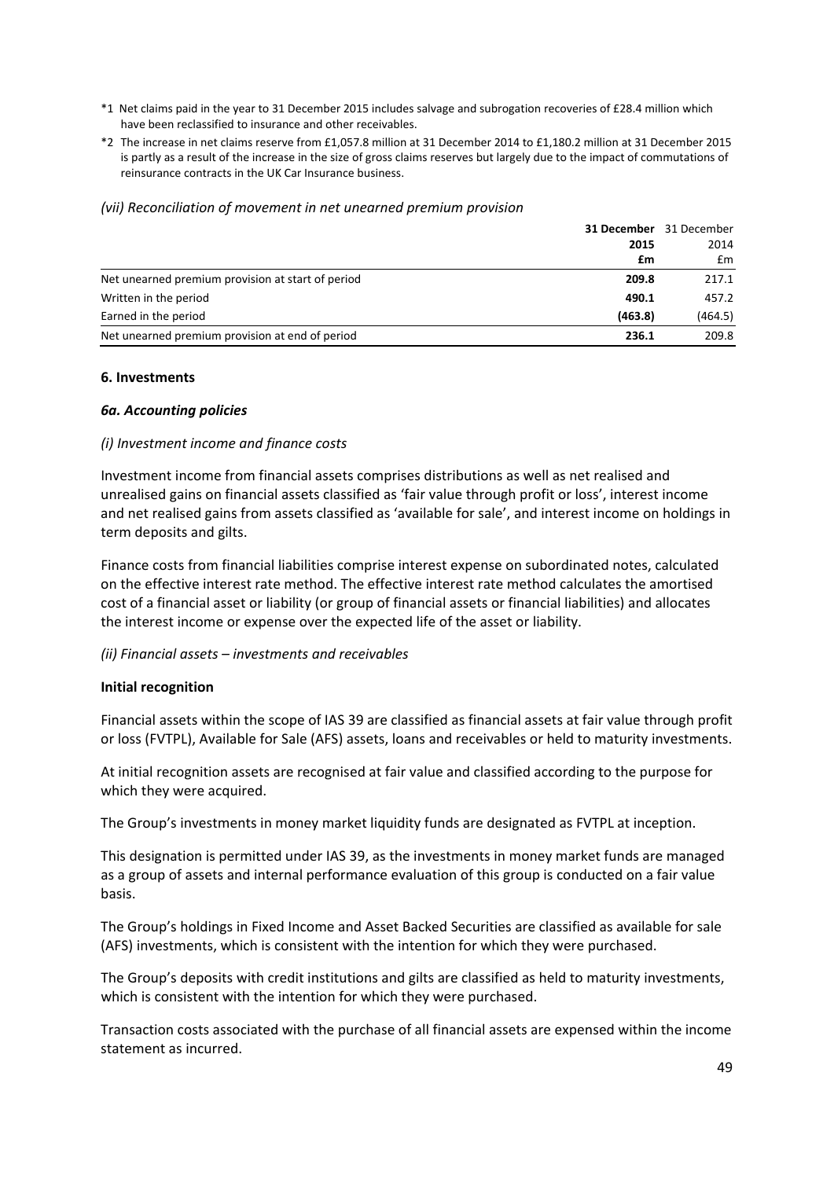\*1 Net claims paid in the year to 31 December 2015 includes salvage and subrogation recoveries of £28.4 million which have been reclassified to insurance and other receivables.

\*2 The increase in net claims reserve from £1,057.8 million at 31 December 2014 to £1,180.2 million at 31 December 2015 is partly as a result of the increase in the size of gross claims reserves but largely due to the impact of commutations of reinsurance contracts in the UK Car Insurance business.

*(vii) Reconciliation of movement in net unearned premium provision*

| | **31 December 2015 £m** | 31 December 2014 £m |
|---|---|---|
| Net unearned premium provision at start of period | **209.8** | 217.1 |
| Written in the period | **490.1** | 457.2 |
| Earned in the period | **(463.8)** | (464.5) |
| Net unearned premium provision at end of period | **236.1** | 209.8 |

### 6. Investments

#### *6a. Accounting policies*

*(i) Investment income and finance costs*

Investment income from financial assets comprises distributions as well as net realised and unrealised gains on financial assets classified as 'fair value through profit or loss', interest income and net realised gains from assets classified as 'available for sale', and interest income on holdings in term deposits and gilts.

Finance costs from financial liabilities comprise interest expense on subordinated notes, calculated on the effective interest rate method. The effective interest rate method calculates the amortised cost of a financial asset or liability (or group of financial assets or financial liabilities) and allocates the interest income or expense over the expected life of the asset or liability.

*(ii) Financial assets – investments and receivables*

**Initial recognition**

Financial assets within the scope of IAS 39 are classified as financial assets at fair value through profit or loss (FVTPL), Available for Sale (AFS) assets, loans and receivables or held to maturity investments.

At initial recognition assets are recognised at fair value and classified according to the purpose for which they were acquired.

The Group's investments in money market liquidity funds are designated as FVTPL at inception.

This designation is permitted under IAS 39, as the investments in money market funds are managed as a group of assets and internal performance evaluation of this group is conducted on a fair value basis.

The Group's holdings in Fixed Income and Asset Backed Securities are classified as available for sale (AFS) investments, which is consistent with the intention for which they were purchased.

The Group's deposits with credit institutions and gilts are classified as held to maturity investments, which is consistent with the intention for which they were purchased.

Transaction costs associated with the purchase of all financial assets are expensed within the income statement as incurred.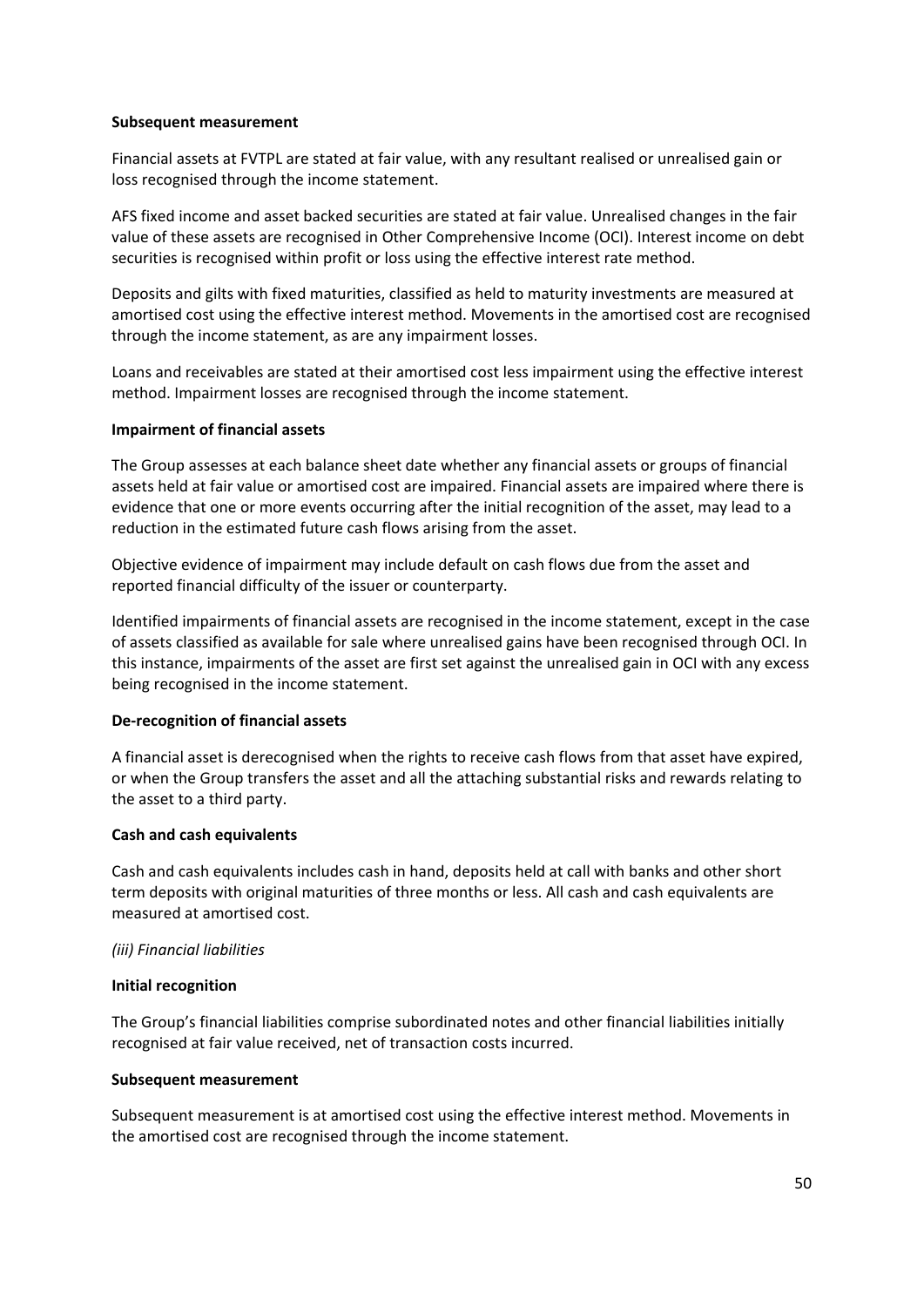**Subsequent measurement**

Financial assets at FVTPL are stated at fair value, with any resultant realised or unrealised gain or loss recognised through the income statement.

AFS fixed income and asset backed securities are stated at fair value. Unrealised changes in the fair value of these assets are recognised in Other Comprehensive Income (OCI). Interest income on debt securities is recognised within profit or loss using the effective interest rate method.

Deposits and gilts with fixed maturities, classified as held to maturity investments are measured at amortised cost using the effective interest method. Movements in the amortised cost are recognised through the income statement, as are any impairment losses.

Loans and receivables are stated at their amortised cost less impairment using the effective interest method. Impairment losses are recognised through the income statement.

**Impairment of financial assets**

The Group assesses at each balance sheet date whether any financial assets or groups of financial assets held at fair value or amortised cost are impaired. Financial assets are impaired where there is evidence that one or more events occurring after the initial recognition of the asset, may lead to a reduction in the estimated future cash flows arising from the asset.

Objective evidence of impairment may include default on cash flows due from the asset and reported financial difficulty of the issuer or counterparty.

Identified impairments of financial assets are recognised in the income statement, except in the case of assets classified as available for sale where unrealised gains have been recognised through OCI. In this instance, impairments of the asset are first set against the unrealised gain in OCI with any excess being recognised in the income statement.

**De-recognition of financial assets**

A financial asset is derecognised when the rights to receive cash flows from that asset have expired, or when the Group transfers the asset and all the attaching substantial risks and rewards relating to the asset to a third party.

**Cash and cash equivalents**

Cash and cash equivalents includes cash in hand, deposits held at call with banks and other short term deposits with original maturities of three months or less. All cash and cash equivalents are measured at amortised cost.

*(iii) Financial liabilities*

**Initial recognition**

The Group's financial liabilities comprise subordinated notes and other financial liabilities initially recognised at fair value received, net of transaction costs incurred.

**Subsequent measurement**

Subsequent measurement is at amortised cost using the effective interest method. Movements in the amortised cost are recognised through the income statement.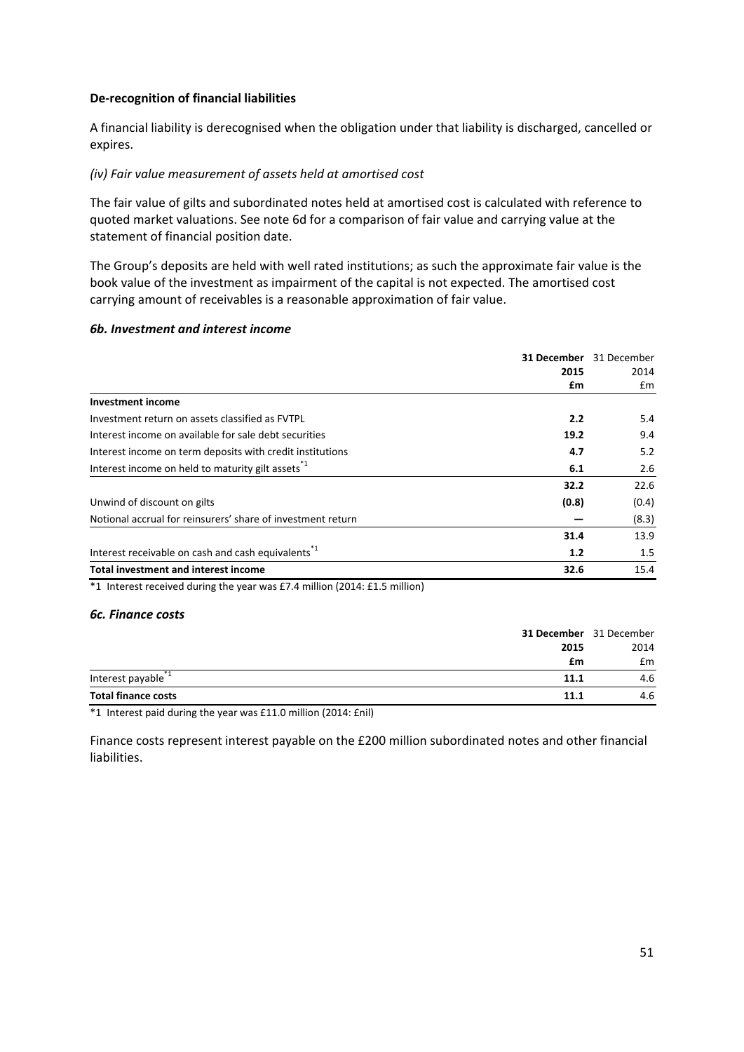**De-recognition of financial liabilities**

A financial liability is derecognised when the obligation under that liability is discharged, cancelled or expires.

*(iv) Fair value measurement of assets held at amortised cost*

The fair value of gilts and subordinated notes held at amortised cost is calculated with reference to quoted market valuations. See note 6d for a comparison of fair value and carrying value at the statement of financial position date.

The Group's deposits are held with well rated institutions; as such the approximate fair value is the book value of the investment as impairment of the capital is not expected. The amortised cost carrying amount of receivables is a reasonable approximation of fair value.

### *6b. Investment and interest income*

| | **31 December 2015 £m** | 31 December 2014 £m |
|---|---|---|
| **Investment income** | | |
| Investment return on assets classified as FVTPL | **2.2** | 5.4 |
| Interest income on available for sale debt securities | **19.2** | 9.4 |
| Interest income on term deposits with credit institutions | **4.7** | 5.2 |
| Interest income on held to maturity gilt assets*1 | **6.1** | 2.6 |
| | **32.2** | 22.6 |
| Unwind of discount on gilts | **(0.8)** | (0.4) |
| Notional accrual for reinsurers' share of investment return | **—** | (8.3) |
| | **31.4** | 13.9 |
| Interest receivable on cash and cash equivalents*1 | **1.2** | 1.5 |
| **Total investment and interest income** | **32.6** | 15.4 |

*1 Interest received during the year was £7.4 million (2014: £1.5 million)

### *6c. Finance costs*

| | **31 December 2015 £m** | 31 December 2014 £m |
|---|---|---|
| Interest payable*1 | **11.1** | 4.6 |
| **Total finance costs** | **11.1** | 4.6 |

*1 Interest paid during the year was £11.0 million (2014: £nil)

Finance costs represent interest payable on the £200 million subordinated notes and other financial liabilities.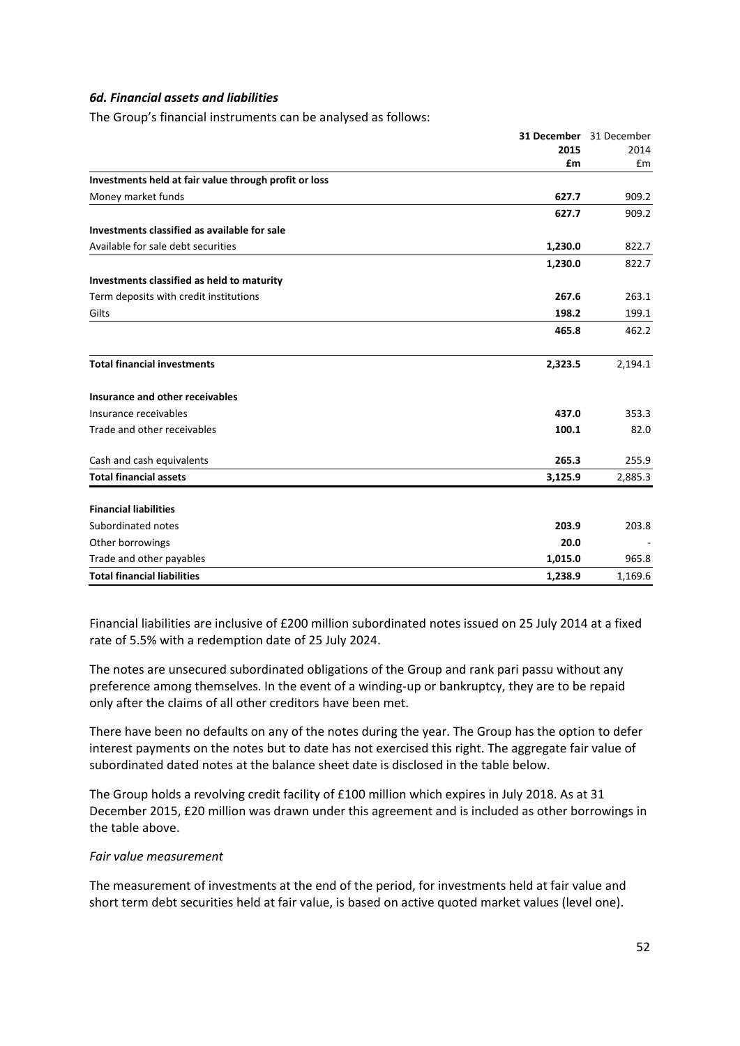### *6d. Financial assets and liabilities*

The Group's financial instruments can be analysed as follows:

| | **31 December 2015 £m** | 31 December 2014 £m |
|---|---|---|
| **Investments held at fair value through profit or loss** | | |
| Money market funds | **627.7** | 909.2 |
| | **627.7** | 909.2 |
| **Investments classified as available for sale** | | |
| Available for sale debt securities | **1,230.0** | 822.7 |
| | **1,230.0** | 822.7 |
| **Investments classified as held to maturity** | | |
| Term deposits with credit institutions | **267.6** | 263.1 |
| Gilts | **198.2** | 199.1 |
| | **465.8** | 462.2 |
| **Total financial investments** | **2,323.5** | 2,194.1 |
| **Insurance and other receivables** | | |
| Insurance receivables | **437.0** | 353.3 |
| Trade and other receivables | **100.1** | 82.0 |
| Cash and cash equivalents | **265.3** | 255.9 |
| **Total financial assets** | **3,125.9** | 2,885.3 |
| **Financial liabilities** | | |
| Subordinated notes | **203.9** | 203.8 |
| Other borrowings | **20.0** | - |
| Trade and other payables | **1,015.0** | 965.8 |
| **Total financial liabilities** | **1,238.9** | 1,169.6 |

Financial liabilities are inclusive of £200 million subordinated notes issued on 25 July 2014 at a fixed rate of 5.5% with a redemption date of 25 July 2024.

The notes are unsecured subordinated obligations of the Group and rank pari passu without any preference among themselves. In the event of a winding-up or bankruptcy, they are to be repaid only after the claims of all other creditors have been met.

There have been no defaults on any of the notes during the year. The Group has the option to defer interest payments on the notes but to date has not exercised this right. The aggregate fair value of subordinated dated notes at the balance sheet date is disclosed in the table below.

The Group holds a revolving credit facility of £100 million which expires in July 2018. As at 31 December 2015, £20 million was drawn under this agreement and is included as other borrowings in the table above.

*Fair value measurement*

The measurement of investments at the end of the period, for investments held at fair value and short term debt securities held at fair value, is based on active quoted market values (level one).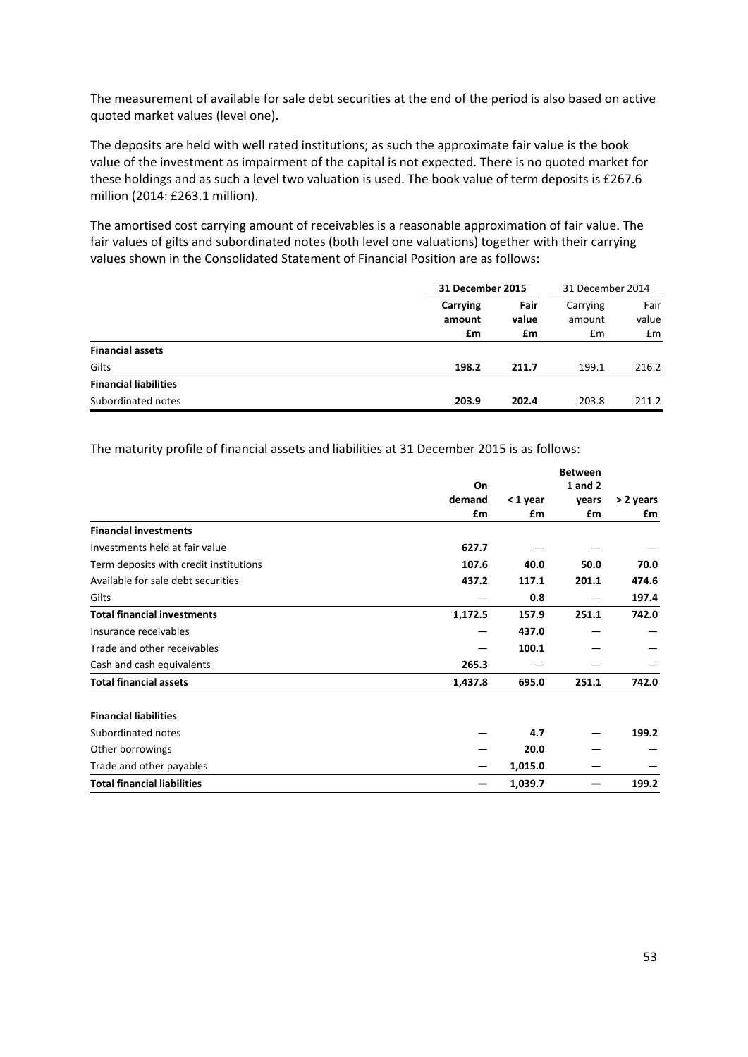The measurement of available for sale debt securities at the end of the period is also based on active quoted market values (level one).

The deposits are held with well rated institutions; as such the approximate fair value is the book value of the investment as impairment of the capital is not expected. There is no quoted market for these holdings and as such a level two valuation is used. The book value of term deposits is £267.6 million (2014: £263.1 million).

The amortised cost carrying amount of receivables is a reasonable approximation of fair value. The fair values of gilts and subordinated notes (both level one valuations) together with their carrying values shown in the Consolidated Statement of Financial Position are as follows:

| | **31 December 2015** | | 31 December 2014 | |
|---|---|---|---|---|
| | **Carrying amount £m** | **Fair value £m** | Carrying amount £m | Fair value £m |
| **Financial assets** | | | | |
| Gilts | **198.2** | **211.7** | 199.1 | 216.2 |
| **Financial liabilities** | | | | |
| Subordinated notes | **203.9** | **202.4** | 203.8 | 211.2 |

The maturity profile of financial assets and liabilities at 31 December 2015 is as follows:

| | **On demand £m** | **< 1 year £m** | **Between 1 and 2 years £m** | **> 2 years £m** |
|---|---|---|---|---|
| **Financial investments** | | | | |
| Investments held at fair value | **627.7** | — | — | — |
| Term deposits with credit institutions | **107.6** | **40.0** | **50.0** | **70.0** |
| Available for sale debt securities | **437.2** | **117.1** | **201.1** | **474.6** |
| Gilts | — | **0.8** | — | **197.4** |
| **Total financial investments** | **1,172.5** | **157.9** | **251.1** | **742.0** |
| Insurance receivables | — | **437.0** | — | — |
| Trade and other receivables | — | **100.1** | — | — |
| Cash and cash equivalents | **265.3** | — | — | — |
| **Total financial assets** | **1,437.8** | **695.0** | **251.1** | **742.0** |
| | | | | |
| **Financial liabilities** | | | | |
| Subordinated notes | — | **4.7** | — | **199.2** |
| Other borrowings | — | **20.0** | — | — |
| Trade and other payables | — | **1,015.0** | — | — |
| **Total financial liabilities** | **—** | **1,039.7** | **—** | **199.2** |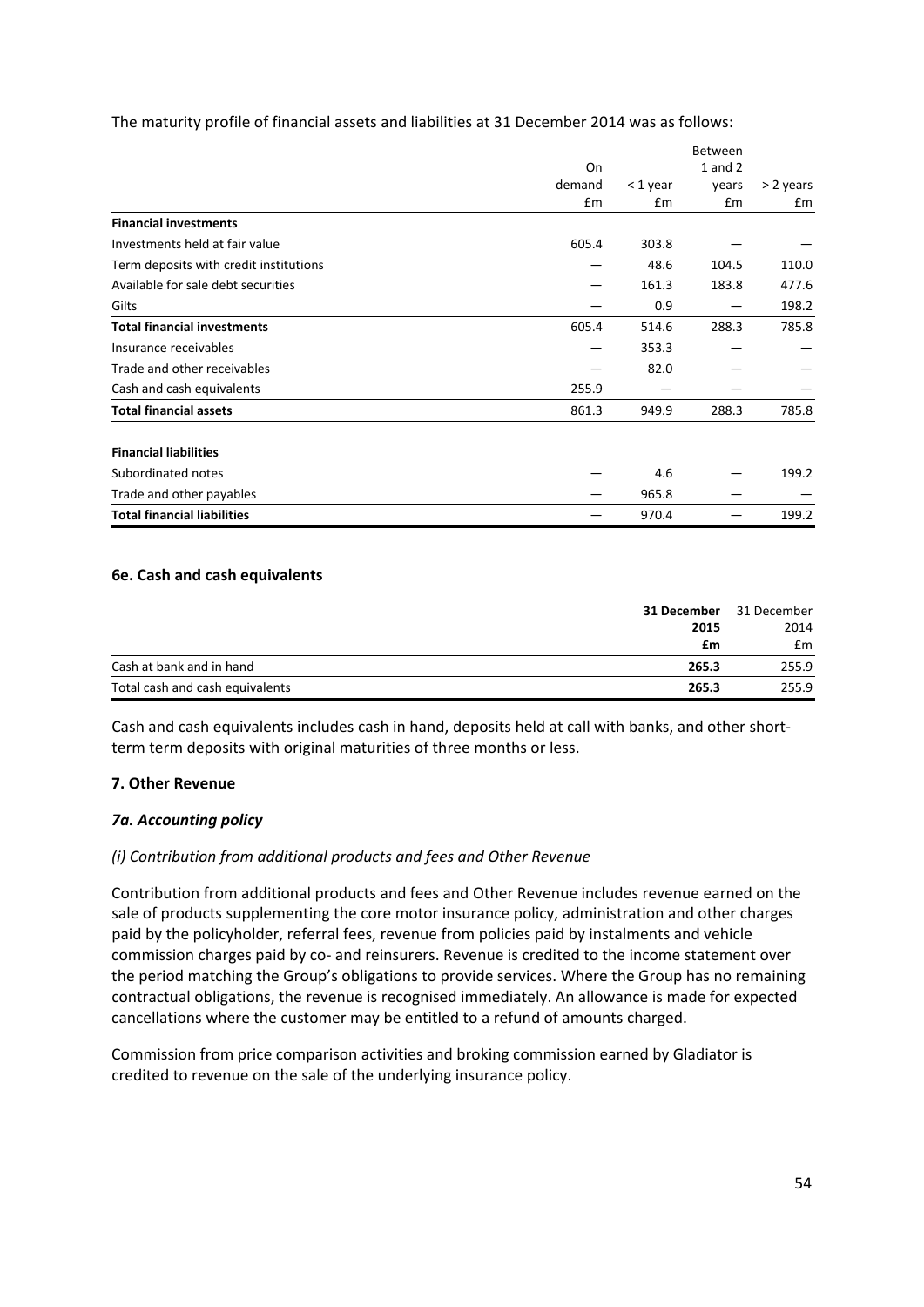The maturity profile of financial assets and liabilities at 31 December 2014 was as follows:

| | On demand £m | < 1 year £m | Between 1 and 2 years £m | > 2 years £m |
|---|---|---|---|---|
| **Financial investments** | | | | |
| Investments held at fair value | 605.4 | 303.8 | — | — |
| Term deposits with credit institutions | — | 48.6 | 104.5 | 110.0 |
| Available for sale debt securities | — | 161.3 | 183.8 | 477.6 |
| Gilts | — | 0.9 | — | 198.2 |
| **Total financial investments** | 605.4 | 514.6 | 288.3 | 785.8 |
| Insurance receivables | — | 353.3 | — | — |
| Trade and other receivables | — | 82.0 | — | — |
| Cash and cash equivalents | 255.9 | — | — | — |
| **Total financial assets** | 861.3 | 949.9 | 288.3 | 785.8 |
| | | | | |
| **Financial liabilities** | | | | |
| Subordinated notes | — | 4.6 | — | 199.2 |
| Trade and other payables | — | 965.8 | — | — |
| **Total financial liabilities** | — | 970.4 | — | 199.2 |

### 6e. Cash and cash equivalents

| | **31 December 2015 £m** | 31 December 2014 £m |
|---|---|---|
| Cash at bank and in hand | **265.3** | 255.9 |
| Total cash and cash equivalents | **265.3** | 255.9 |

Cash and cash equivalents includes cash in hand, deposits held at call with banks, and other short-term term deposits with original maturities of three months or less.

## 7. Other Revenue

### *7a. Accounting policy*

*(i) Contribution from additional products and fees and Other Revenue*

Contribution from additional products and fees and Other Revenue includes revenue earned on the sale of products supplementing the core motor insurance policy, administration and other charges paid by the policyholder, referral fees, revenue from policies paid by instalments and vehicle commission charges paid by co- and reinsurers. Revenue is credited to the income statement over the period matching the Group's obligations to provide services. Where the Group has no remaining contractual obligations, the revenue is recognised immediately. An allowance is made for expected cancellations where the customer may be entitled to a refund of amounts charged.

Commission from price comparison activities and broking commission earned by Gladiator is credited to revenue on the sale of the underlying insurance policy.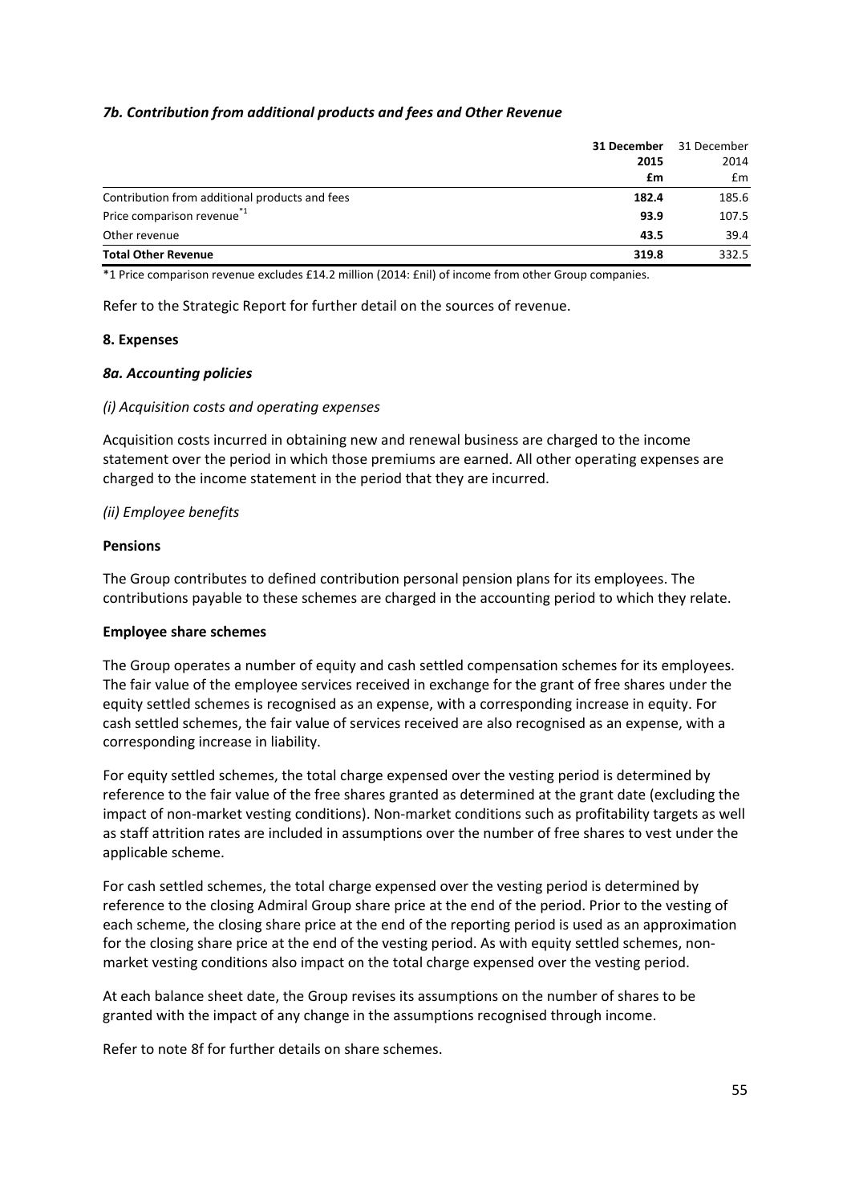### *7b. Contribution from additional products and fees and Other Revenue*

| | **31 December 2015 £m** | 31 December 2014 £m |
|---|---|---|
| Contribution from additional products and fees | **182.4** | 185.6 |
| Price comparison revenue*1 | **93.9** | 107.5 |
| Other revenue | **43.5** | 39.4 |
| **Total Other Revenue** | **319.8** | 332.5 |

*1 Price comparison revenue excludes £14.2 million (2014: £nil) of income from other Group companies.

Refer to the Strategic Report for further detail on the sources of revenue.

## 8. Expenses

### *8a. Accounting policies*

*(i) Acquisition costs and operating expenses*

Acquisition costs incurred in obtaining new and renewal business are charged to the income statement over the period in which those premiums are earned. All other operating expenses are charged to the income statement in the period that they are incurred.

*(ii) Employee benefits*

**Pensions**

The Group contributes to defined contribution personal pension plans for its employees. The contributions payable to these schemes are charged in the accounting period to which they relate.

**Employee share schemes**

The Group operates a number of equity and cash settled compensation schemes for its employees. The fair value of the employee services received in exchange for the grant of free shares under the equity settled schemes is recognised as an expense, with a corresponding increase in equity. For cash settled schemes, the fair value of services received are also recognised as an expense, with a corresponding increase in liability.

For equity settled schemes, the total charge expensed over the vesting period is determined by reference to the fair value of the free shares granted as determined at the grant date (excluding the impact of non-market vesting conditions). Non-market conditions such as profitability targets as well as staff attrition rates are included in assumptions over the number of free shares to vest under the applicable scheme.

For cash settled schemes, the total charge expensed over the vesting period is determined by reference to the closing Admiral Group share price at the end of the period. Prior to the vesting of each scheme, the closing share price at the end of the reporting period is used as an approximation for the closing share price at the end of the vesting period. As with equity settled schemes, non-market vesting conditions also impact on the total charge expensed over the vesting period.

At each balance sheet date, the Group revises its assumptions on the number of shares to be granted with the impact of any change in the assumptions recognised through income.

Refer to note 8f for further details on share schemes.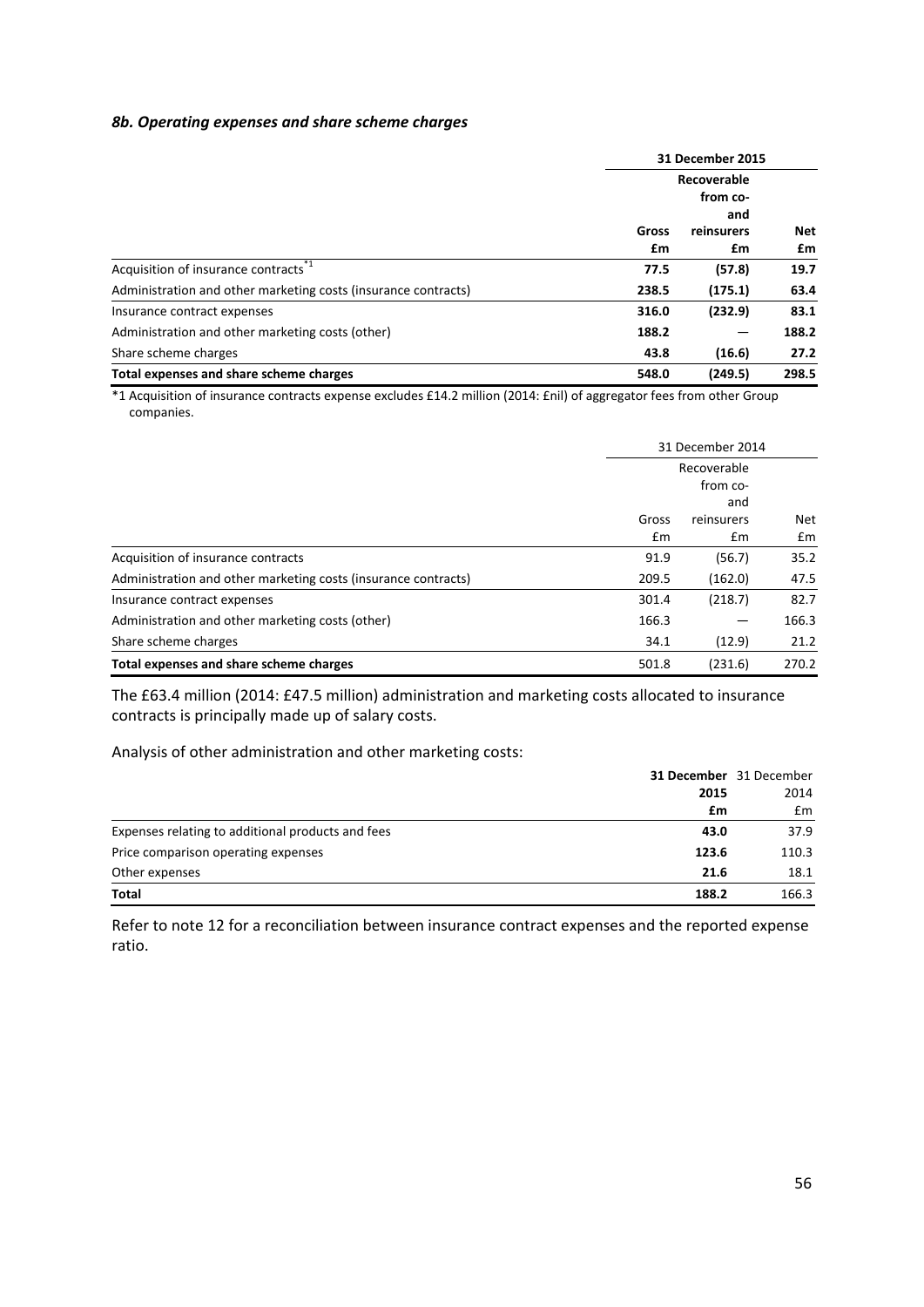### *8b. Operating expenses and share scheme charges*

| | **31 December 2015** | | |
|---|---|---|---|
| | **Gross** | **Recoverable from co- and reinsurers** | **Net** |
| | **£m** | **£m** | **£m** |
| Acquisition of insurance contracts[*1] | **77.5** | **(57.8)** | **19.7** |
| Administration and other marketing costs (insurance contracts) | **238.5** | **(175.1)** | **63.4** |
| Insurance contract expenses | **316.0** | **(232.9)** | **83.1** |
| Administration and other marketing costs (other) | **188.2** | **—** | **188.2** |
| Share scheme charges | **43.8** | **(16.6)** | **27.2** |
| **Total expenses and share scheme charges** | **548.0** | **(249.5)** | **298.5** |

*1 Acquisition of insurance contracts expense excludes £14.2 million (2014: £nil) of aggregator fees from other Group companies.

| | 31 December 2014 | | |
|---|---|---|---|
| | Gross | Recoverable from co- and reinsurers | Net |
| | £m | £m | £m |
| Acquisition of insurance contracts | 91.9 | (56.7) | 35.2 |
| Administration and other marketing costs (insurance contracts) | 209.5 | (162.0) | 47.5 |
| Insurance contract expenses | 301.4 | (218.7) | 82.7 |
| Administration and other marketing costs (other) | 166.3 | — | 166.3 |
| Share scheme charges | 34.1 | (12.9) | 21.2 |
| **Total expenses and share scheme charges** | 501.8 | (231.6) | 270.2 |

The £63.4 million (2014: £47.5 million) administration and marketing costs allocated to insurance contracts is principally made up of salary costs.

Analysis of other administration and other marketing costs:

| | **31 December 2015** | 31 December 2014 |
|---|---|---|
| | **£m** | £m |
| Expenses relating to additional products and fees | **43.0** | 37.9 |
| Price comparison operating expenses | **123.6** | 110.3 |
| Other expenses | **21.6** | 18.1 |
| **Total** | **188.2** | 166.3 |

Refer to note 12 for a reconciliation between insurance contract expenses and the reported expense ratio.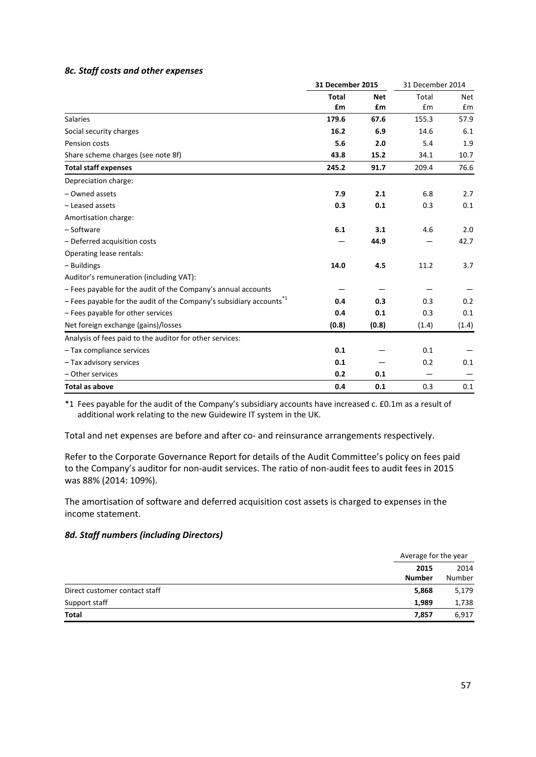### *8c. Staff costs and other expenses*

| | **31 December 2015** | | 31 December 2014 | |
|---|---|---|---|---|
| | **Total** | **Net** | Total | Net |
| | **£m** | **£m** | £m | £m |
| Salaries | **179.6** | **67.6** | 155.3 | 57.9 |
| Social security charges | **16.2** | **6.9** | 14.6 | 6.1 |
| Pension costs | **5.6** | **2.0** | 5.4 | 1.9 |
| Share scheme charges (see note 8f) | **43.8** | **15.2** | 34.1 | 10.7 |
| **Total staff expenses** | **245.2** | **91.7** | 209.4 | 76.6 |
| Depreciation charge: | | | | |
| – Owned assets | **7.9** | **2.1** | 6.8 | 2.7 |
| – Leased assets | **0.3** | **0.1** | 0.3 | 0.1 |
| Amortisation charge: | | | | |
| – Software | **6.1** | **3.1** | 4.6 | 2.0 |
| – Deferred acquisition costs | **—** | **44.9** | — | 42.7 |
| Operating lease rentals: | | | | |
| – Buildings | **14.0** | **4.5** | 11.2 | 3.7 |
| Auditor's remuneration (including VAT): | | | | |
| – Fees payable for the audit of the Company's annual accounts | **—** | **—** | — | — |
| – Fees payable for the audit of the Company's subsidiary accounts*1 | **0.4** | **0.3** | 0.3 | 0.2 |
| – Fees payable for other services | **0.4** | **0.1** | 0.3 | 0.1 |
| Net foreign exchange (gains)/losses | **(0.8)** | **(0.8)** | (1.4) | (1.4) |
| Analysis of fees paid to the auditor for other services: | | | | |
| – Tax compliance services | **0.1** | **—** | 0.1 | — |
| – Tax advisory services | **0.1** | **—** | 0.2 | 0.1 |
| – Other services | **0.2** | **0.1** | — | — |
| **Total as above** | **0.4** | **0.1** | 0.3 | 0.1 |

*1 Fees payable for the audit of the Company's subsidiary accounts have increased c. £0.1m as a result of additional work relating to the new Guidewire IT system in the UK.

Total and net expenses are before and after co- and reinsurance arrangements respectively.

Refer to the Corporate Governance Report for details of the Audit Committee's policy on fees paid to the Company's auditor for non-audit services. The ratio of non-audit fees to audit fees in 2015 was 88% (2014: 109%).

The amortisation of software and deferred acquisition cost assets is charged to expenses in the income statement.

### *8d. Staff numbers (including Directors)*

| | Average for the year | |
|---|---|---|
| | **2015** | 2014 |
| | **Number** | Number |
| Direct customer contact staff | **5,868** | 5,179 |
| Support staff | **1,989** | 1,738 |
| **Total** | **7,857** | 6,917 |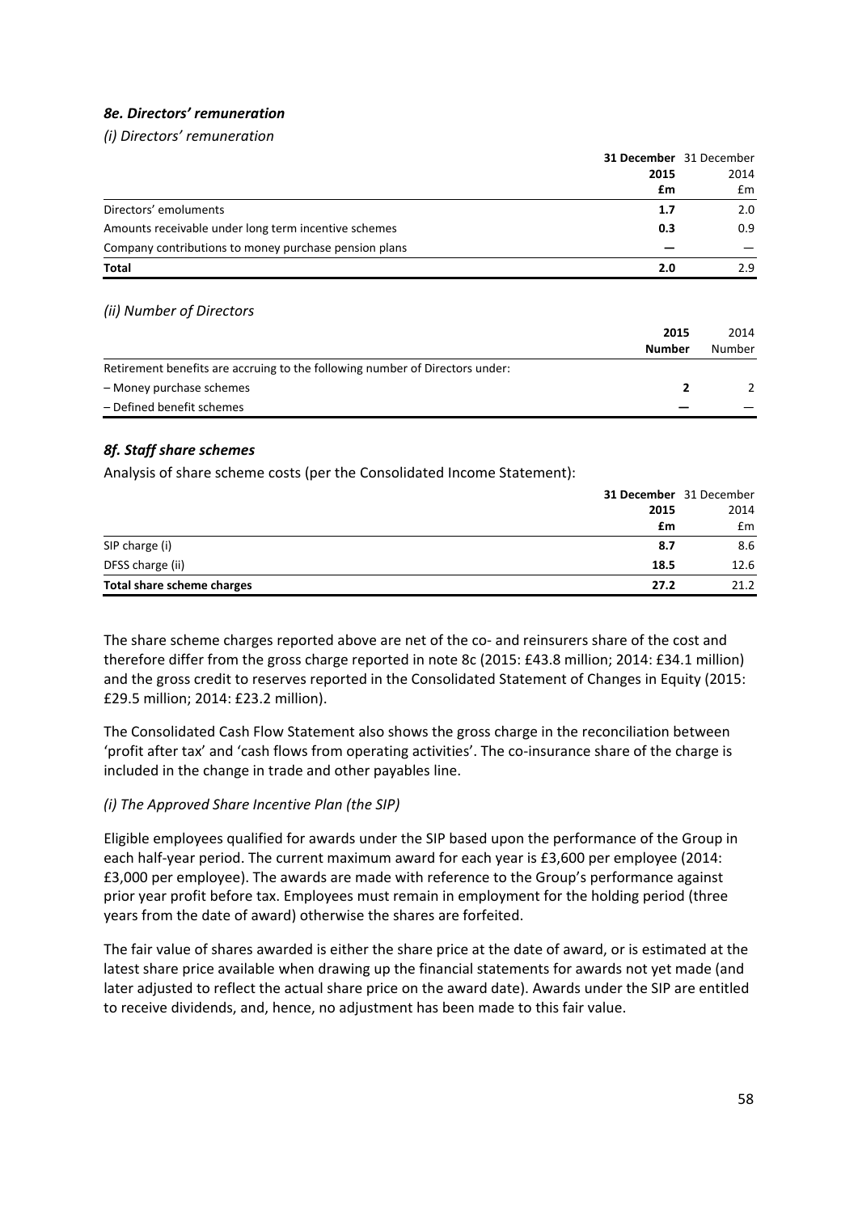### *8e. Directors' remuneration*

*(i) Directors' remuneration*

| | **31 December 2015 £m** | 31 December 2014 £m |
|---|---|---|
| Directors' emoluments | **1.7** | 2.0 |
| Amounts receivable under long term incentive schemes | **0.3** | 0.9 |
| Company contributions to money purchase pension plans | **—** | — |
| **Total** | **2.0** | 2.9 |

*(ii) Number of Directors*

| | **2015 Number** | 2014 Number |
|---|---|---|
| Retirement benefits are accruing to the following number of Directors under: | | |
| – Money purchase schemes | **2** | 2 |
| – Defined benefit schemes | **—** | — |

### *8f. Staff share schemes*

Analysis of share scheme costs (per the Consolidated Income Statement):

| | **31 December 2015 £m** | 31 December 2014 £m |
|---|---|---|
| SIP charge (i) | **8.7** | 8.6 |
| DFSS charge (ii) | **18.5** | 12.6 |
| **Total share scheme charges** | **27.2** | 21.2 |

The share scheme charges reported above are net of the co- and reinsurers share of the cost and therefore differ from the gross charge reported in note 8c (2015: £43.8 million; 2014: £34.1 million) and the gross credit to reserves reported in the Consolidated Statement of Changes in Equity (2015: £29.5 million; 2014: £23.2 million).

The Consolidated Cash Flow Statement also shows the gross charge in the reconciliation between 'profit after tax' and 'cash flows from operating activities'. The co-insurance share of the charge is included in the change in trade and other payables line.

*(i) The Approved Share Incentive Plan (the SIP)*

Eligible employees qualified for awards under the SIP based upon the performance of the Group in each half-year period. The current maximum award for each year is £3,600 per employee (2014: £3,000 per employee). The awards are made with reference to the Group's performance against prior year profit before tax. Employees must remain in employment for the holding period (three years from the date of award) otherwise the shares are forfeited.

The fair value of shares awarded is either the share price at the date of award, or is estimated at the latest share price available when drawing up the financial statements for awards not yet made (and later adjusted to reflect the actual share price on the award date). Awards under the SIP are entitled to receive dividends, and, hence, no adjustment has been made to this fair value.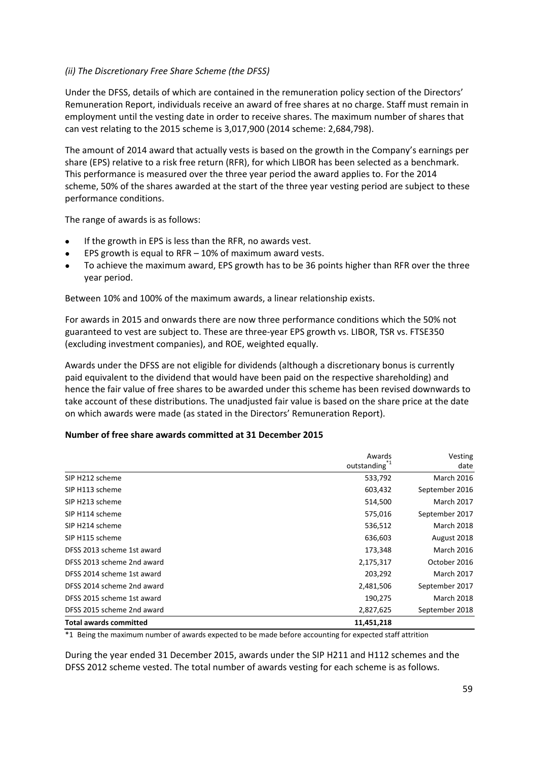*(ii) The Discretionary Free Share Scheme (the DFSS)*

Under the DFSS, details of which are contained in the remuneration policy section of the Directors' Remuneration Report, individuals receive an award of free shares at no charge. Staff must remain in employment until the vesting date in order to receive shares. The maximum number of shares that can vest relating to the 2015 scheme is 3,017,900 (2014 scheme: 2,684,798).

The amount of 2014 award that actually vests is based on the growth in the Company's earnings per share (EPS) relative to a risk free return (RFR), for which LIBOR has been selected as a benchmark. This performance is measured over the three year period the award applies to. For the 2014 scheme, 50% of the shares awarded at the start of the three year vesting period are subject to these performance conditions.

The range of awards is as follows:

- If the growth in EPS is less than the RFR, no awards vest.
- EPS growth is equal to RFR – 10% of maximum award vests.
- To achieve the maximum award, EPS growth has to be 36 points higher than RFR over the three year period.

Between 10% and 100% of the maximum awards, a linear relationship exists.

For awards in 2015 and onwards there are now three performance conditions which the 50% not guaranteed to vest are subject to. These are three-year EPS growth vs. LIBOR, TSR vs. FTSE350 (excluding investment companies), and ROE, weighted equally.

Awards under the DFSS are not eligible for dividends (although a discretionary bonus is currently paid equivalent to the dividend that would have been paid on the respective shareholding) and hence the fair value of free shares to be awarded under this scheme has been revised downwards to take account of these distributions. The unadjusted fair value is based on the share price at the date on which awards were made (as stated in the Directors' Remuneration Report).

**Number of free share awards committed at 31 December 2015**

| | Awards outstanding[*1] | Vesting date |
|---|---|---|
| SIP H212 scheme | 533,792 | March 2016 |
| SIP H113 scheme | 603,432 | September 2016 |
| SIP H213 scheme | 514,500 | March 2017 |
| SIP H114 scheme | 575,016 | September 2017 |
| SIP H214 scheme | 536,512 | March 2018 |
| SIP H115 scheme | 636,603 | August 2018 |
| DFSS 2013 scheme 1st award | 173,348 | March 2016 |
| DFSS 2013 scheme 2nd award | 2,175,317 | October 2016 |
| DFSS 2014 scheme 1st award | 203,292 | March 2017 |
| DFSS 2014 scheme 2nd award | 2,481,506 | September 2017 |
| DFSS 2015 scheme 1st award | 190,275 | March 2018 |
| DFSS 2015 scheme 2nd award | 2,827,625 | September 2018 |
| **Total awards committed** | **11,451,218** | |

*1 Being the maximum number of awards expected to be made before accounting for expected staff attrition

During the year ended 31 December 2015, awards under the SIP H211 and H112 schemes and the DFSS 2012 scheme vested. The total number of awards vesting for each scheme is as follows.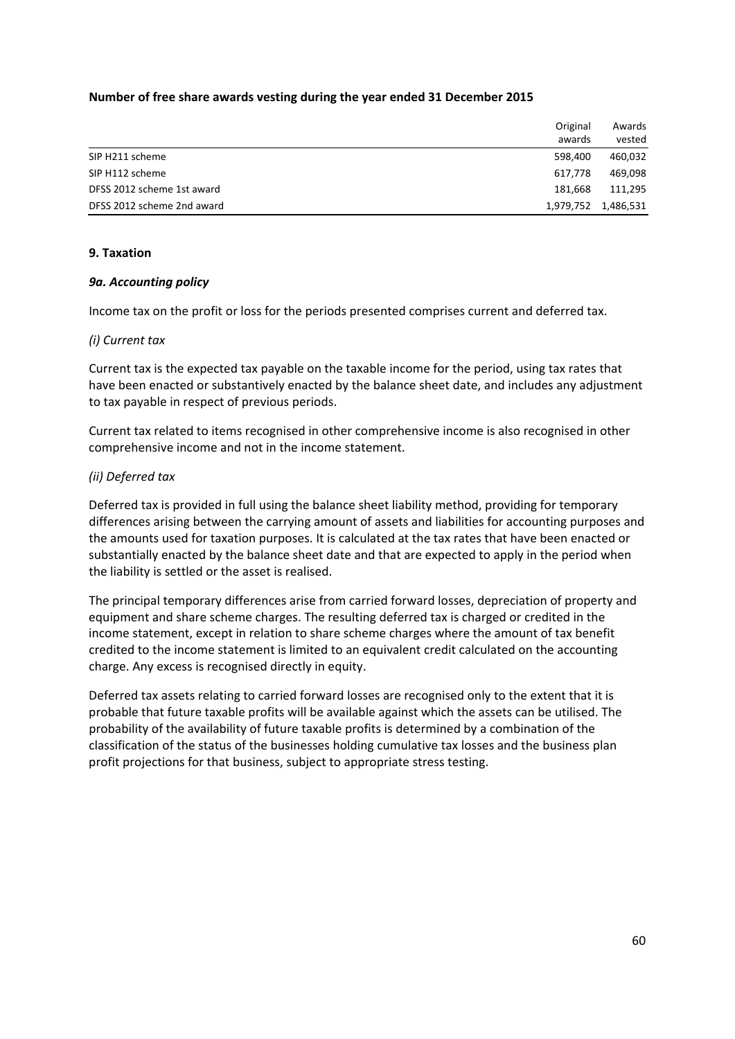**Number of free share awards vesting during the year ended 31 December 2015**

| | Original awards | Awards vested |
|---|---|---|
| SIP H211 scheme | 598,400 | 460,032 |
| SIP H112 scheme | 617,778 | 469,098 |
| DFSS 2012 scheme 1st award | 181,668 | 111,295 |
| DFSS 2012 scheme 2nd award | 1,979,752 | 1,486,531 |

## 9. Taxation

### *9a. Accounting policy*

Income tax on the profit or loss for the periods presented comprises current and deferred tax.

*(i) Current tax*

Current tax is the expected tax payable on the taxable income for the period, using tax rates that have been enacted or substantively enacted by the balance sheet date, and includes any adjustment to tax payable in respect of previous periods.

Current tax related to items recognised in other comprehensive income is also recognised in other comprehensive income and not in the income statement.

*(ii) Deferred tax*

Deferred tax is provided in full using the balance sheet liability method, providing for temporary differences arising between the carrying amount of assets and liabilities for accounting purposes and the amounts used for taxation purposes. It is calculated at the tax rates that have been enacted or substantially enacted by the balance sheet date and that are expected to apply in the period when the liability is settled or the asset is realised.

The principal temporary differences arise from carried forward losses, depreciation of property and equipment and share scheme charges. The resulting deferred tax is charged or credited in the income statement, except in relation to share scheme charges where the amount of tax benefit credited to the income statement is limited to an equivalent credit calculated on the accounting charge. Any excess is recognised directly in equity.

Deferred tax assets relating to carried forward losses are recognised only to the extent that it is probable that future taxable profits will be available against which the assets can be utilised. The probability of the availability of future taxable profits is determined by a combination of the classification of the status of the businesses holding cumulative tax losses and the business plan profit projections for that business, subject to appropriate stress testing.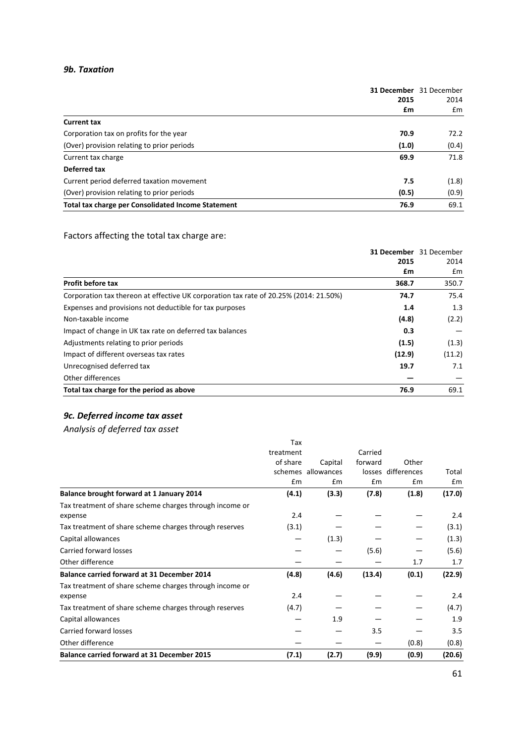### *9b. Taxation*

| | **31 December 2015** **£m** | 31 December 2014 £m |
|---|---|---|
| **Current tax** | | |
| Corporation tax on profits for the year | **70.9** | 72.2 |
| (Over) provision relating to prior periods | **(1.0)** | (0.4) |
| Current tax charge | **69.9** | 71.8 |
| **Deferred tax** | | |
| Current period deferred taxation movement | **7.5** | (1.8) |
| (Over) provision relating to prior periods | **(0.5)** | (0.9) |
| **Total tax charge per Consolidated Income Statement** | **76.9** | 69.1 |

Factors affecting the total tax charge are:

| | **31 December 2015** **£m** | 31 December 2014 £m |
|---|---|---|
| **Profit before tax** | **368.7** | 350.7 |
| Corporation tax thereon at effective UK corporation tax rate of 20.25% (2014: 21.50%) | **74.7** | 75.4 |
| Expenses and provisions not deductible for tax purposes | **1.4** | 1.3 |
| Non-taxable income | **(4.8)** | (2.2) |
| Impact of change in UK tax rate on deferred tax balances | **0.3** | — |
| Adjustments relating to prior periods | **(1.5)** | (1.3) |
| Impact of different overseas tax rates | **(12.9)** | (11.2) |
| Unrecognised deferred tax | **19.7** | 7.1 |
| Other differences | **—** | — |
| **Total tax charge for the period as above** | **76.9** | 69.1 |

## *9c. Deferred income tax asset*

*Analysis of deferred tax asset*

| | Tax treatment of share schemes £m | Capital allowances £m | Carried forward losses £m | Other differences £m | Total £m |
|---|---|---|---|---|---|
| **Balance brought forward at 1 January 2014** | **(4.1)** | **(3.3)** | **(7.8)** | **(1.8)** | **(17.0)** |
| Tax treatment of share scheme charges through income or expense | 2.4 | — | — | — | 2.4 |
| Tax treatment of share scheme charges through reserves | (3.1) | — | — | — | (3.1) |
| Capital allowances | — | (1.3) | — | — | (1.3) |
| Carried forward losses | — | — | (5.6) | — | (5.6) |
| Other difference | — | — | — | 1.7 | 1.7 |
| **Balance carried forward at 31 December 2014** | **(4.8)** | **(4.6)** | **(13.4)** | **(0.1)** | **(22.9)** |
| Tax treatment of share scheme charges through income or expense | 2.4 | — | — | — | 2.4 |
| Tax treatment of share scheme charges through reserves | (4.7) | — | — | — | (4.7) |
| Capital allowances | — | 1.9 | — | — | 1.9 |
| Carried forward losses | — | — | 3.5 | — | 3.5 |
| Other difference | — | — | — | (0.8) | (0.8) |
| **Balance carried forward at 31 December 2015** | **(7.1)** | **(2.7)** | **(9.9)** | **(0.9)** | **(20.6)** |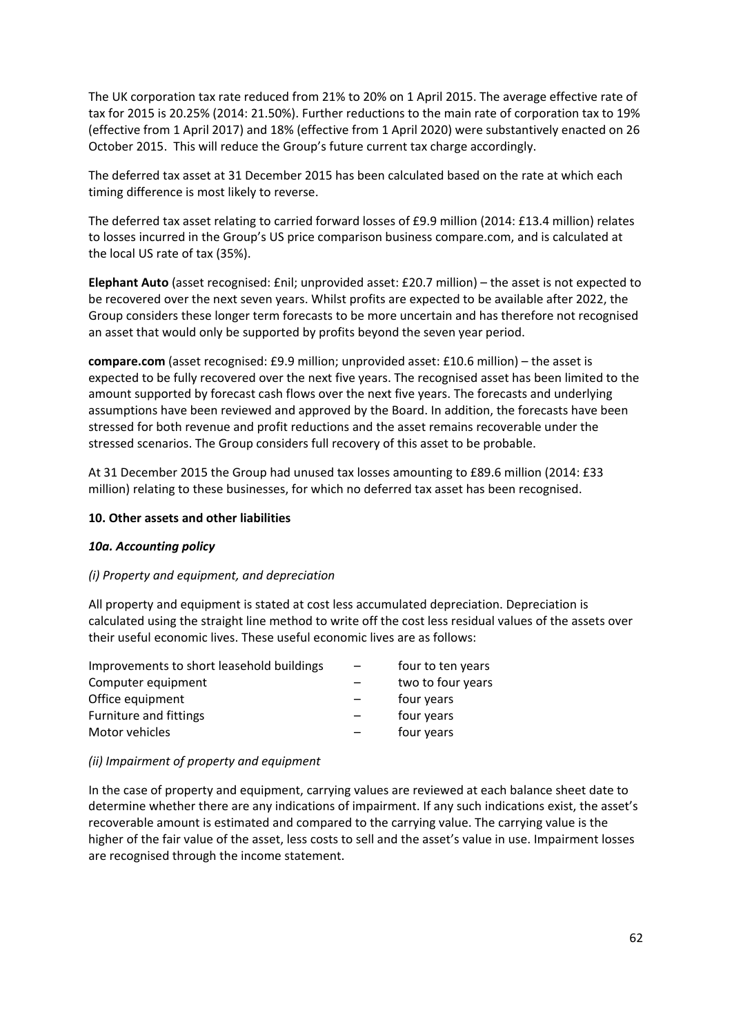The UK corporation tax rate reduced from 21% to 20% on 1 April 2015. The average effective rate of tax for 2015 is 20.25% (2014: 21.50%). Further reductions to the main rate of corporation tax to 19% (effective from 1 April 2017) and 18% (effective from 1 April 2020) were substantively enacted on 26 October 2015. This will reduce the Group's future current tax charge accordingly.

The deferred tax asset at 31 December 2015 has been calculated based on the rate at which each timing difference is most likely to reverse.

The deferred tax asset relating to carried forward losses of £9.9 million (2014: £13.4 million) relates to losses incurred in the Group's US price comparison business compare.com, and is calculated at the local US rate of tax (35%).

**Elephant Auto** (asset recognised: £nil; unprovided asset: £20.7 million) – the asset is not expected to be recovered over the next seven years. Whilst profits are expected to be available after 2022, the Group considers these longer term forecasts to be more uncertain and has therefore not recognised an asset that would only be supported by profits beyond the seven year period.

**compare.com** (asset recognised: £9.9 million; unprovided asset: £10.6 million) – the asset is expected to be fully recovered over the next five years. The recognised asset has been limited to the amount supported by forecast cash flows over the next five years. The forecasts and underlying assumptions have been reviewed and approved by the Board. In addition, the forecasts have been stressed for both revenue and profit reductions and the asset remains recoverable under the stressed scenarios. The Group considers full recovery of this asset to be probable.

At 31 December 2015 the Group had unused tax losses amounting to £89.6 million (2014: £33 million) relating to these businesses, for which no deferred tax asset has been recognised.

## 10. Other assets and other liabilities

### *10a. Accounting policy*

*(i) Property and equipment, and depreciation*

All property and equipment is stated at cost less accumulated depreciation. Depreciation is calculated using the straight line method to write off the cost less residual values of the assets over their useful economic lives. These useful economic lives are as follows:

| | | |
|---|---|---|
| Improvements to short leasehold buildings | – | four to ten years |
| Computer equipment | – | two to four years |
| Office equipment | – | four years |
| Furniture and fittings | – | four years |
| Motor vehicles | – | four years |

*(ii) Impairment of property and equipment*

In the case of property and equipment, carrying values are reviewed at each balance sheet date to determine whether there are any indications of impairment. If any such indications exist, the asset's recoverable amount is estimated and compared to the carrying value. The carrying value is the higher of the fair value of the asset, less costs to sell and the asset's value in use. Impairment losses are recognised through the income statement.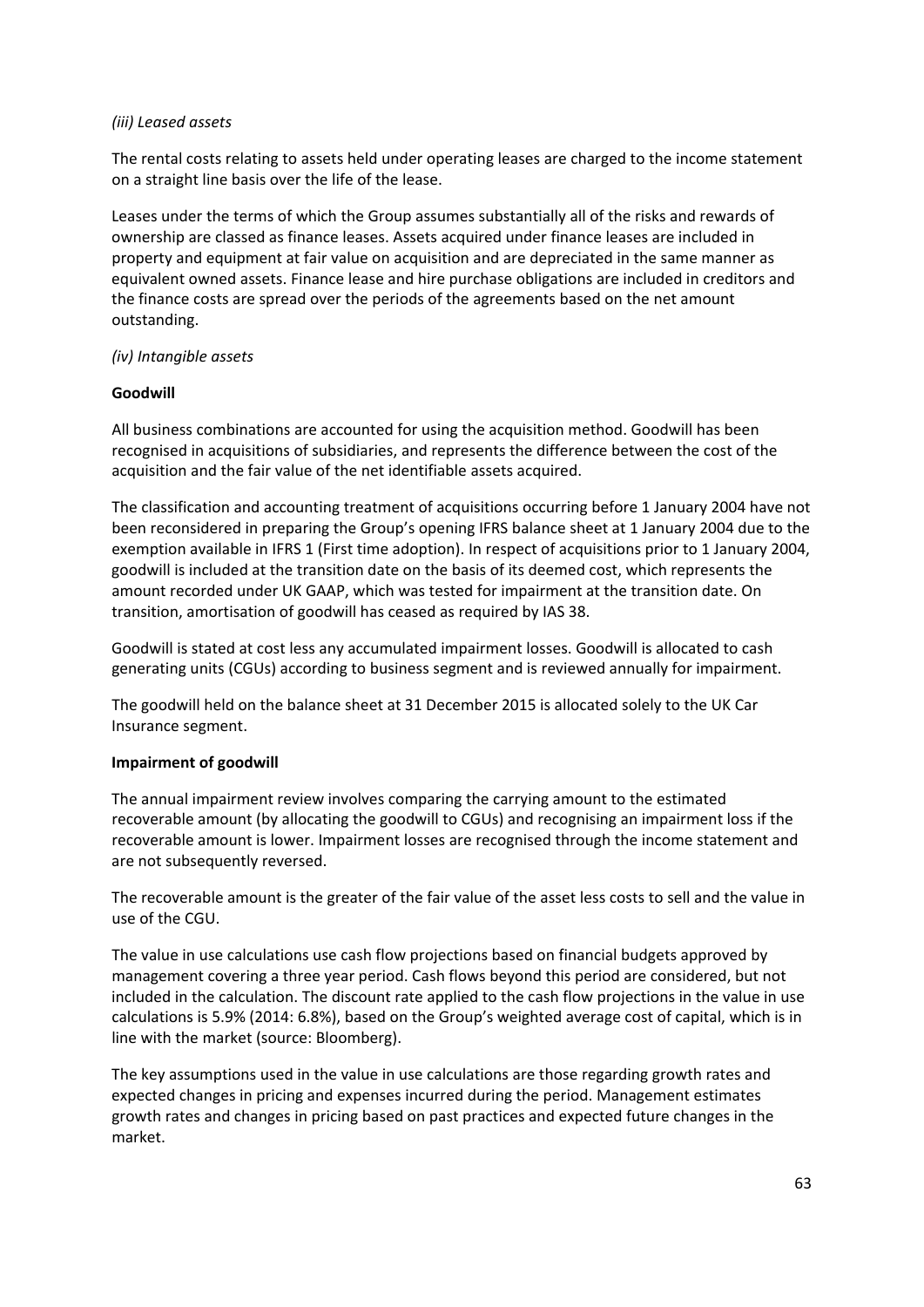*(iii) Leased assets*

The rental costs relating to assets held under operating leases are charged to the income statement on a straight line basis over the life of the lease.

Leases under the terms of which the Group assumes substantially all of the risks and rewards of ownership are classed as finance leases. Assets acquired under finance leases are included in property and equipment at fair value on acquisition and are depreciated in the same manner as equivalent owned assets. Finance lease and hire purchase obligations are included in creditors and the finance costs are spread over the periods of the agreements based on the net amount outstanding.

*(iv) Intangible assets*

**Goodwill**

All business combinations are accounted for using the acquisition method. Goodwill has been recognised in acquisitions of subsidiaries, and represents the difference between the cost of the acquisition and the fair value of the net identifiable assets acquired.

The classification and accounting treatment of acquisitions occurring before 1 January 2004 have not been reconsidered in preparing the Group's opening IFRS balance sheet at 1 January 2004 due to the exemption available in IFRS 1 (First time adoption). In respect of acquisitions prior to 1 January 2004, goodwill is included at the transition date on the basis of its deemed cost, which represents the amount recorded under UK GAAP, which was tested for impairment at the transition date. On transition, amortisation of goodwill has ceased as required by IAS 38.

Goodwill is stated at cost less any accumulated impairment losses. Goodwill is allocated to cash generating units (CGUs) according to business segment and is reviewed annually for impairment.

The goodwill held on the balance sheet at 31 December 2015 is allocated solely to the UK Car Insurance segment.

**Impairment of goodwill**

The annual impairment review involves comparing the carrying amount to the estimated recoverable amount (by allocating the goodwill to CGUs) and recognising an impairment loss if the recoverable amount is lower. Impairment losses are recognised through the income statement and are not subsequently reversed.

The recoverable amount is the greater of the fair value of the asset less costs to sell and the value in use of the CGU.

The value in use calculations use cash flow projections based on financial budgets approved by management covering a three year period. Cash flows beyond this period are considered, but not included in the calculation. The discount rate applied to the cash flow projections in the value in use calculations is 5.9% (2014: 6.8%), based on the Group's weighted average cost of capital, which is in line with the market (source: Bloomberg).

The key assumptions used in the value in use calculations are those regarding growth rates and expected changes in pricing and expenses incurred during the period. Management estimates growth rates and changes in pricing based on past practices and expected future changes in the market.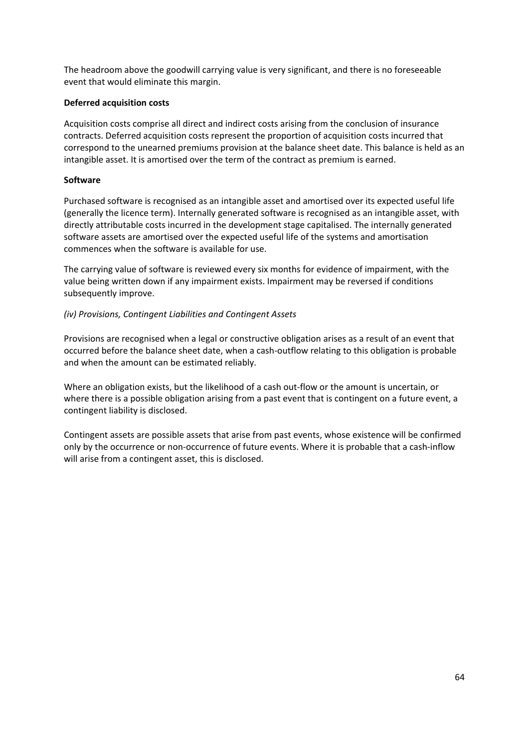The headroom above the goodwill carrying value is very significant, and there is no foreseeable event that would eliminate this margin.

**Deferred acquisition costs**

Acquisition costs comprise all direct and indirect costs arising from the conclusion of insurance contracts. Deferred acquisition costs represent the proportion of acquisition costs incurred that correspond to the unearned premiums provision at the balance sheet date. This balance is held as an intangible asset. It is amortised over the term of the contract as premium is earned.

**Software**

Purchased software is recognised as an intangible asset and amortised over its expected useful life (generally the licence term). Internally generated software is recognised as an intangible asset, with directly attributable costs incurred in the development stage capitalised. The internally generated software assets are amortised over the expected useful life of the systems and amortisation commences when the software is available for use.

The carrying value of software is reviewed every six months for evidence of impairment, with the value being written down if any impairment exists. Impairment may be reversed if conditions subsequently improve.

*(iv) Provisions, Contingent Liabilities and Contingent Assets*

Provisions are recognised when a legal or constructive obligation arises as a result of an event that occurred before the balance sheet date, when a cash-outflow relating to this obligation is probable and when the amount can be estimated reliably.

Where an obligation exists, but the likelihood of a cash out-flow or the amount is uncertain, or where there is a possible obligation arising from a past event that is contingent on a future event, a contingent liability is disclosed.

Contingent assets are possible assets that arise from past events, whose existence will be confirmed only by the occurrence or non-occurrence of future events. Where it is probable that a cash-inflow will arise from a contingent asset, this is disclosed.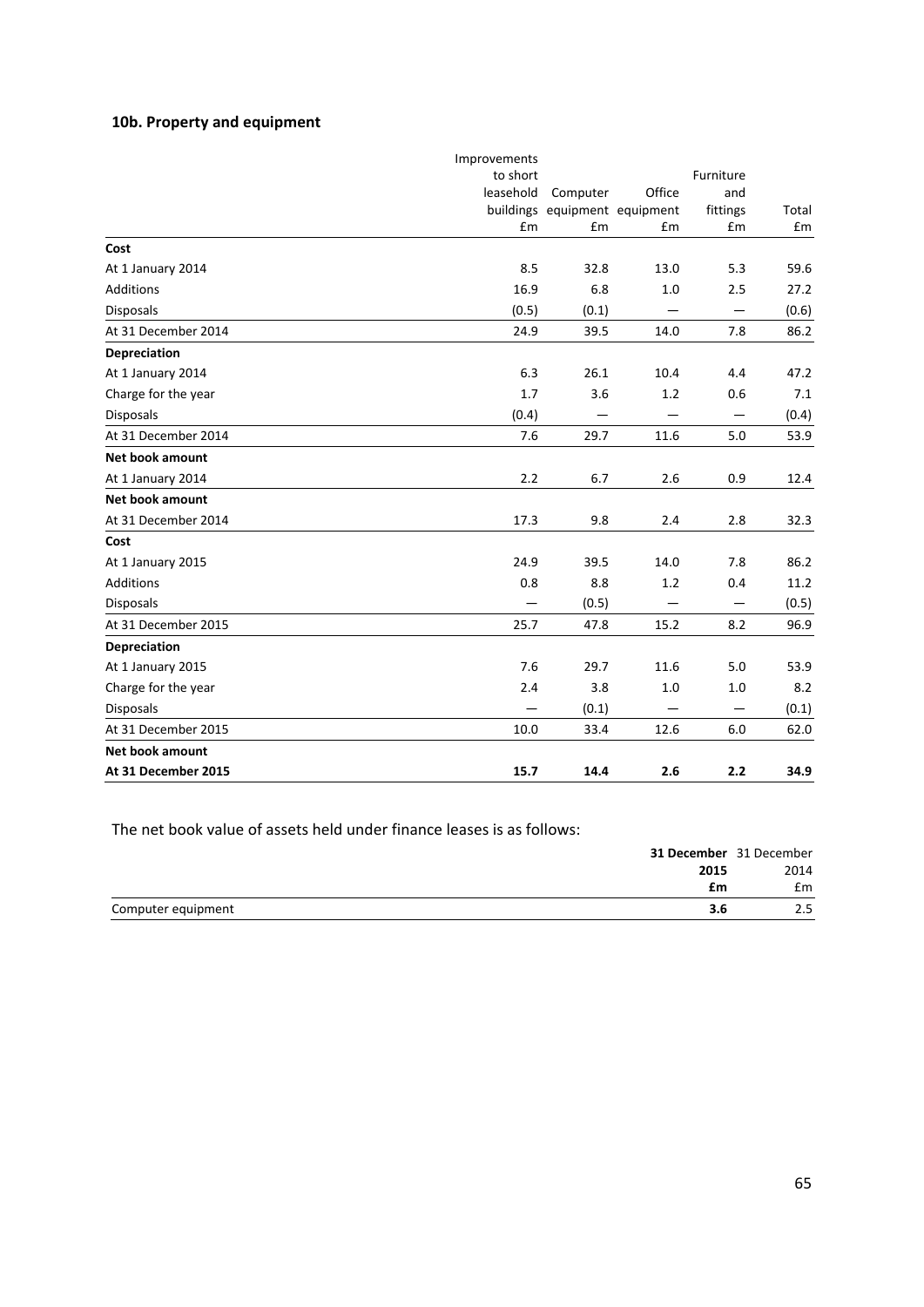### 10b. Property and equipment

| | Improvements to short leasehold buildings | Computer equipment | Office equipment | Furniture and fittings | Total |
|---|---|---|---|---|---|
| | £m | £m | £m | £m | £m |
| **Cost** | | | | | |
| At 1 January 2014 | 8.5 | 32.8 | 13.0 | 5.3 | 59.6 |
| Additions | 16.9 | 6.8 | 1.0 | 2.5 | 27.2 |
| Disposals | (0.5) | (0.1) | — | — | (0.6) |
| At 31 December 2014 | 24.9 | 39.5 | 14.0 | 7.8 | 86.2 |
| **Depreciation** | | | | | |
| At 1 January 2014 | 6.3 | 26.1 | 10.4 | 4.4 | 47.2 |
| Charge for the year | 1.7 | 3.6 | 1.2 | 0.6 | 7.1 |
| Disposals | (0.4) | — | — | — | (0.4) |
| At 31 December 2014 | 7.6 | 29.7 | 11.6 | 5.0 | 53.9 |
| **Net book amount** | | | | | |
| At 1 January 2014 | 2.2 | 6.7 | 2.6 | 0.9 | 12.4 |
| **Net book amount** | | | | | |
| At 31 December 2014 | 17.3 | 9.8 | 2.4 | 2.8 | 32.3 |
| **Cost** | | | | | |
| At 1 January 2015 | 24.9 | 39.5 | 14.0 | 7.8 | 86.2 |
| Additions | 0.8 | 8.8 | 1.2 | 0.4 | 11.2 |
| Disposals | — | (0.5) | — | — | (0.5) |
| At 31 December 2015 | 25.7 | 47.8 | 15.2 | 8.2 | 96.9 |
| **Depreciation** | | | | | |
| At 1 January 2015 | 7.6 | 29.7 | 11.6 | 5.0 | 53.9 |
| Charge for the year | 2.4 | 3.8 | 1.0 | 1.0 | 8.2 |
| Disposals | — | (0.1) | — | — | (0.1) |
| At 31 December 2015 | 10.0 | 33.4 | 12.6 | 6.0 | 62.0 |
| **Net book amount** | | | | | |
| **At 31 December 2015** | **15.7** | **14.4** | **2.6** | **2.2** | **34.9** |

The net book value of assets held under finance leases is as follows:

| | **31 December 2015** | 31 December 2014 |
|---|---|---|
| | **£m** | £m |
| Computer equipment | **3.6** | 2.5 |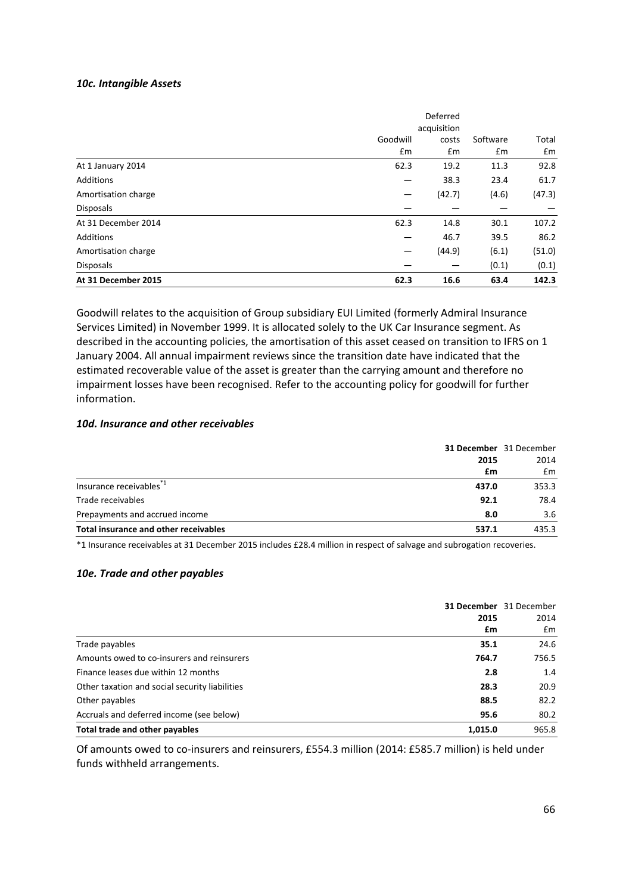### *10c. Intangible Assets*

| | Goodwill £m | Deferred acquisition costs £m | Software £m | Total £m |
|---|---|---|---|---|
| At 1 January 2014 | 62.3 | 19.2 | 11.3 | 92.8 |
| Additions | — | 38.3 | 23.4 | 61.7 |
| Amortisation charge | — | (42.7) | (4.6) | (47.3) |
| Disposals | — | — | — | — |
| At 31 December 2014 | 62.3 | 14.8 | 30.1 | 107.2 |
| Additions | — | 46.7 | 39.5 | 86.2 |
| Amortisation charge | — | (44.9) | (6.1) | (51.0) |
| Disposals | — | — | (0.1) | (0.1) |
| **At 31 December 2015** | **62.3** | **16.6** | **63.4** | **142.3** |

Goodwill relates to the acquisition of Group subsidiary EUI Limited (formerly Admiral Insurance Services Limited) in November 1999. It is allocated solely to the UK Car Insurance segment. As described in the accounting policies, the amortisation of this asset ceased on transition to IFRS on 1 January 2004. All annual impairment reviews since the transition date have indicated that the estimated recoverable value of the asset is greater than the carrying amount and therefore no impairment losses have been recognised. Refer to the accounting policy for goodwill for further information.

### *10d. Insurance and other receivables*

| | **31 December 2015 £m** | 31 December 2014 £m |
|---|---|---|
| Insurance receivables*1 | **437.0** | 353.3 |
| Trade receivables | **92.1** | 78.4 |
| Prepayments and accrued income | **8.0** | 3.6 |
| **Total insurance and other receivables** | **537.1** | 435.3 |

*1 Insurance receivables at 31 December 2015 includes £28.4 million in respect of salvage and subrogation recoveries.

### *10e. Trade and other payables*

| | **31 December 2015 £m** | 31 December 2014 £m |
|---|---|---|
| Trade payables | **35.1** | 24.6 |
| Amounts owed to co-insurers and reinsurers | **764.7** | 756.5 |
| Finance leases due within 12 months | **2.8** | 1.4 |
| Other taxation and social security liabilities | **28.3** | 20.9 |
| Other payables | **88.5** | 82.2 |
| Accruals and deferred income (see below) | **95.6** | 80.2 |
| **Total trade and other payables** | **1,015.0** | 965.8 |

Of amounts owed to co-insurers and reinsurers, £554.3 million (2014: £585.7 million) is held under funds withheld arrangements.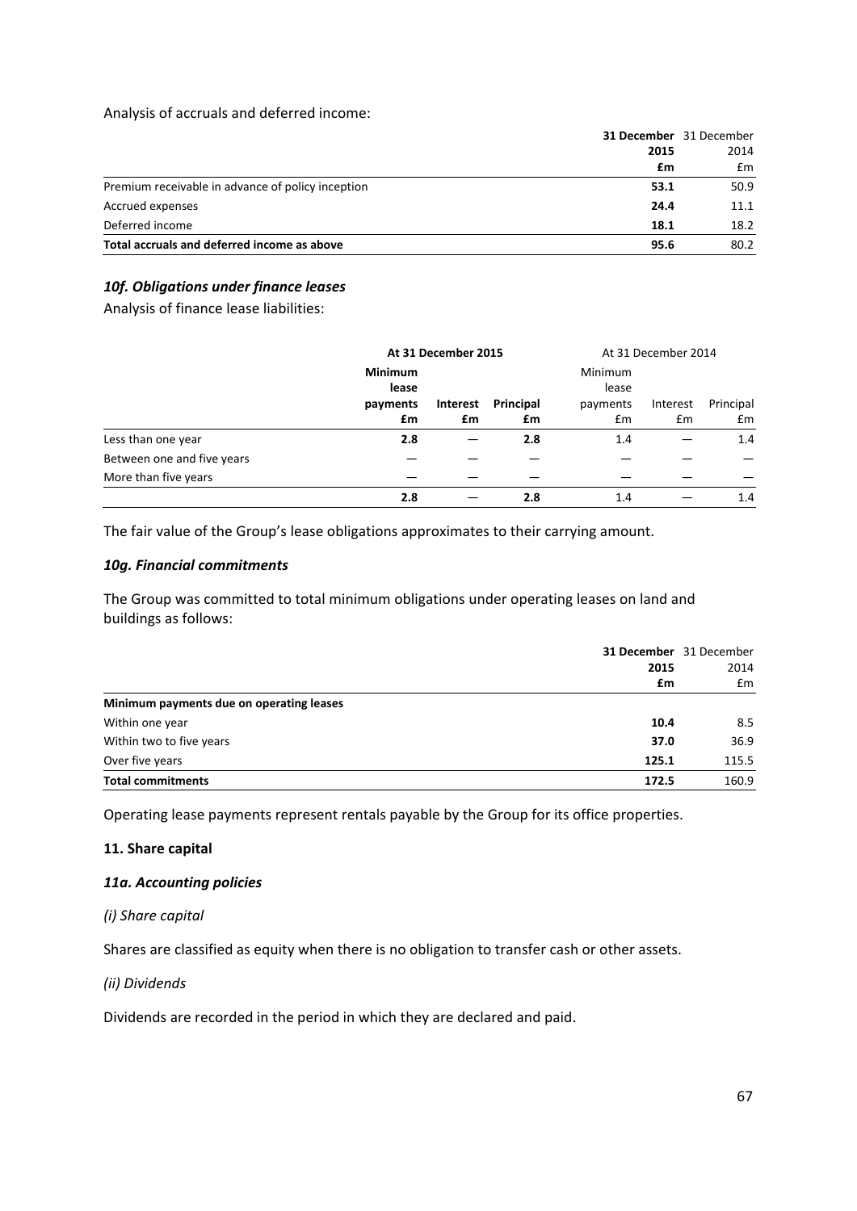Analysis of accruals and deferred income:

| | **31 December 2015 £m** | 31 December 2014 £m |
|---|---|---|
| Premium receivable in advance of policy inception | **53.1** | 50.9 |
| Accrued expenses | **24.4** | 11.1 |
| Deferred income | **18.1** | 18.2 |
| **Total accruals and deferred income as above** | **95.6** | 80.2 |

### *10f. Obligations under finance leases*

Analysis of finance lease liabilities:

| | **At 31 December 2015** | | | At 31 December 2014 | | |
|---|---|---|---|---|---|---|
| | **Minimum lease payments £m** | **Interest £m** | **Principal £m** | Minimum lease payments £m | Interest £m | Principal £m |
| Less than one year | **2.8** | — | **2.8** | 1.4 | — | 1.4 |
| Between one and five years | — | — | — | — | — | — |
| More than five years | — | — | — | — | — | — |
| | **2.8** | — | **2.8** | 1.4 | — | 1.4 |

The fair value of the Group's lease obligations approximates to their carrying amount.

### *10g. Financial commitments*

The Group was committed to total minimum obligations under operating leases on land and buildings as follows:

| | **31 December 2015 £m** | 31 December 2014 £m |
|---|---|---|
| **Minimum payments due on operating leases** | | |
| Within one year | **10.4** | 8.5 |
| Within two to five years | **37.0** | 36.9 |
| Over five years | **125.1** | 115.5 |
| **Total commitments** | **172.5** | 160.9 |

Operating lease payments represent rentals payable by the Group for its office properties.

## 11. Share capital

### *11a. Accounting policies*

*(i) Share capital*

Shares are classified as equity when there is no obligation to transfer cash or other assets.

*(ii) Dividends*

Dividends are recorded in the period in which they are declared and paid.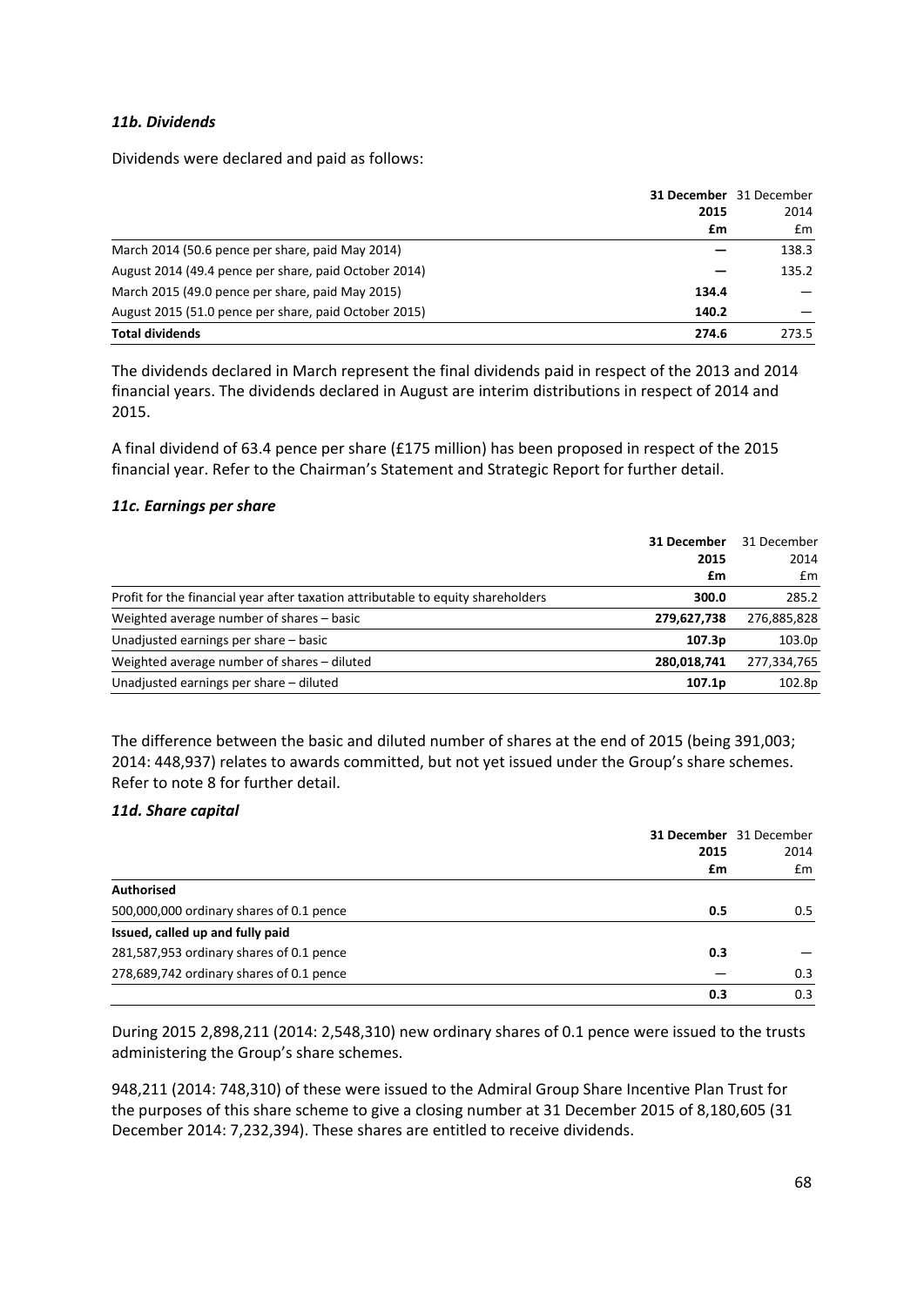### *11b. Dividends*

Dividends were declared and paid as follows:

| | **31 December 2015** | 31 December 2014 |
|---|---|---|
| | **£m** | £m |
| March 2014 (50.6 pence per share, paid May 2014) | **—** | 138.3 |
| August 2014 (49.4 pence per share, paid October 2014) | **—** | 135.2 |
| March 2015 (49.0 pence per share, paid May 2015) | **134.4** | — |
| August 2015 (51.0 pence per share, paid October 2015) | **140.2** | — |
| **Total dividends** | **274.6** | 273.5 |

The dividends declared in March represent the final dividends paid in respect of the 2013 and 2014 financial years. The dividends declared in August are interim distributions in respect of 2014 and 2015.

A final dividend of 63.4 pence per share (£175 million) has been proposed in respect of the 2015 financial year. Refer to the Chairman's Statement and Strategic Report for further detail.

### *11c. Earnings per share*

| | **31 December 2015** | 31 December 2014 |
|---|---|---|
| | **£m** | £m |
| Profit for the financial year after taxation attributable to equity shareholders | **300.0** | 285.2 |
| Weighted average number of shares – basic | **279,627,738** | 276,885,828 |
| Unadjusted earnings per share – basic | **107.3p** | 103.0p |
| Weighted average number of shares – diluted | **280,018,741** | 277,334,765 |
| Unadjusted earnings per share – diluted | **107.1p** | 102.8p |

The difference between the basic and diluted number of shares at the end of 2015 (being 391,003; 2014: 448,937) relates to awards committed, but not yet issued under the Group's share schemes. Refer to note 8 for further detail.

### *11d. Share capital*

| | **31 December 2015** | 31 December 2014 |
|---|---|---|
| | **£m** | £m |
| **Authorised** | | |
| 500,000,000 ordinary shares of 0.1 pence | **0.5** | 0.5 |
| **Issued, called up and fully paid** | | |
| 281,587,953 ordinary shares of 0.1 pence | **0.3** | — |
| 278,689,742 ordinary shares of 0.1 pence | — | 0.3 |
| | **0.3** | 0.3 |

During 2015 2,898,211 (2014: 2,548,310) new ordinary shares of 0.1 pence were issued to the trusts administering the Group's share schemes.

948,211 (2014: 748,310) of these were issued to the Admiral Group Share Incentive Plan Trust for the purposes of this share scheme to give a closing number at 31 December 2015 of 8,180,605 (31 December 2014: 7,232,394). These shares are entitled to receive dividends.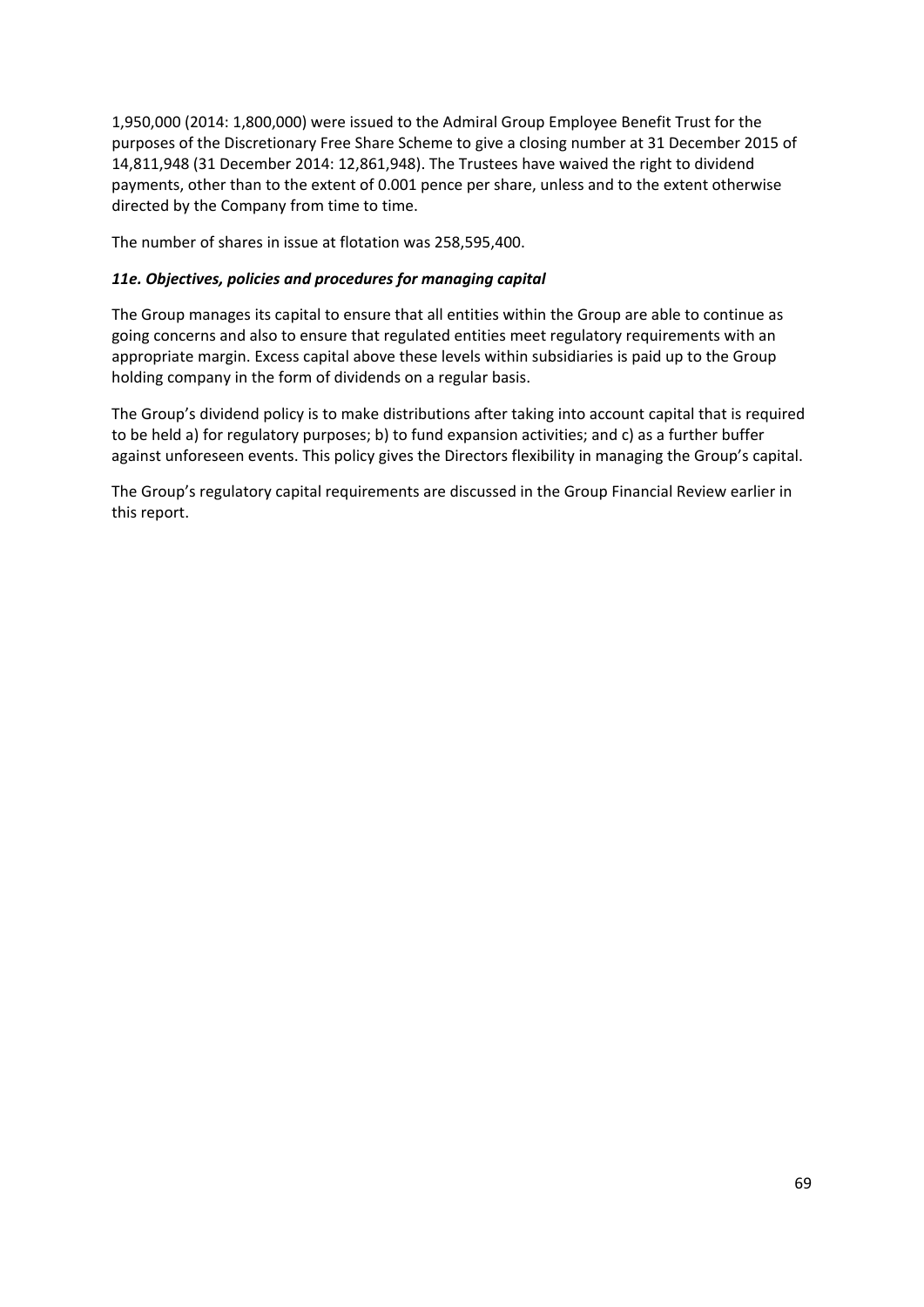1,950,000 (2014: 1,800,000) were issued to the Admiral Group Employee Benefit Trust for the purposes of the Discretionary Free Share Scheme to give a closing number at 31 December 2015 of 14,811,948 (31 December 2014: 12,861,948). The Trustees have waived the right to dividend payments, other than to the extent of 0.001 pence per share, unless and to the extent otherwise directed by the Company from time to time.

The number of shares in issue at flotation was 258,595,400.

### *11e. Objectives, policies and procedures for managing capital*

The Group manages its capital to ensure that all entities within the Group are able to continue as going concerns and also to ensure that regulated entities meet regulatory requirements with an appropriate margin. Excess capital above these levels within subsidiaries is paid up to the Group holding company in the form of dividends on a regular basis.

The Group's dividend policy is to make distributions after taking into account capital that is required to be held a) for regulatory purposes; b) to fund expansion activities; and c) as a further buffer against unforeseen events. This policy gives the Directors flexibility in managing the Group's capital.

The Group's regulatory capital requirements are discussed in the Group Financial Review earlier in this report.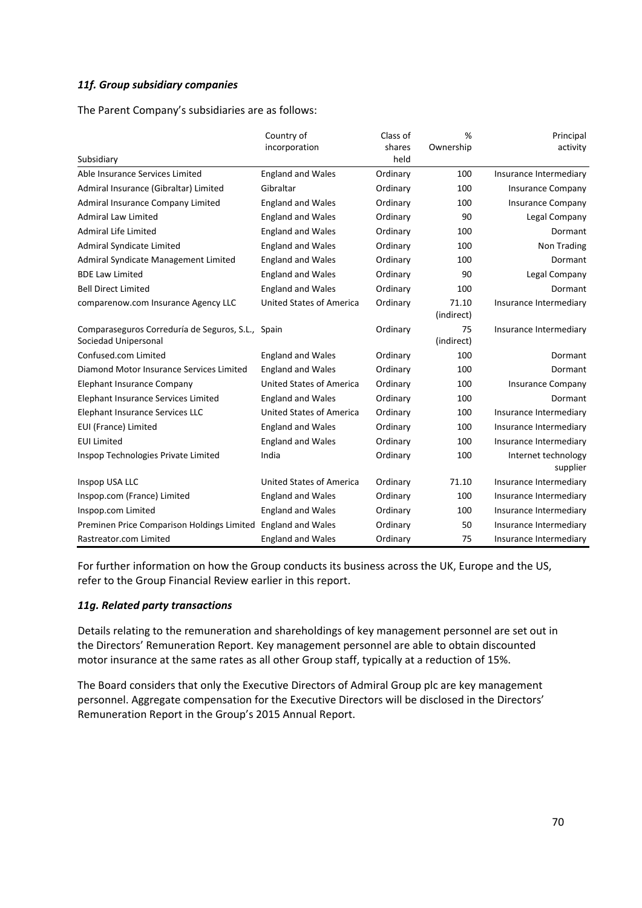### *11f. Group subsidiary companies*

The Parent Company's subsidiaries are as follows:

| Subsidiary | Country of incorporation | Class of shares held | % Ownership | Principal activity |
|---|---|---|---|---|
| Able Insurance Services Limited | England and Wales | Ordinary | 100 | Insurance Intermediary |
| Admiral Insurance (Gibraltar) Limited | Gibraltar | Ordinary | 100 | Insurance Company |
| Admiral Insurance Company Limited | England and Wales | Ordinary | 100 | Insurance Company |
| Admiral Law Limited | England and Wales | Ordinary | 90 | Legal Company |
| Admiral Life Limited | England and Wales | Ordinary | 100 | Dormant |
| Admiral Syndicate Limited | England and Wales | Ordinary | 100 | Non Trading |
| Admiral Syndicate Management Limited | England and Wales | Ordinary | 100 | Dormant |
| BDE Law Limited | England and Wales | Ordinary | 90 | Legal Company |
| Bell Direct Limited | England and Wales | Ordinary | 100 | Dormant |
| comparenow.com Insurance Agency LLC | United States of America | Ordinary | 71.10 (indirect) | Insurance Intermediary |
| Comparaseguros Correduría de Seguros, S.L., Sociedad Unipersonal | Spain | Ordinary | 75 (indirect) | Insurance Intermediary |
| Confused.com Limited | England and Wales | Ordinary | 100 | Dormant |
| Diamond Motor Insurance Services Limited | England and Wales | Ordinary | 100 | Dormant |
| Elephant Insurance Company | United States of America | Ordinary | 100 | Insurance Company |
| Elephant Insurance Services Limited | England and Wales | Ordinary | 100 | Dormant |
| Elephant Insurance Services LLC | United States of America | Ordinary | 100 | Insurance Intermediary |
| EUI (France) Limited | England and Wales | Ordinary | 100 | Insurance Intermediary |
| EUI Limited | England and Wales | Ordinary | 100 | Insurance Intermediary |
| Inspop Technologies Private Limited | India | Ordinary | 100 | Internet technology supplier |
| Inspop USA LLC | United States of America | Ordinary | 71.10 | Insurance Intermediary |
| Inspop.com (France) Limited | England and Wales | Ordinary | 100 | Insurance Intermediary |
| Inspop.com Limited | England and Wales | Ordinary | 100 | Insurance Intermediary |
| Preminen Price Comparison Holdings Limited | England and Wales | Ordinary | 50 | Insurance Intermediary |
| Rastreator.com Limited | England and Wales | Ordinary | 75 | Insurance Intermediary |

For further information on how the Group conducts its business across the UK, Europe and the US, refer to the Group Financial Review earlier in this report.

### *11g. Related party transactions*

Details relating to the remuneration and shareholdings of key management personnel are set out in the Directors' Remuneration Report. Key management personnel are able to obtain discounted motor insurance at the same rates as all other Group staff, typically at a reduction of 15%.

The Board considers that only the Executive Directors of Admiral Group plc are key management personnel. Aggregate compensation for the Executive Directors will be disclosed in the Directors' Remuneration Report in the Group's 2015 Annual Report.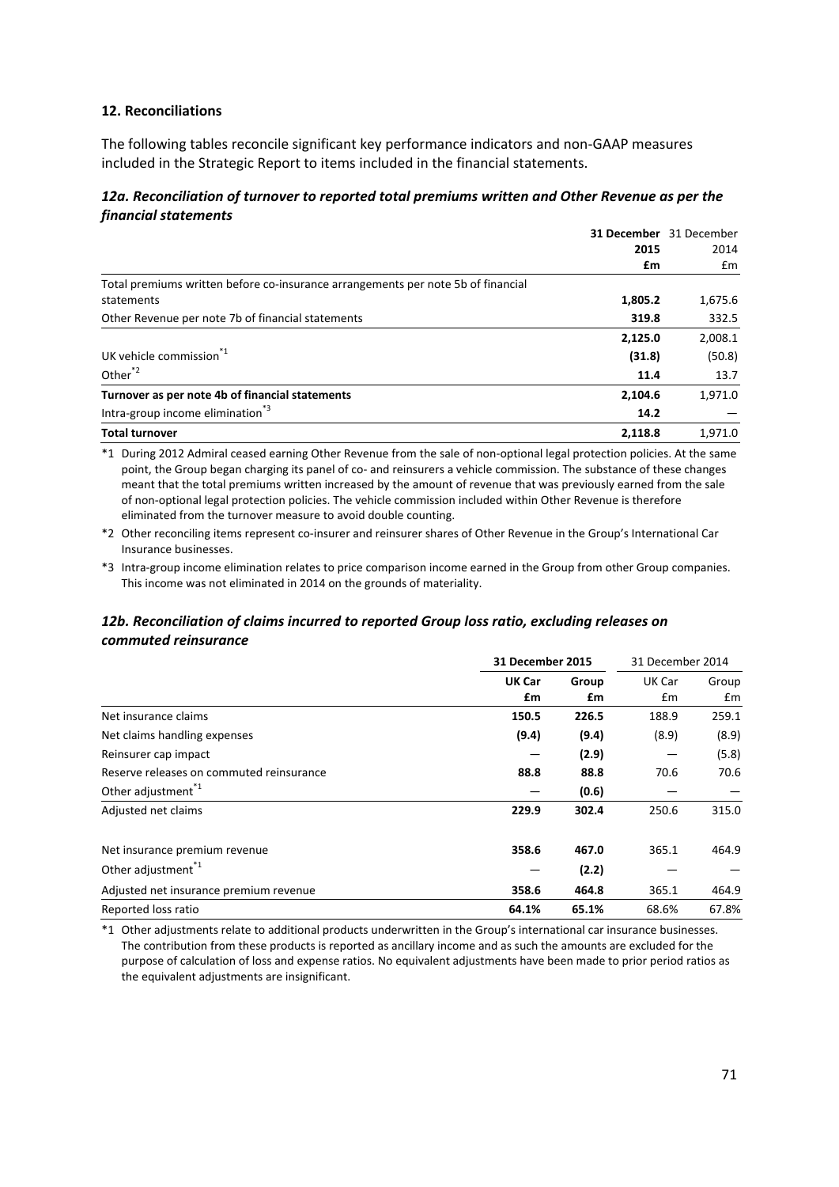## 12. Reconciliations

The following tables reconcile significant key performance indicators and non-GAAP measures included in the Strategic Report to items included in the financial statements.

### *12a. Reconciliation of turnover to reported total premiums written and Other Revenue as per the financial statements*

| | **31 December 2015 £m** | 31 December 2014 £m |
|---|---|---|
| Total premiums written before co-insurance arrangements per note 5b of financial statements | **1,805.2** | 1,675.6 |
| Other Revenue per note 7b of financial statements | **319.8** | 332.5 |
| | **2,125.0** | 2,008.1 |
| UK vehicle commission[*1] | **(31.8)** | (50.8) |
| Other[*2] | **11.4** | 13.7 |
| **Turnover as per note 4b of financial statements** | **2,104.6** | 1,971.0 |
| Intra-group income elimination[*3] | **14.2** | — |
| **Total turnover** | **2,118.8** | 1,971.0 |

*1 During 2012 Admiral ceased earning Other Revenue from the sale of non-optional legal protection policies. At the same point, the Group began charging its panel of co- and reinsurers a vehicle commission. The substance of these changes meant that the total premiums written increased by the amount of revenue that was previously earned from the sale of non-optional legal protection policies. The vehicle commission included within Other Revenue is therefore eliminated from the turnover measure to avoid double counting.

*2 Other reconciling items represent co-insurer and reinsurer shares of Other Revenue in the Group's International Car Insurance businesses.

*3 Intra-group income elimination relates to price comparison income earned in the Group from other Group companies. This income was not eliminated in 2014 on the grounds of materiality.

### *12b. Reconciliation of claims incurred to reported Group loss ratio, excluding releases on commuted reinsurance*

| | **31 December 2015** | | 31 December 2014 | |
|---|---|---|---|---|
| | **UK Car £m** | **Group £m** | UK Car £m | Group £m |
| Net insurance claims | **150.5** | **226.5** | 188.9 | 259.1 |
| Net claims handling expenses | **(9.4)** | **(9.4)** | (8.9) | (8.9) |
| Reinsurer cap impact | — | **(2.9)** | — | (5.8) |
| Reserve releases on commuted reinsurance | **88.8** | **88.8** | 70.6 | 70.6 |
| Other adjustment[*1] | — | **(0.6)** | — | — |
| Adjusted net claims | **229.9** | **302.4** | 250.6 | 315.0 |
| | | | | |
| Net insurance premium revenue | **358.6** | **467.0** | 365.1 | 464.9 |
| Other adjustment[*1] | — | **(2.2)** | — | — |
| Adjusted net insurance premium revenue | **358.6** | **464.8** | 365.1 | 464.9 |
| Reported loss ratio | **64.1%** | **65.1%** | 68.6% | 67.8% |

*1 Other adjustments relate to additional products underwritten in the Group's international car insurance businesses. The contribution from these products is reported as ancillary income and as such the amounts are excluded for the purpose of calculation of loss and expense ratios. No equivalent adjustments have been made to prior period ratios as the equivalent adjustments are insignificant.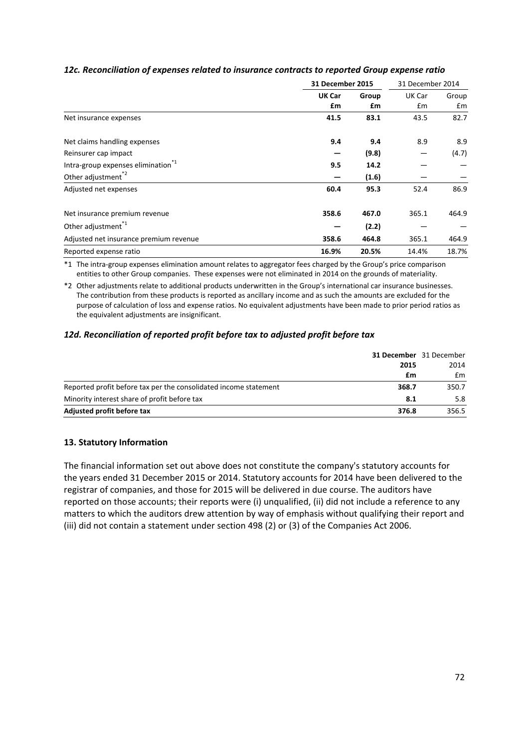### *12c. Reconciliation of expenses related to insurance contracts to reported Group expense ratio*

| | **31 December 2015** | | 31 December 2014 | |
|---|---|---|---|---|
| | **UK Car** | **Group** | UK Car | Group |
| | **£m** | **£m** | £m | £m |
| Net insurance expenses | **41.5** | **83.1** | 43.5 | 82.7 |
| | | | | |
| Net claims handling expenses | **9.4** | **9.4** | 8.9 | 8.9 |
| Reinsurer cap impact | **—** | **(9.8)** | — | (4.7) |
| Intra-group expenses elimination*1 | **9.5** | **14.2** | — | — |
| Other adjustment*2 | **—** | **(1.6)** | — | — |
| Adjusted net expenses | **60.4** | **95.3** | 52.4 | 86.9 |
| | | | | |
| Net insurance premium revenue | **358.6** | **467.0** | 365.1 | 464.9 |
| Other adjustment*1 | **—** | **(2.2)** | — | — |
| Adjusted net insurance premium revenue | **358.6** | **464.8** | 365.1 | 464.9 |
| Reported expense ratio | **16.9%** | **20.5%** | 14.4% | 18.7% |

*1 The intra-group expenses elimination amount relates to aggregator fees charged by the Group's price comparison entities to other Group companies. These expenses were not eliminated in 2014 on the grounds of materiality.

*2 Other adjustments relate to additional products underwritten in the Group's international car insurance businesses. The contribution from these products is reported as ancillary income and as such the amounts are excluded for the purpose of calculation of loss and expense ratios. No equivalent adjustments have been made to prior period ratios as the equivalent adjustments are insignificant.

### *12d. Reconciliation of reported profit before tax to adjusted profit before tax*

| | **31 December 2015** | 31 December 2014 |
|---|---|---|
| | **£m** | £m |
| Reported profit before tax per the consolidated income statement | **368.7** | 350.7 |
| Minority interest share of profit before tax | **8.1** | 5.8 |
| **Adjusted profit before tax** | **376.8** | 356.5 |

### 13. Statutory Information

The financial information set out above does not constitute the company's statutory accounts for the years ended 31 December 2015 or 2014. Statutory accounts for 2014 have been delivered to the registrar of companies, and those for 2015 will be delivered in due course. The auditors have reported on those accounts; their reports were (i) unqualified, (ii) did not include a reference to any matters to which the auditors drew attention by way of emphasis without qualifying their report and (iii) did not contain a statement under section 498 (2) or (3) of the Companies Act 2006.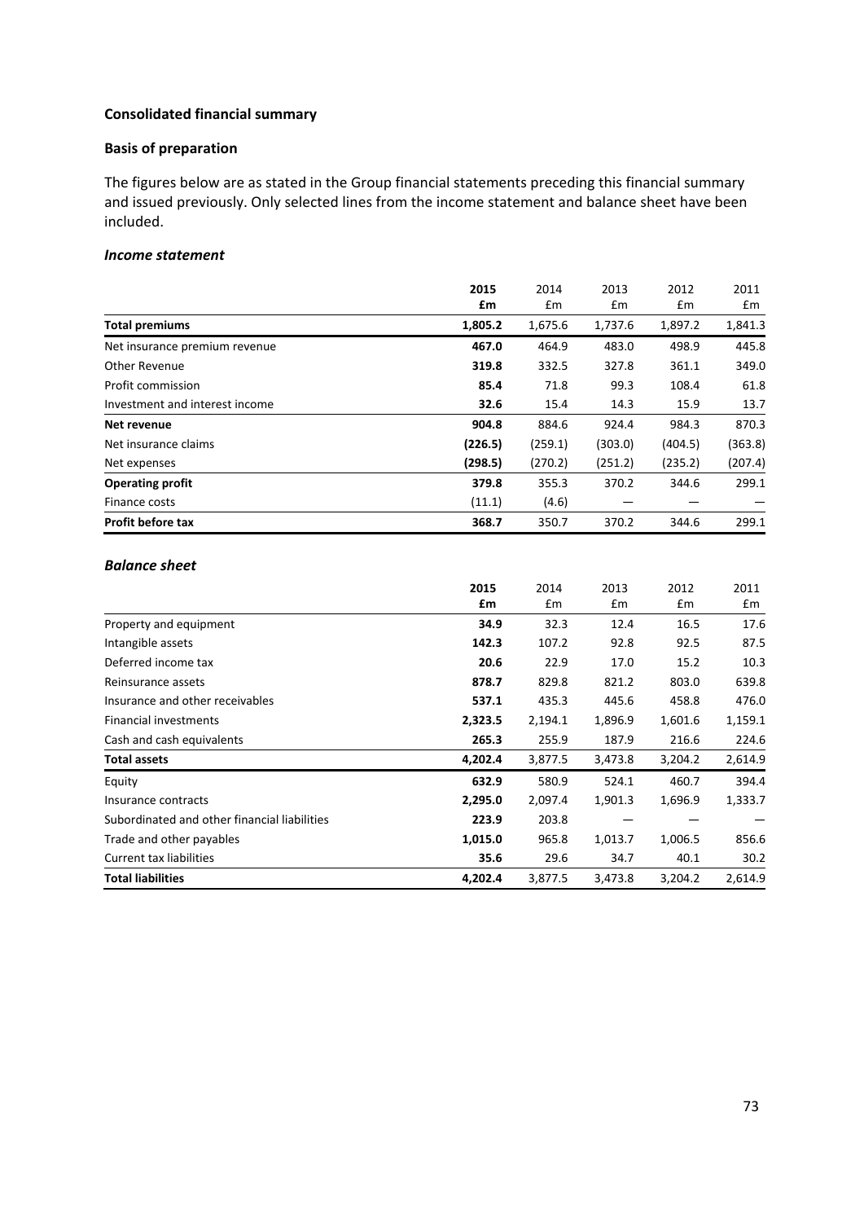## Consolidated financial summary

### Basis of preparation

The figures below are as stated in the Group financial statements preceding this financial summary and issued previously. Only selected lines from the income statement and balance sheet have been included.

#### *Income statement*

| | **2015 £m** | 2014 £m | 2013 £m | 2012 £m | 2011 £m |
|---|---|---|---|---|---|
| **Total premiums** | **1,805.2** | 1,675.6 | 1,737.6 | 1,897.2 | 1,841.3 |
| Net insurance premium revenue | **467.0** | 464.9 | 483.0 | 498.9 | 445.8 |
| Other Revenue | **319.8** | 332.5 | 327.8 | 361.1 | 349.0 |
| Profit commission | **85.4** | 71.8 | 99.3 | 108.4 | 61.8 |
| Investment and interest income | **32.6** | 15.4 | 14.3 | 15.9 | 13.7 |
| **Net revenue** | **904.8** | 884.6 | 924.4 | 984.3 | 870.3 |
| Net insurance claims | **(226.5)** | (259.1) | (303.0) | (404.5) | (363.8) |
| Net expenses | **(298.5)** | (270.2) | (251.2) | (235.2) | (207.4) |
| **Operating profit** | **379.8** | 355.3 | 370.2 | 344.6 | 299.1 |
| Finance costs | (11.1) | (4.6) | — | — | — |
| **Profit before tax** | **368.7** | 350.7 | 370.2 | 344.6 | 299.1 |

#### *Balance sheet*

| | **2015 £m** | 2014 £m | 2013 £m | 2012 £m | 2011 £m |
|---|---|---|---|---|---|
| Property and equipment | **34.9** | 32.3 | 12.4 | 16.5 | 17.6 |
| Intangible assets | **142.3** | 107.2 | 92.8 | 92.5 | 87.5 |
| Deferred income tax | **20.6** | 22.9 | 17.0 | 15.2 | 10.3 |
| Reinsurance assets | **878.7** | 829.8 | 821.2 | 803.0 | 639.8 |
| Insurance and other receivables | **537.1** | 435.3 | 445.6 | 458.8 | 476.0 |
| Financial investments | **2,323.5** | 2,194.1 | 1,896.9 | 1,601.6 | 1,159.1 |
| Cash and cash equivalents | **265.3** | 255.9 | 187.9 | 216.6 | 224.6 |
| **Total assets** | **4,202.4** | 3,877.5 | 3,473.8 | 3,204.2 | 2,614.9 |
| Equity | **632.9** | 580.9 | 524.1 | 460.7 | 394.4 |
| Insurance contracts | **2,295.0** | 2,097.4 | 1,901.3 | 1,696.9 | 1,333.7 |
| Subordinated and other financial liabilities | **223.9** | 203.8 | — | — | — |
| Trade and other payables | **1,015.0** | 965.8 | 1,013.7 | 1,006.5 | 856.6 |
| Current tax liabilities | **35.6** | 29.6 | 34.7 | 40.1 | 30.2 |
| **Total liabilities** | **4,202.4** | 3,877.5 | 3,473.8 | 3,204.2 | 2,614.9 |